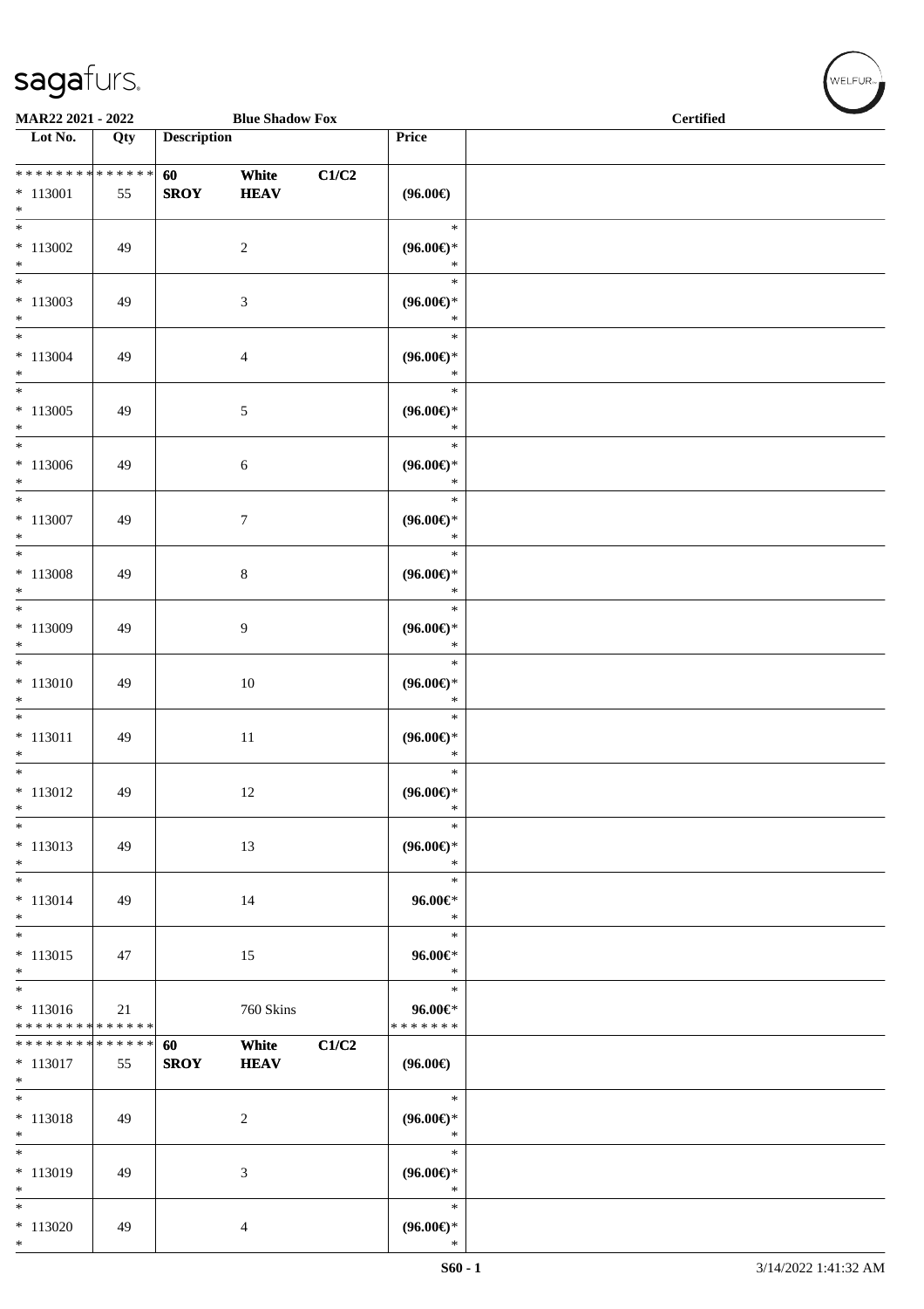MAR22 2021 - 2022 — Blue Shadow Fox — Certified

| Lot No. | Qty | Description | | | Price | |
|---|---|---|---|---|---|---|
| * * * * * * * * * * * * * * | | 60 | White | C1/C2 | | |
| * 113001 | 55 | SROY | HEAV | | (96.00€) | |
| * | | | | | | |
| * 113002 | 49 | | 2 | | (96.00€)* | |
| * 113003 | 49 | | 3 | | (96.00€)* | |
| * 113004 | 49 | | 4 | | (96.00€)* | |
| * 113005 | 49 | | 5 | | (96.00€)* | |
| * 113006 | 49 | | 6 | | (96.00€)* | |
| * 113007 | 49 | | 7 | | (96.00€)* | |
| * 113008 | 49 | | 8 | | (96.00€)* | |
| * 113009 | 49 | | 9 | | (96.00€)* | |
| * 113010 | 49 | | 10 | | (96.00€)* | |
| * 113011 | 49 | | 11 | | (96.00€)* | |
| * 113012 | 49 | | 12 | | (96.00€)* | |
| * 113013 | 49 | | 13 | | (96.00€)* | |
| * 113014 | 49 | | 14 | | 96.00€* | |
| * 113015 | 47 | | 15 | | 96.00€* | |
| * 113016 | 21 | | 760 Skins | | 96.00€* | |
| * * * * * * * * * * * * * * | | | | | * * * * * * * | |
| * * * * * * * * * * * * * * | | 60 | White | C1/C2 | | |
| * 113017 | 55 | SROY | HEAV | | (96.00€) | |
| * | | | | | | |
| * 113018 | 49 | | 2 | | (96.00€)* | |
| * 113019 | 49 | | 3 | | (96.00€)* | |
| * 113020 | 49 | | 4 | | (96.00€)* | |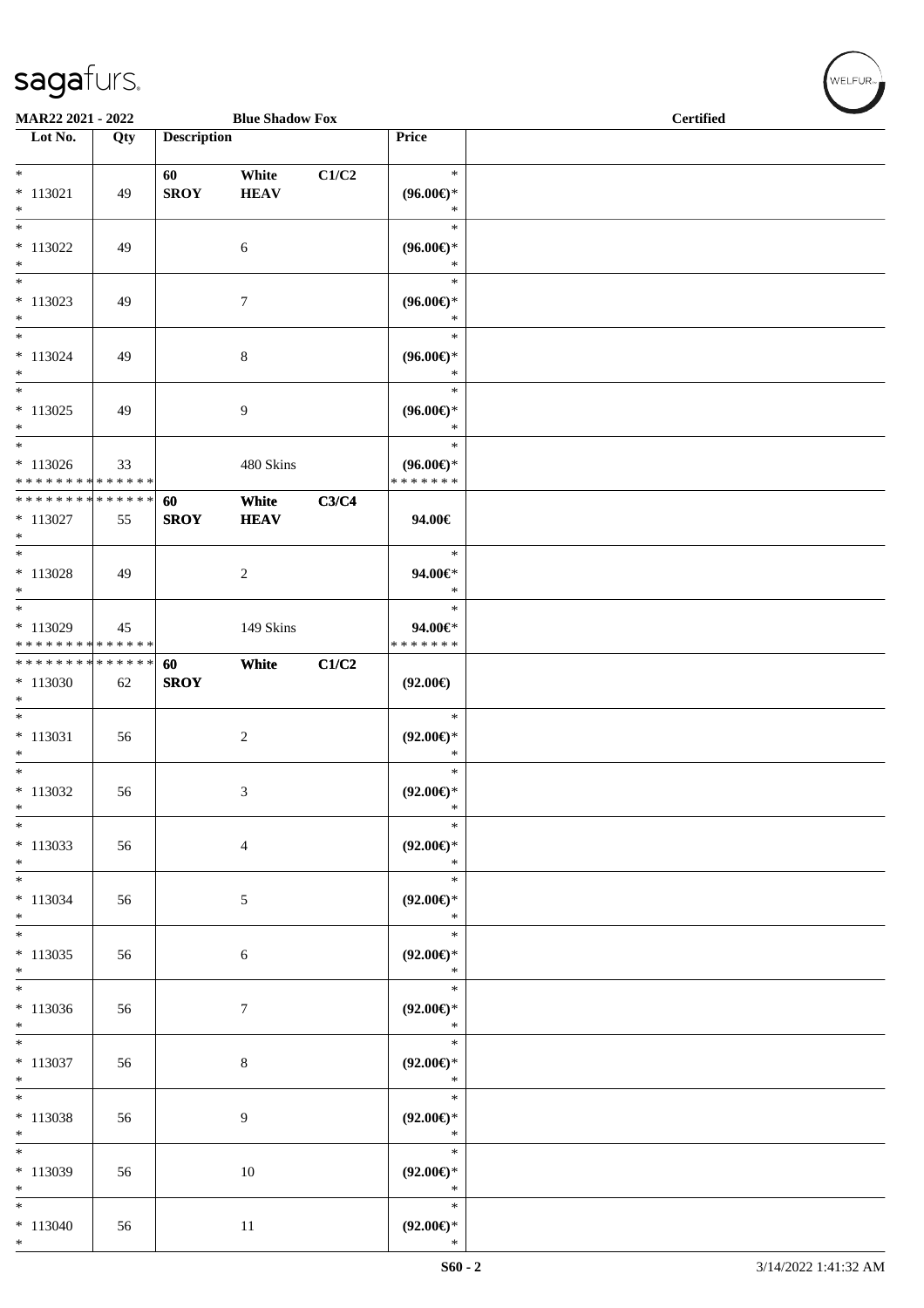MAR22 2021 - 2022 Blue Shadow Fox Certified

| Lot No. | Qty | Description | | | Price | |
|---|---|---|---|---|---|---|
| * 113021 * | 49 | 60 SROY | White HEAV | C1/C2 | * (96.00€)* * | |
| * 113022 * | 49 | | 6 | | * (96.00€)* * | |
| * 113023 * | 49 | | 7 | | * (96.00€)* * | |
| * 113024 * | 49 | | 8 | | * (96.00€)* * | |
| * 113025 * | 49 | | 9 | | * (96.00€)* * | |
| * 113026 * * * * * * * * * * * * * * | 33 | | 480 Skins | | * (96.00€)* * * * * * * * | |
| * * * * * * * * * * * * * * 113027 * | 55 | 60 SROY | White HEAV | C3/C4 | 94.00€ | |
| * 113028 * | 49 | | 2 | | * 94.00€* * | |
| * 113029 * * * * * * * * * * * * * * | 45 | | 149 Skins | | * 94.00€* * * * * * * * | |
| * * * * * * * * * * * * * * 113030 * | 62 | 60 SROY | White | C1/C2 | (92.00€) | |
| * 113031 * | 56 | | 2 | | * (92.00€)* * | |
| * 113032 * | 56 | | 3 | | * (92.00€)* * | |
| * 113033 * | 56 | | 4 | | * (92.00€)* * | |
| * 113034 * | 56 | | 5 | | * (92.00€)* * | |
| * 113035 * | 56 | | 6 | | * (92.00€)* * | |
| * 113036 * | 56 | | 7 | | * (92.00€)* * | |
| * 113037 * | 56 | | 8 | | * (92.00€)* * | |
| * 113038 * | 56 | | 9 | | * (92.00€)* * | |
| * 113039 * | 56 | | 10 | | * (92.00€)* * | |
| * 113040 * | 56 | | 11 | | * (92.00€)* * | |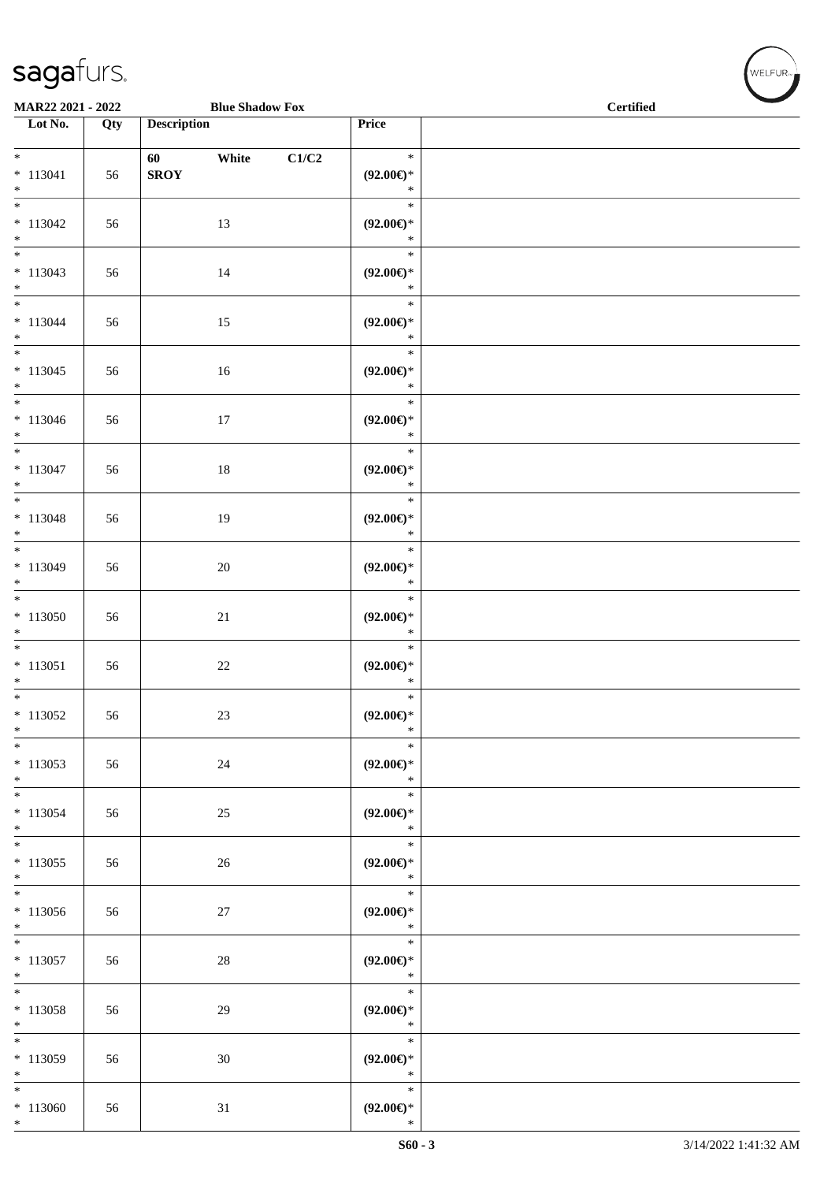MAR22 2021 - 2022 | Blue Shadow Fox | Certified

| Lot No. | Qty | Description | Price | |
|---|---|---|---|---|
| * 113041 * | 56 | 60 White C1/C2 SROY | * (92.00€)* * | |
| * 113042 * | 56 | 13 | * (92.00€)* * | |
| * 113043 * | 56 | 14 | * (92.00€)* * | |
| * 113044 * | 56 | 15 | * (92.00€)* * | |
| * 113045 * | 56 | 16 | * (92.00€)* * | |
| * 113046 * | 56 | 17 | * (92.00€)* * | |
| * 113047 * | 56 | 18 | * (92.00€)* * | |
| * 113048 * | 56 | 19 | * (92.00€)* * | |
| * 113049 * | 56 | 20 | * (92.00€)* * | |
| * 113050 * | 56 | 21 | * (92.00€)* * | |
| * 113051 * | 56 | 22 | * (92.00€)* * | |
| * 113052 * | 56 | 23 | * (92.00€)* * | |
| * 113053 * | 56 | 24 | * (92.00€)* * | |
| * 113054 * | 56 | 25 | * (92.00€)* * | |
| * 113055 * | 56 | 26 | * (92.00€)* * | |
| * 113056 * | 56 | 27 | * (92.00€)* * | |
| * 113057 * | 56 | 28 | * (92.00€)* * | |
| * 113058 * | 56 | 29 | * (92.00€)* * | |
| * 113059 * | 56 | 30 | * (92.00€)* * | |
| * 113060 * | 56 | 31 | * (92.00€)* * | |

S60 - 3 | 3/14/2022 1:41:32 AM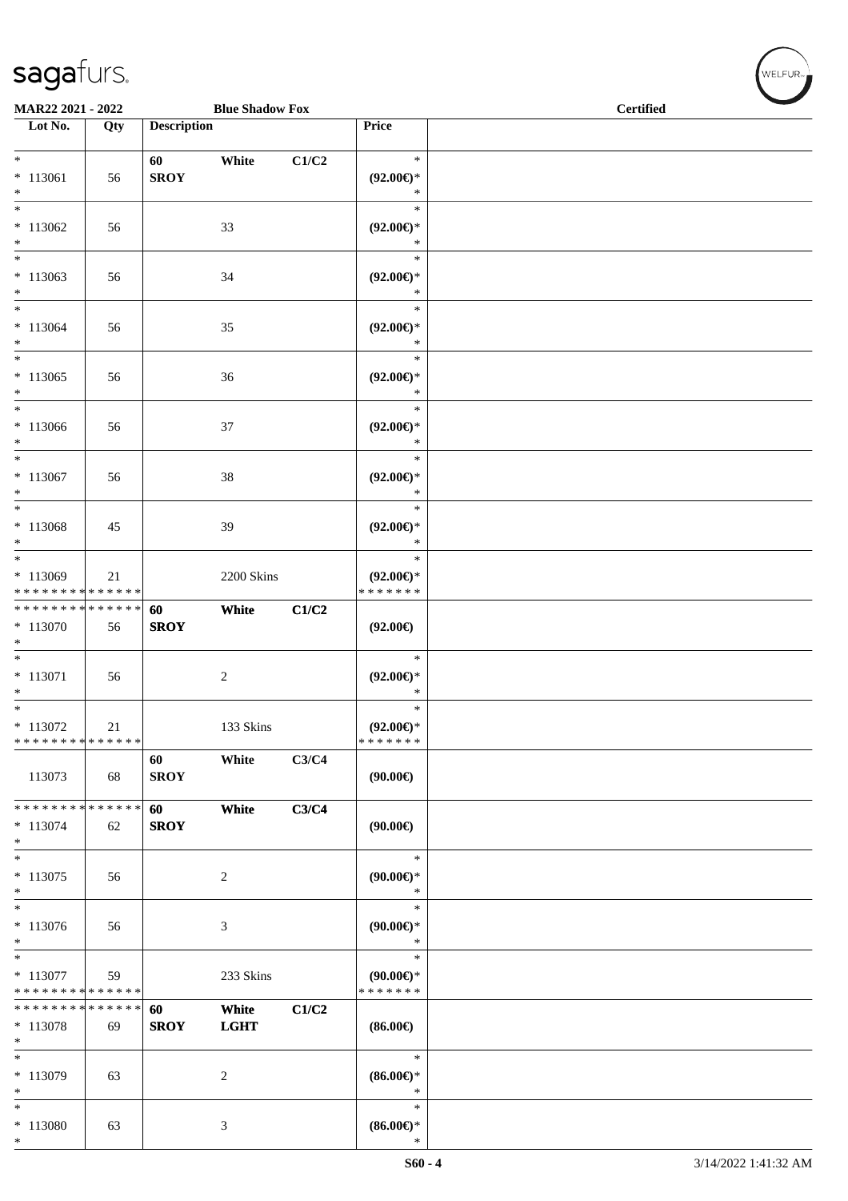MAR22 2021 - 2022 | Blue Shadow Fox | Certified

| Lot No. | Qty | Description | | | Price | |
|---|---|---|---|---|---|---|
| * | | 60 | White | C1/C2 | * | |
| * 113061 | 56 | SROY | | | (92.00€)* | |
| * | | | | | * | |
| * | | | | | * | |
| * 113062 | 56 | | 33 | | (92.00€)* | |
| * | | | | | * | |
| * | | | | | * | |
| * 113063 | 56 | | 34 | | (92.00€)* | |
| * | | | | | * | |
| * | | | | | * | |
| * 113064 | 56 | | 35 | | (92.00€)* | |
| * | | | | | * | |
| * | | | | | * | |
| * 113065 | 56 | | 36 | | (92.00€)* | |
| * | | | | | * | |
| * | | | | | * | |
| * 113066 | 56 | | 37 | | (92.00€)* | |
| * | | | | | * | |
| * | | | | | * | |
| * 113067 | 56 | | 38 | | (92.00€)* | |
| * | | | | | * | |
| * | | | | | * | |
| * 113068 | 45 | | 39 | | (92.00€)* | |
| * | | | | | * | |
| * | | | | | * | |
| * 113069 | 21 | | 2200 Skins | | (92.00€)* | |
| * * * * * * * * * * * * * * | | | | | * * * * * * * | |
| * * * * * * * * * * * * * * | | 60 | White | C1/C2 | | |
| * 113070 | 56 | SROY | | | (92.00€) | |
| * | | | | | | |
| * | | | | | * | |
| * 113071 | 56 | | 2 | | (92.00€)* | |
| * | | | | | * | |
| * | | | | | * | |
| * 113072 | 21 | | 133 Skins | | (92.00€)* | |
| * * * * * * * * * * * * * * | | | | | * * * * * * * | |
| | | 60 | White | C3/C4 | | |
| 113073 | 68 | SROY | | | (90.00€) | |
| * * * * * * * * * * * * * * | | 60 | White | C3/C4 | | |
| * 113074 | 62 | SROY | | | (90.00€) | |
| * | | | | | | |
| * | | | | | * | |
| * 113075 | 56 | | 2 | | (90.00€)* | |
| * | | | | | * | |
| * | | | | | * | |
| * 113076 | 56 | | 3 | | (90.00€)* | |
| * | | | | | * | |
| * | | | | | * | |
| * 113077 | 59 | | 233 Skins | | (90.00€)* | |
| * * * * * * * * * * * * * * | | | | | * * * * * * * | |
| * * * * * * * * * * * * * * | | 60 | White | C1/C2 | | |
| * 113078 | 69 | SROY | LGHT | | (86.00€) | |
| * | | | | | | |
| * | | | | | * | |
| * 113079 | 63 | | 2 | | (86.00€)* | |
| * | | | | | * | |
| * | | | | | * | |
| * 113080 | 63 | | 3 | | (86.00€)* | |
| * | | | | | * | |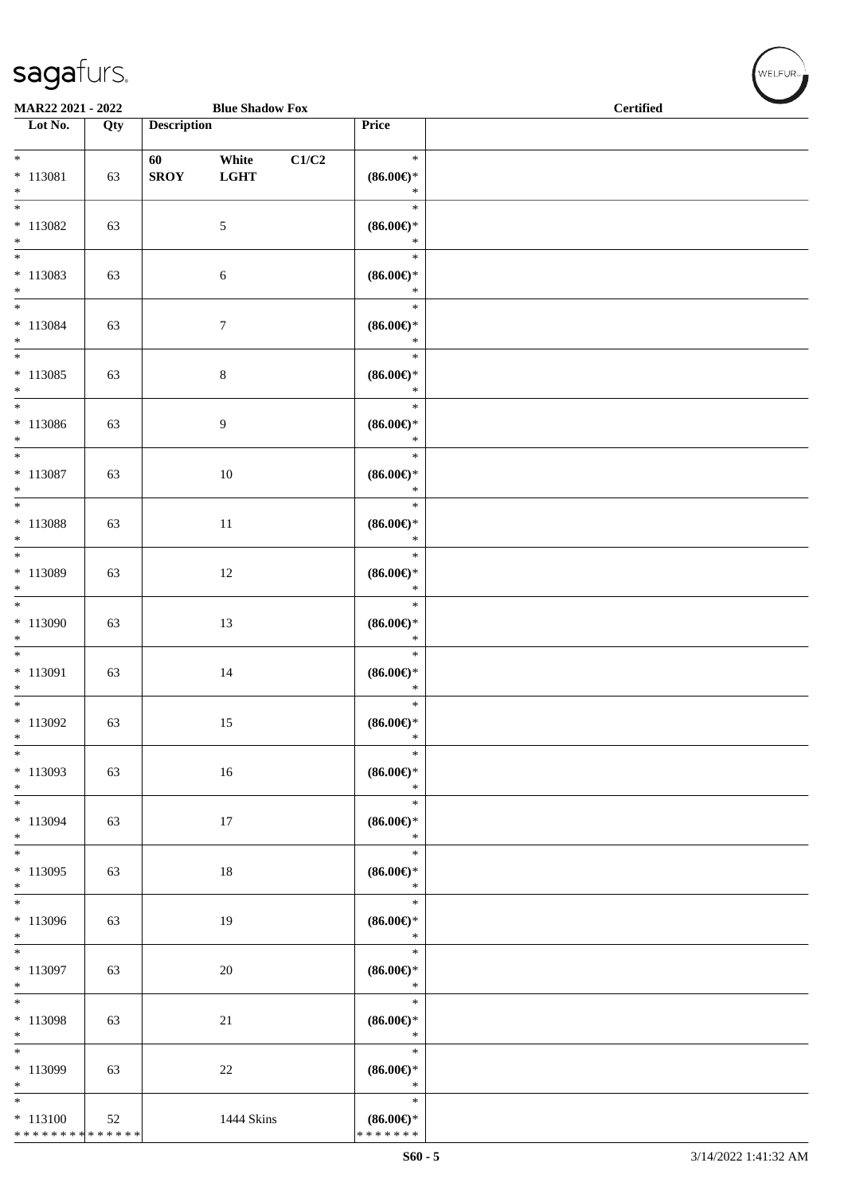MAR22 2021 - 2022 **Blue Shadow Fox** **Certified**

| Lot No. | Qty | Description | Price | |
|---|---|---|---|---|
| * 113081 * | 63 | **60 White C1/C2 SROY LGHT** | * **(86.00€)*** * | |
| * 113082 * | 63 | 5 | * **(86.00€)*** * | |
| * 113083 * | 63 | 6 | * **(86.00€)*** * | |
| * 113084 * | 63 | 7 | * **(86.00€)*** * | |
| * 113085 * | 63 | 8 | * **(86.00€)*** * | |
| * 113086 * | 63 | 9 | * **(86.00€)*** * | |
| * 113087 * | 63 | 10 | * **(86.00€)*** * | |
| * 113088 * | 63 | 11 | * **(86.00€)*** * | |
| * 113089 * | 63 | 12 | * **(86.00€)*** * | |
| * 113090 * | 63 | 13 | * **(86.00€)*** * | |
| * 113091 * | 63 | 14 | * **(86.00€)*** * | |
| * 113092 * | 63 | 15 | * **(86.00€)*** * | |
| * 113093 * | 63 | 16 | * **(86.00€)*** * | |
| * 113094 * | 63 | 17 | * **(86.00€)*** * | |
| * 113095 * | 63 | 18 | * **(86.00€)*** * | |
| * 113096 * | 63 | 19 | * **(86.00€)*** * | |
| * 113097 * | 63 | 20 | * **(86.00€)*** * | |
| * 113098 * | 63 | 21 | * **(86.00€)*** * | |
| * 113099 * | 63 | 22 | * **(86.00€)*** * | |
| * 113100 * * * * * * * * * * * * * * | 52 | 1444 Skins | * **(86.00€)*** * * * * * * * | |

S60 - 5 3/14/2022 1:41:32 AM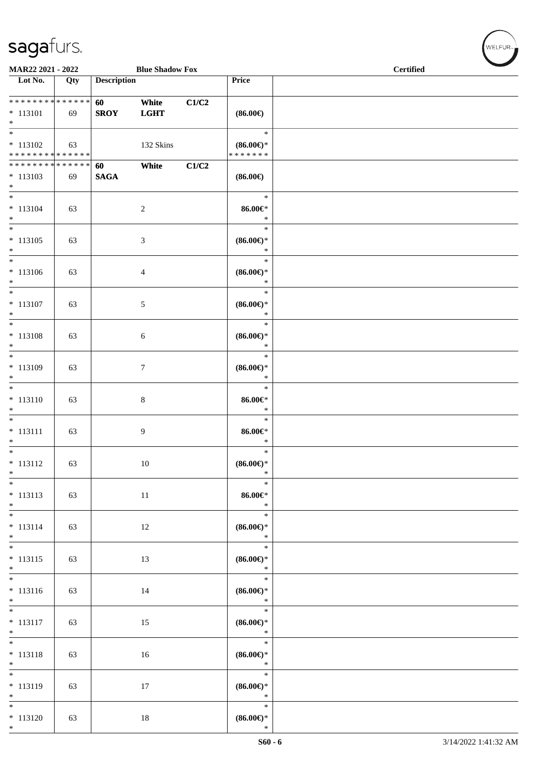MAR22 2021 - 2022 Blue Shadow Fox Certified

| Lot No. | Qty | Description | | | Price | |
|---|---|---|---|---|---|---|
| * * * * * * * * * * * * * * | 60 | White | C1/C2 | | | |
| * 113101 | 69 | SROY | LGHT | | (86.00€) | |
| * | | | | | | |
| * | | | | | * | |
| * 113102 | 63 | | 132 Skins | | (86.00€)* | |
| * * * * * * * * * * * * * * | | | | | * * * * * * * | |
| * * * * * * * * * * * * * * | 60 | White | C1/C2 | | | |
| * 113103 | 69 | SAGA | | | (86.00€) | |
| * | | | | | | |
| * 113104 | 63 | | 2 | | 86.00€* | |
| * 113105 | 63 | | 3 | | (86.00€)* | |
| * 113106 | 63 | | 4 | | (86.00€)* | |
| * 113107 | 63 | | 5 | | (86.00€)* | |
| * 113108 | 63 | | 6 | | (86.00€)* | |
| * 113109 | 63 | | 7 | | (86.00€)* | |
| * 113110 | 63 | | 8 | | 86.00€* | |
| * 113111 | 63 | | 9 | | 86.00€* | |
| * 113112 | 63 | | 10 | | (86.00€)* | |
| * 113113 | 63 | | 11 | | 86.00€* | |
| * 113114 | 63 | | 12 | | (86.00€)* | |
| * 113115 | 63 | | 13 | | (86.00€)* | |
| * 113116 | 63 | | 14 | | (86.00€)* | |
| * 113117 | 63 | | 15 | | (86.00€)* | |
| * 113118 | 63 | | 16 | | (86.00€)* | |
| * 113119 | 63 | | 17 | | (86.00€)* | |
| * 113120 | 63 | | 18 | | (86.00€)* | |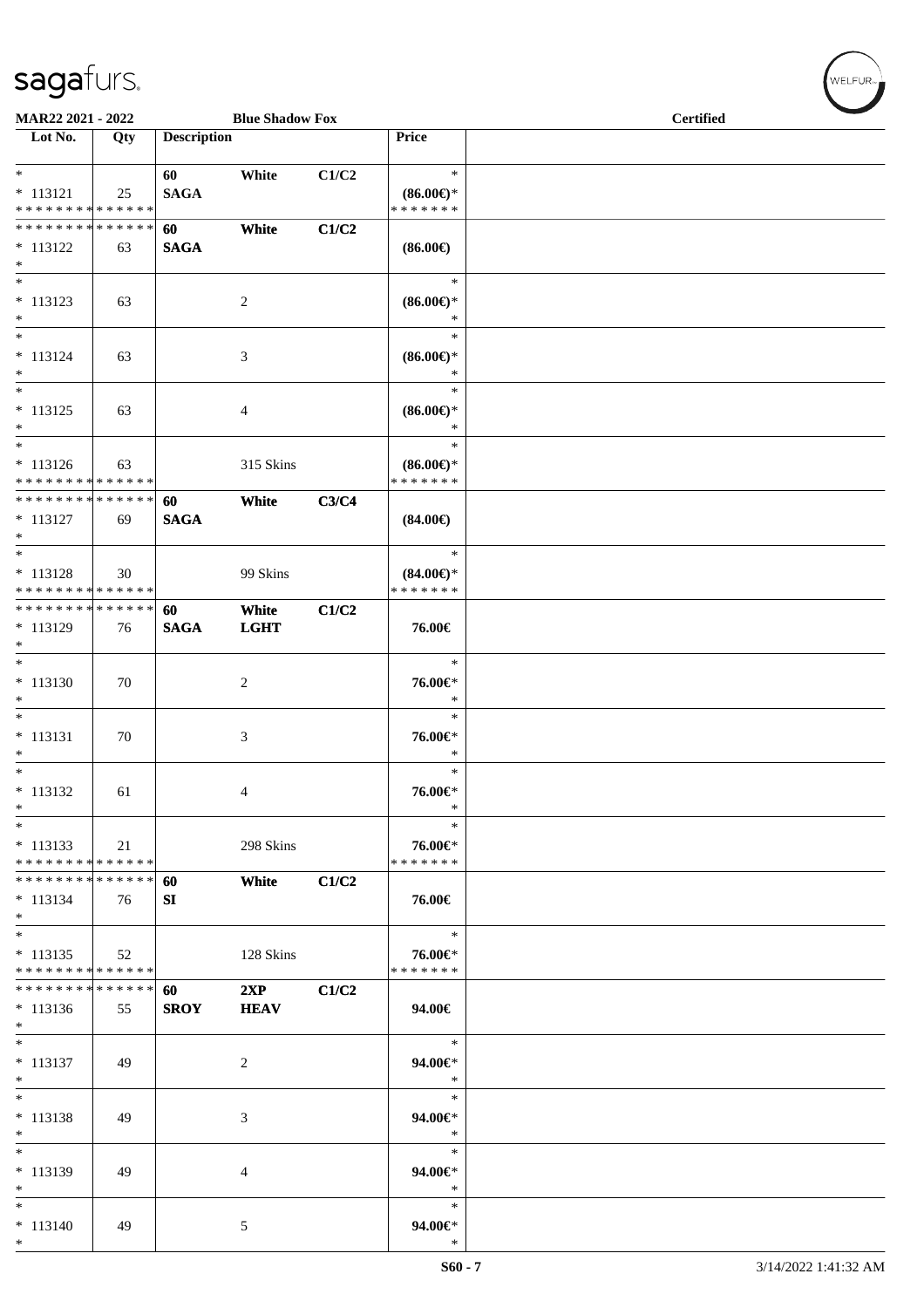**MAR22 2021 - 2022** **Blue Shadow Fox** **Certified**

| Lot No. | Qty | Description | | | Price | |
|---|---|---|---|---|---|---|
| * <br> * 113121 <br> * * * * * * * * * * * * * * | 25 | 60 <br> **SAGA** | White | C1/C2 | * <br> **(86.00€)*** <br> * * * * * * * | |
| * * * * * * * * * * * * * * <br> * 113122 <br> * | 63 | **60** <br> **SAGA** | **White** | **C1/C2** | **(86.00€)** | |
| * <br> * 113123 <br> * | 63 | | 2 | | * <br> **(86.00€)*** <br> * | |
| * <br> * 113124 <br> * | 63 | | 3 | | * <br> **(86.00€)*** <br> * | |
| * <br> * 113125 <br> * | 63 | | 4 | | * <br> **(86.00€)*** <br> * | |
| * <br> * 113126 <br> * * * * * * * * * * * * * * | 63 | | 315 Skins | | * <br> **(86.00€)*** <br> * * * * * * * | |
| * * * * * * * * * * * * * * <br> * 113127 <br> * | 69 | **60** <br> **SAGA** | **White** | **C3/C4** | **(84.00€)** | |
| * <br> * 113128 <br> * * * * * * * * * * * * * * | 30 | | 99 Skins | | * <br> **(84.00€)*** <br> * * * * * * * | |
| * * * * * * * * * * * * * * <br> * 113129 <br> * | 76 | **60** <br> **SAGA** | **White** <br> **LGHT** | **C1/C2** | **76.00€** | |
| * <br> * 113130 <br> * | 70 | | 2 | | * <br> **76.00€*** <br> * | |
| * <br> * 113131 <br> * | 70 | | 3 | | * <br> **76.00€*** <br> * | |
| * <br> * 113132 <br> * | 61 | | 4 | | * <br> **76.00€*** <br> * | |
| * <br> * 113133 <br> * * * * * * * * * * * * * * | 21 | | 298 Skins | | * <br> **76.00€*** <br> * * * * * * * | |
| * * * * * * * * * * * * * * <br> * 113134 <br> * | 76 | **60** <br> **SI** | **White** | **C1/C2** | **76.00€** | |
| * <br> * 113135 <br> * * * * * * * * * * * * * * | 52 | | 128 Skins | | * <br> **76.00€*** <br> * * * * * * * | |
| * * * * * * * * * * * * * * <br> * 113136 <br> * | 55 | **60** <br> **SROY** | **2XP** <br> **HEAV** | **C1/C2** | **94.00€** | |
| * <br> * 113137 <br> * | 49 | | 2 | | * <br> **94.00€*** <br> * | |
| * <br> * 113138 <br> * | 49 | | 3 | | * <br> **94.00€*** <br> * | |
| * <br> * 113139 <br> * | 49 | | 4 | | * <br> **94.00€*** <br> * | |
| * <br> * 113140 <br> * | 49 | | 5 | | * <br> **94.00€*** <br> * | |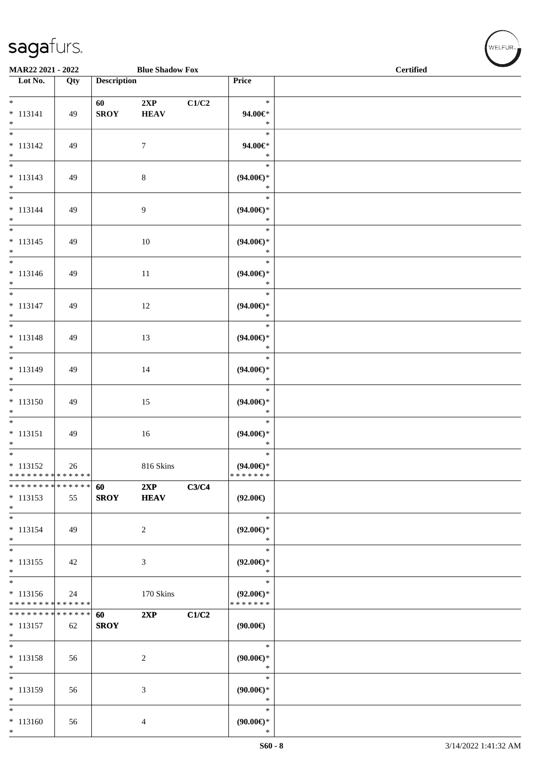MAR22 2021 - 2022 Blue Shadow Fox Certified

| Lot No. | Qty | Description | | | Price |
|---|---|---|---|---|---|
| * 113141 * | 49 | 60 SROY | 2XP HEAV | C1/C2 | * 94.00€* * |
| * 113142 * | 49 | | 7 | | * 94.00€* * |
| * 113143 * | 49 | | 8 | | * (94.00€)* * |
| * 113144 * | 49 | | 9 | | * (94.00€)* * |
| * 113145 * | 49 | | 10 | | * (94.00€)* * |
| * 113146 * | 49 | | 11 | | * (94.00€)* * |
| * 113147 * | 49 | | 12 | | * (94.00€)* * |
| * 113148 * | 49 | | 13 | | * (94.00€)* * |
| * 113149 * | 49 | | 14 | | * (94.00€)* * |
| * 113150 * | 49 | | 15 | | * (94.00€)* * |
| * 113151 * | 49 | | 16 | | * (94.00€)* * |
| * 113152 ************** | 26 | | 816 Skins | | * (94.00€)* ******* |
| ************** 113153 * | 55 | 60 SROY | 2XP HEAV | C3/C4 | (92.00€) |
| * 113154 * | 49 | | 2 | | * (92.00€)* * |
| * 113155 * | 42 | | 3 | | * (92.00€)* * |
| * 113156 ************** | 24 | | 170 Skins | | * (92.00€)* ******* |
| ************** 113157 * | 62 | 60 SROY | 2XP | C1/C2 | (90.00€) |
| * 113158 * | 56 | | 2 | | * (90.00€)* * |
| * 113159 * | 56 | | 3 | | * (90.00€)* * |
| * 113160 * | 56 | | 4 | | * (90.00€)* * |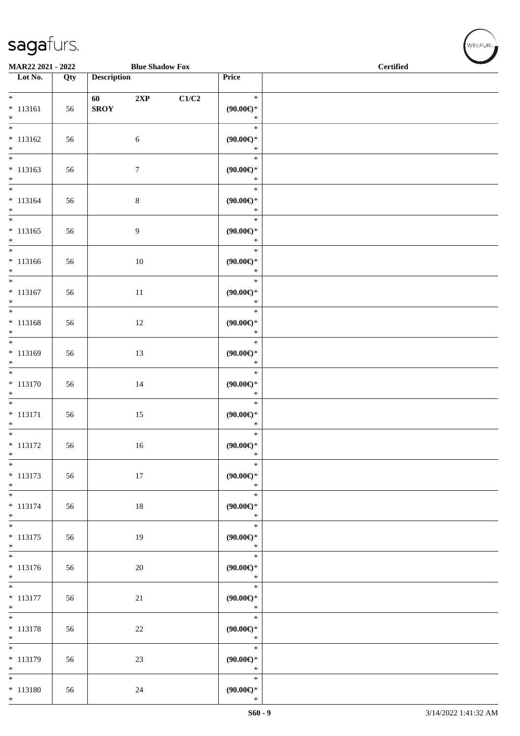MAR22 2021 - 2022 — Blue Shadow Fox — Certified

| Lot No. | Qty | Description | | | Price | |
|---|---|---|---|---|---|---|
| * 113161 * | 56 | 60 SROY | 2XP | C1/C2 | * (90.00€)* * | |
| * 113162 * | 56 | | 6 | | * (90.00€)* * | |
| * 113163 * | 56 | | 7 | | * (90.00€)* * | |
| * 113164 * | 56 | | 8 | | * (90.00€)* * | |
| * 113165 * | 56 | | 9 | | * (90.00€)* * | |
| * 113166 * | 56 | | 10 | | * (90.00€)* * | |
| * 113167 * | 56 | | 11 | | * (90.00€)* * | |
| * 113168 * | 56 | | 12 | | * (90.00€)* * | |
| * 113169 * | 56 | | 13 | | * (90.00€)* * | |
| * 113170 * | 56 | | 14 | | * (90.00€)* * | |
| * 113171 * | 56 | | 15 | | * (90.00€)* * | |
| * 113172 * | 56 | | 16 | | * (90.00€)* * | |
| * 113173 * | 56 | | 17 | | * (90.00€)* * | |
| * 113174 * | 56 | | 18 | | * (90.00€)* * | |
| * 113175 * | 56 | | 19 | | * (90.00€)* * | |
| * 113176 * | 56 | | 20 | | * (90.00€)* * | |
| * 113177 * | 56 | | 21 | | * (90.00€)* * | |
| * 113178 * | 56 | | 22 | | * (90.00€)* * | |
| * 113179 * | 56 | | 23 | | * (90.00€)* * | |
| * 113180 * | 56 | | 24 | | * (90.00€)* * | |

S60 - 9 — 3/14/2022 1:41:32 AM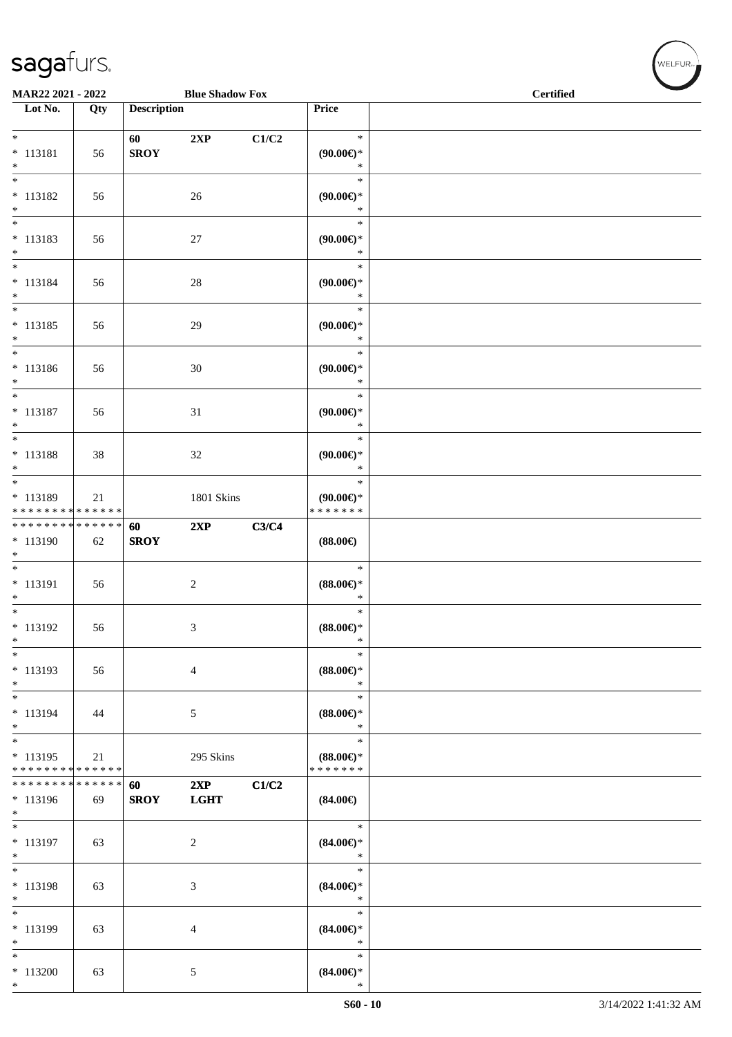**MAR22 2021 - 2022** **Blue Shadow Fox** **Certified**

| Lot No. | Qty | Description | | | Price | |
|---|---|---|---|---|---|---|
| * <br> * 113181 <br> * | 56 | **60** <br> **SROY** | **2XP** | **C1/C2** | * <br> **(90.00€)*** <br> * | |
| * <br> * 113182 <br> * | 56 | | 26 | | * <br> **(90.00€)*** <br> * | |
| * <br> * 113183 <br> * | 56 | | 27 | | * <br> **(90.00€)*** <br> * | |
| * <br> * 113184 <br> * | 56 | | 28 | | * <br> **(90.00€)*** <br> * | |
| * <br> * 113185 <br> * | 56 | | 29 | | * <br> **(90.00€)*** <br> * | |
| * <br> * 113186 <br> * | 56 | | 30 | | * <br> **(90.00€)*** <br> * | |
| * <br> * 113187 <br> * | 56 | | 31 | | * <br> **(90.00€)*** <br> * | |
| * <br> * 113188 <br> * | 38 | | 32 | | * <br> **(90.00€)*** <br> * | |
| * <br> * 113189 <br> * * * * * * * * * * * * * * | 21 | | 1801 Skins | | * <br> **(90.00€)*** <br> * * * * * * * | |
| * * * * * * * * * * * * * * <br> * 113190 <br> * | 62 | **60** <br> **SROY** | **2XP** | **C3/C4** | **(88.00€)** | |
| * <br> * 113191 <br> * | 56 | | 2 | | * <br> **(88.00€)*** <br> * | |
| * <br> * 113192 <br> * | 56 | | 3 | | * <br> **(88.00€)*** <br> * | |
| * <br> * 113193 <br> * | 56 | | 4 | | * <br> **(88.00€)*** <br> * | |
| * <br> * 113194 <br> * | 44 | | 5 | | * <br> **(88.00€)*** <br> * | |
| * <br> * 113195 <br> * * * * * * * * * * * * * * | 21 | | 295 Skins | | * <br> **(88.00€)*** <br> * * * * * * * | |
| * * * * * * * * * * * * * * <br> * 113196 <br> * | 69 | **60** <br> **SROY** | **2XP** <br> **LGHT** | **C1/C2** | **(84.00€)** | |
| * <br> * 113197 <br> * | 63 | | 2 | | * <br> **(84.00€)*** <br> * | |
| * <br> * 113198 <br> * | 63 | | 3 | | * <br> **(84.00€)*** <br> * | |
| * <br> * 113199 <br> * | 63 | | 4 | | * <br> **(84.00€)*** <br> * | |
| * <br> * 113200 <br> * | 63 | | 5 | | * <br> **(84.00€)*** <br> * | |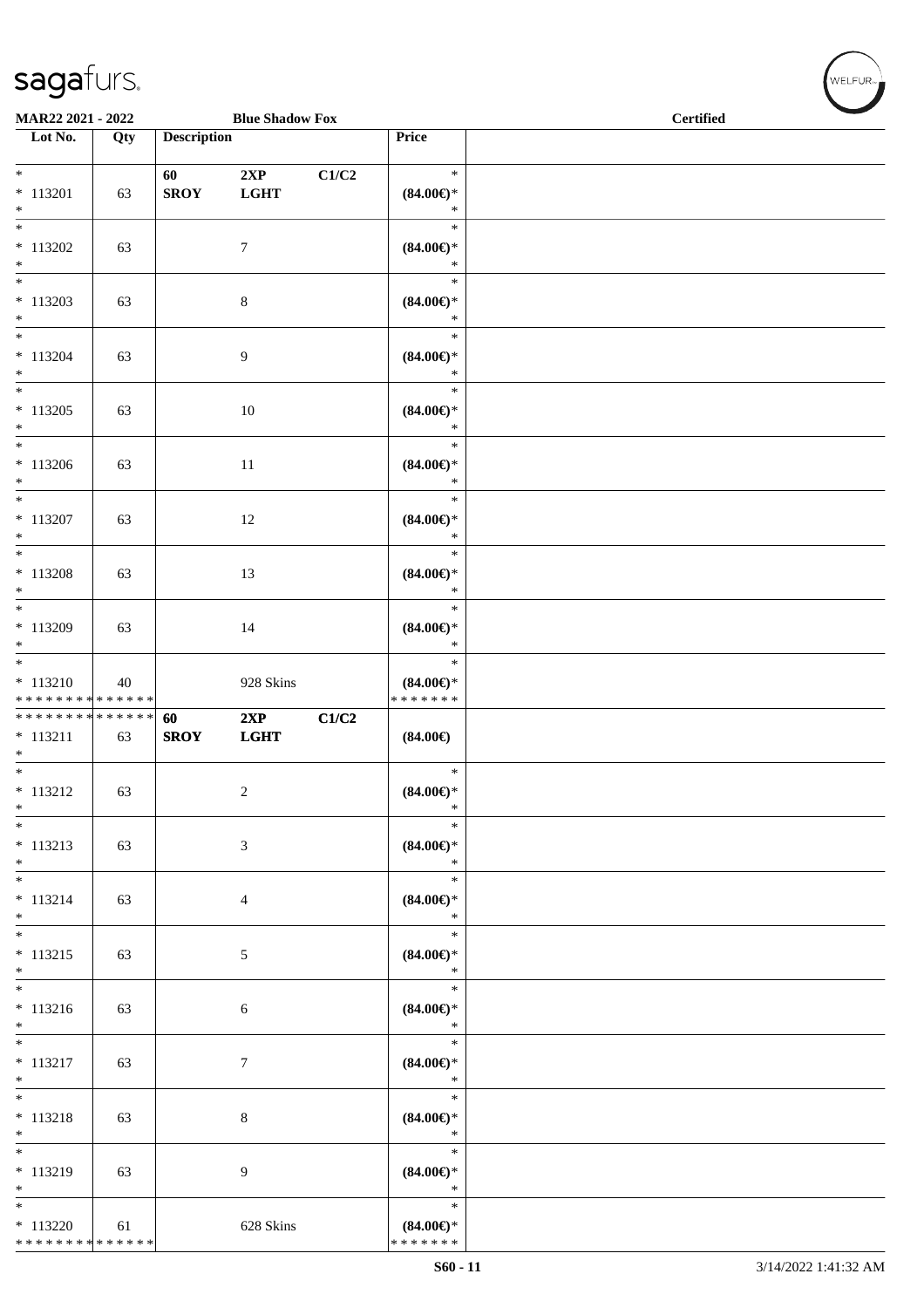MAR22 2021 - 2022 | Blue Shadow Fox | Certified

| Lot No. | Qty | Description | | | Price | |
|---|---|---|---|---|---|---|
| * 113201 * | 63 | 60 SROY | 2XP LGHT | C1/C2 | * (84.00€)* * | |
| * 113202 * | 63 | | 7 | | * (84.00€)* * | |
| * 113203 * | 63 | | 8 | | * (84.00€)* * | |
| * 113204 * | 63 | | 9 | | * (84.00€)* * | |
| * 113205 * | 63 | | 10 | | * (84.00€)* * | |
| * 113206 * | 63 | | 11 | | * (84.00€)* * | |
| * 113207 * | 63 | | 12 | | * (84.00€)* * | |
| * 113208 * | 63 | | 13 | | * (84.00€)* * | |
| * 113209 * | 63 | | 14 | | * (84.00€)* * | |
| * 113210 * * * * * * * * * * * * * * | 40 | | 928 Skins | | * (84.00€)* * * * * * * * | |
| * * * * * * * * * * * * * * 113211 * | 63 | 60 SROY | 2XP LGHT | C1/C2 | (84.00€) | |
| * 113212 * | 63 | | 2 | | * (84.00€)* * | |
| * 113213 * | 63 | | 3 | | * (84.00€)* * | |
| * 113214 * | 63 | | 4 | | * (84.00€)* * | |
| * 113215 * | 63 | | 5 | | * (84.00€)* * | |
| * 113216 * | 63 | | 6 | | * (84.00€)* * | |
| * 113217 * | 63 | | 7 | | * (84.00€)* * | |
| * 113218 * | 63 | | 8 | | * (84.00€)* * | |
| * 113219 * | 63 | | 9 | | * (84.00€)* * | |
| * 113220 * * * * * * * * * * * * * * | 61 | | 628 Skins | | * (84.00€)* * * * * * * * | |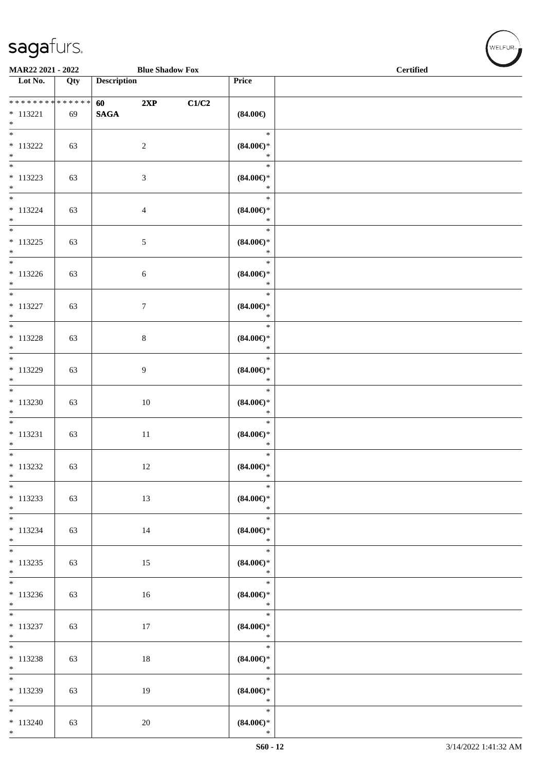MAR22 2021 - 2022 Blue Shadow Fox Certified

| Lot No. | Qty | Description | | | Price | |
|---|---|---|---|---|---|---|
| * * * * * * * * * * * * * * | | 60 | 2XP | C1/C2 | | |
| * 113221 | 69 | SAGA | | | (84.00€) | |
| * | | | | | | |
| * | | | | | * | |
| * 113222 | 63 | | 2 | | (84.00€)* | |
| * | | | | | * | |
| * | | | | | * | |
| * 113223 | 63 | | 3 | | (84.00€)* | |
| * | | | | | * | |
| * | | | | | * | |
| * 113224 | 63 | | 4 | | (84.00€)* | |
| * | | | | | * | |
| * | | | | | * | |
| * 113225 | 63 | | 5 | | (84.00€)* | |
| * | | | | | * | |
| * | | | | | * | |
| * 113226 | 63 | | 6 | | (84.00€)* | |
| * | | | | | * | |
| * | | | | | * | |
| * 113227 | 63 | | 7 | | (84.00€)* | |
| * | | | | | * | |
| * | | | | | * | |
| * 113228 | 63 | | 8 | | (84.00€)* | |
| * | | | | | * | |
| * | | | | | * | |
| * 113229 | 63 | | 9 | | (84.00€)* | |
| * | | | | | * | |
| * | | | | | * | |
| * 113230 | 63 | | 10 | | (84.00€)* | |
| * | | | | | * | |
| * | | | | | * | |
| * 113231 | 63 | | 11 | | (84.00€)* | |
| * | | | | | * | |
| * | | | | | * | |
| * 113232 | 63 | | 12 | | (84.00€)* | |
| * | | | | | * | |
| * | | | | | * | |
| * 113233 | 63 | | 13 | | (84.00€)* | |
| * | | | | | * | |
| * | | | | | * | |
| * 113234 | 63 | | 14 | | (84.00€)* | |
| * | | | | | * | |
| * | | | | | * | |
| * 113235 | 63 | | 15 | | (84.00€)* | |
| * | | | | | * | |
| * | | | | | * | |
| * 113236 | 63 | | 16 | | (84.00€)* | |
| * | | | | | * | |
| * | | | | | * | |
| * 113237 | 63 | | 17 | | (84.00€)* | |
| * | | | | | * | |
| * | | | | | * | |
| * 113238 | 63 | | 18 | | (84.00€)* | |
| * | | | | | * | |
| * | | | | | * | |
| * 113239 | 63 | | 19 | | (84.00€)* | |
| * | | | | | * | |
| * | | | | | * | |
| * 113240 | 63 | | 20 | | (84.00€)* | |
| * | | | | | * | |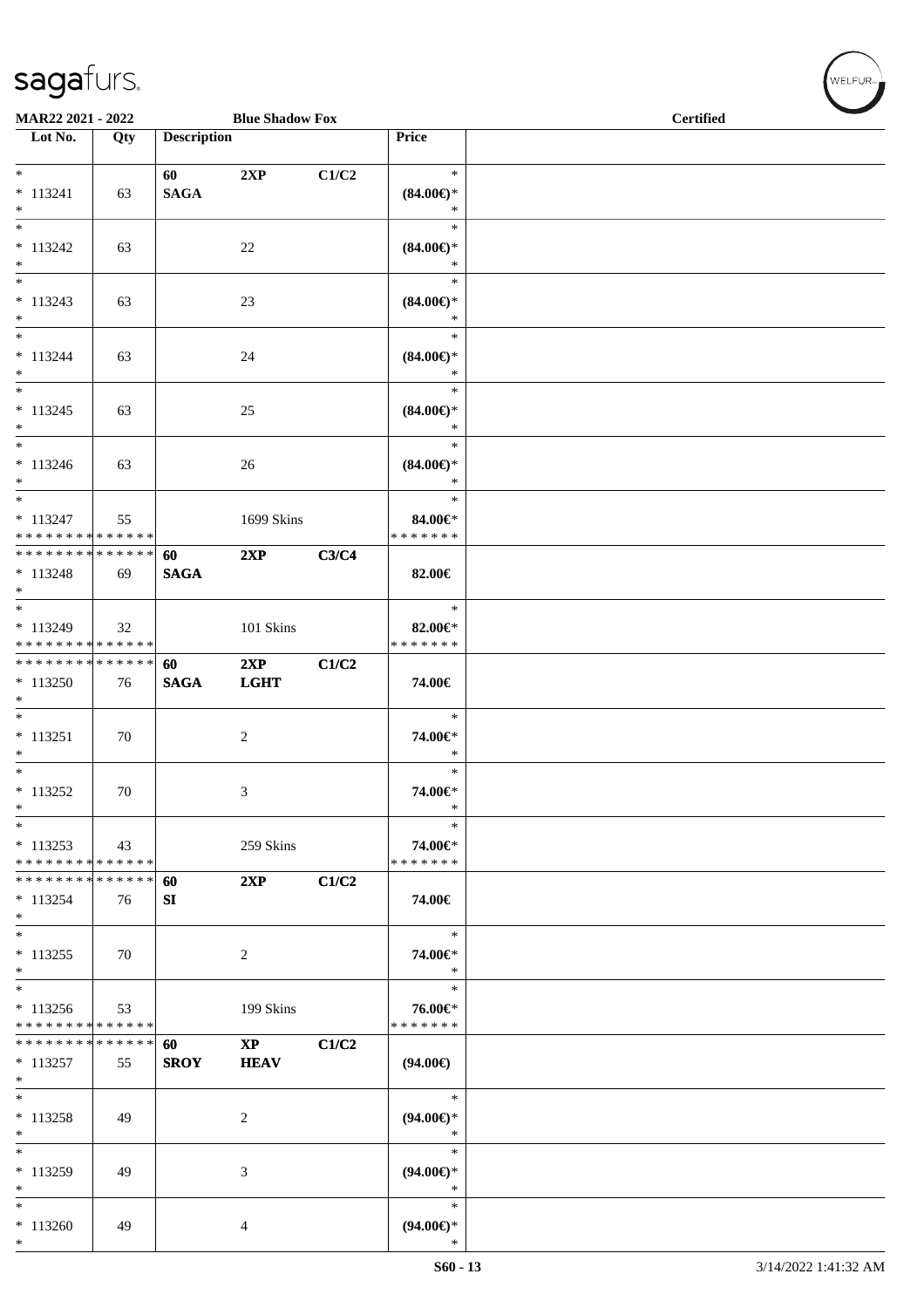**MAR22 2021 - 2022** **Blue Shadow Fox** **Certified**

| Lot No. | Qty | Description | | | Price | |
|---|---|---|---|---|---|---|
| * 113241 * | 63 | **60 SAGA** | **2XP** | **C1/C2** | * **(84.00€)*** * | |
| * 113242 * | 63 | | 22 | | * **(84.00€)*** * | |
| * 113243 * | 63 | | 23 | | * **(84.00€)*** * | |
| * 113244 * | 63 | | 24 | | * **(84.00€)*** * | |
| * 113245 * | 63 | | 25 | | * **(84.00€)*** * | |
| * 113246 * | 63 | | 26 | | * **(84.00€)*** * | |
| * 113247 * * * * * * * * * * * * * * | 55 | | 1699 Skins | | * **84.00€*** * * * * * * * | |
| * * * * * * * * * * * * * * 113248 * | 69 | **60 SAGA** | **2XP** | **C3/C4** | **82.00€** | |
| * 113249 * * * * * * * * * * * * * * | 32 | | 101 Skins | | * **82.00€*** * * * * * * * | |
| * * * * * * * * * * * * * * 113250 * | 76 | **60 SAGA** | **2XP LGHT** | **C1/C2** | **74.00€** | |
| * 113251 * | 70 | | 2 | | * **74.00€*** * | |
| * 113252 * | 70 | | 3 | | * **74.00€*** * | |
| * 113253 * * * * * * * * * * * * * * | 43 | | 259 Skins | | * **74.00€*** * * * * * * * | |
| * * * * * * * * * * * * * * 113254 * | 76 | **60 SI** | **2XP** | **C1/C2** | **74.00€** | |
| * 113255 * | 70 | | 2 | | * **74.00€*** * | |
| * 113256 * * * * * * * * * * * * * * | 53 | | 199 Skins | | * **76.00€*** * * * * * * * | |
| * * * * * * * * * * * * * * 113257 * | 55 | **60 SROY** | **XP HEAV** | **C1/C2** | **(94.00€)** | |
| * 113258 * | 49 | | 2 | | * **(94.00€)*** * | |
| * 113259 * | 49 | | 3 | | * **(94.00€)*** * | |
| * 113260 * | 49 | | 4 | | * **(94.00€)*** * | |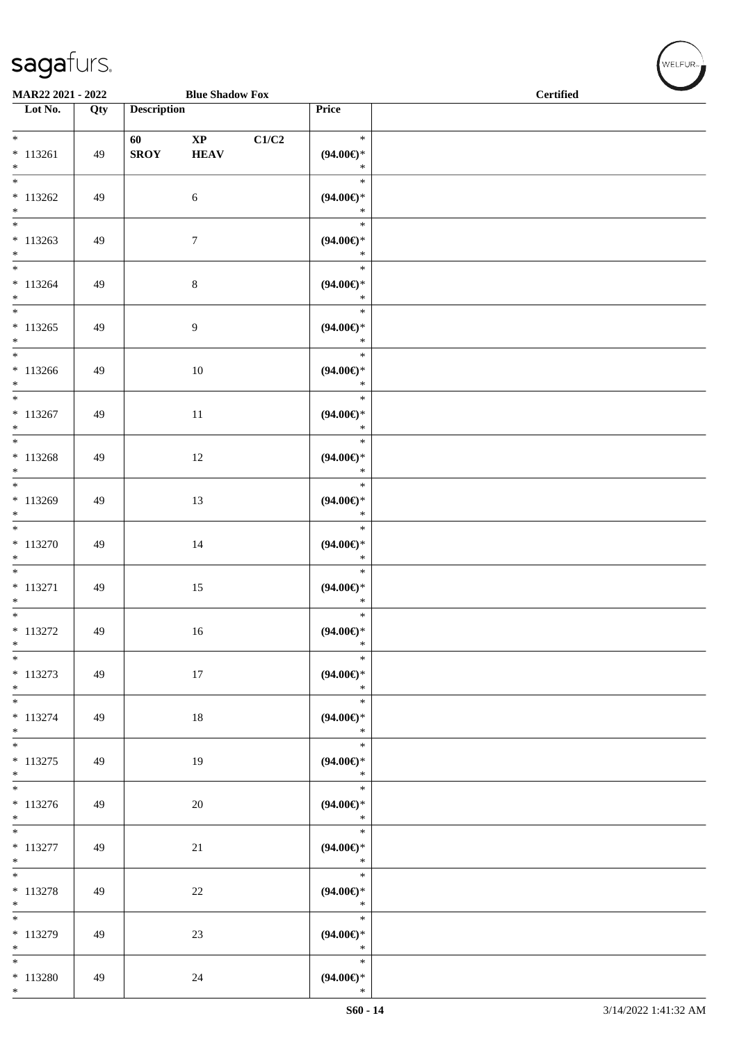MAR22 2021 - 2022 Blue Shadow Fox Certified

| Lot No. | Qty | Description | | | Price | |
|---|---|---|---|---|---|---|
| * 113261 * | 49 | 60 SROY | XP HEAV | C1/C2 | * (94.00€)* * | |
| * 113262 * | 49 | | 6 | | * (94.00€)* * | |
| * 113263 * | 49 | | 7 | | * (94.00€)* * | |
| * 113264 * | 49 | | 8 | | * (94.00€)* * | |
| * 113265 * | 49 | | 9 | | * (94.00€)* * | |
| * 113266 * | 49 | | 10 | | * (94.00€)* * | |
| * 113267 * | 49 | | 11 | | * (94.00€)* * | |
| * 113268 * | 49 | | 12 | | * (94.00€)* * | |
| * 113269 * | 49 | | 13 | | * (94.00€)* * | |
| * 113270 * | 49 | | 14 | | * (94.00€)* * | |
| * 113271 * | 49 | | 15 | | * (94.00€)* * | |
| * 113272 * | 49 | | 16 | | * (94.00€)* * | |
| * 113273 * | 49 | | 17 | | * (94.00€)* * | |
| * 113274 * | 49 | | 18 | | * (94.00€)* * | |
| * 113275 * | 49 | | 19 | | * (94.00€)* * | |
| * 113276 * | 49 | | 20 | | * (94.00€)* * | |
| * 113277 * | 49 | | 21 | | * (94.00€)* * | |
| * 113278 * | 49 | | 22 | | * (94.00€)* * | |
| * 113279 * | 49 | | 23 | | * (94.00€)* * | |
| * 113280 * | 49 | | 24 | | * (94.00€)* * | |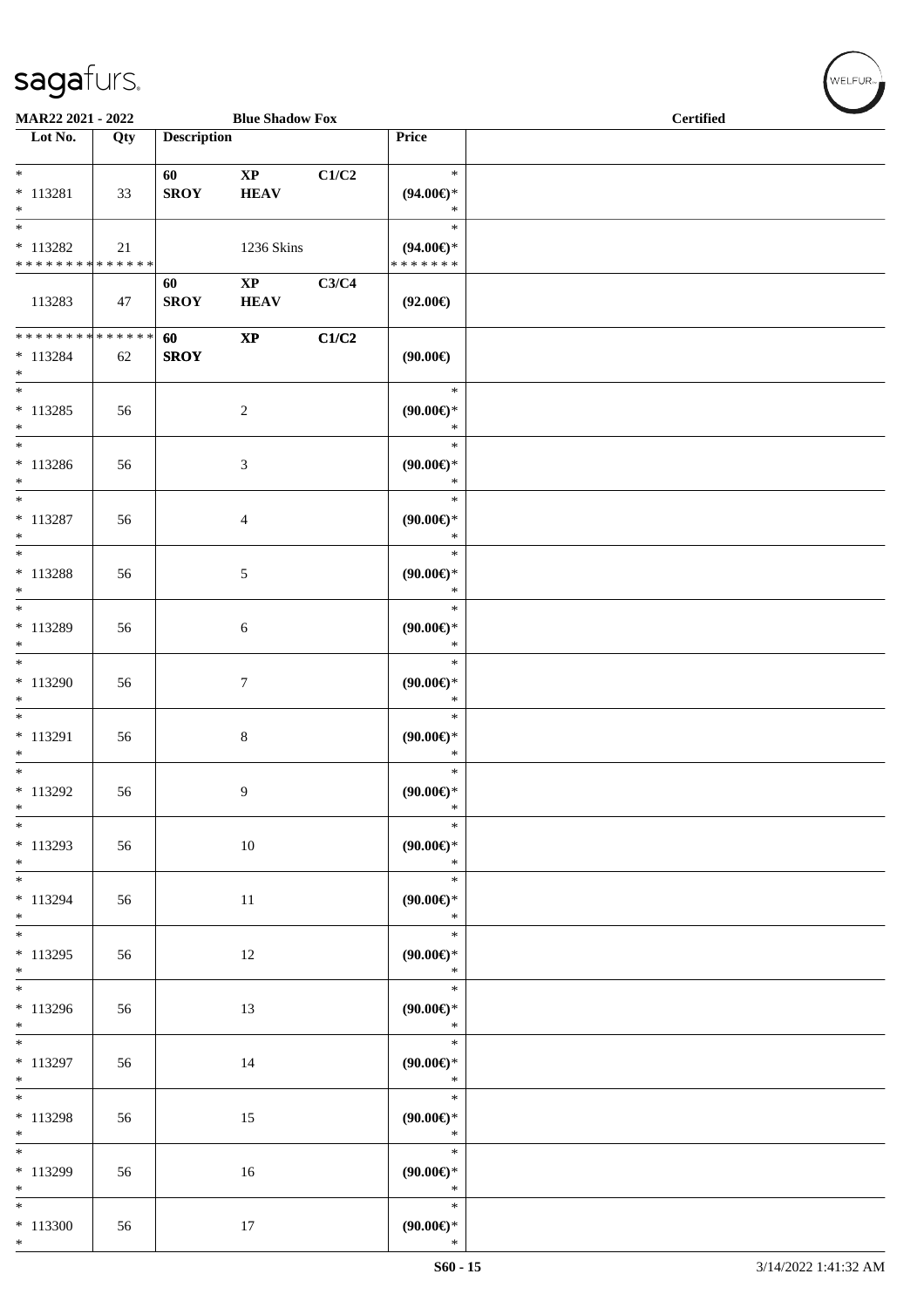**MAR22 2021 - 2022** **Blue Shadow Fox** **Certified**

| Lot No. | Qty | Description | | | Price |
|---|---|---|---|---|---|
| * | | 60 | XP | C1/C2 | * |
| * 113281 | 33 | SROY | HEAV | | (94.00€)* |
| * | | | | | * |
| * | | | | | * |
| * 113282 | 21 | | 1236 Skins | | (94.00€)* |
| * * * * * * * * * * * * * * | | | | | * * * * * * * |
| | | 60 | XP | C3/C4 | |
| 113283 | 47 | SROY | HEAV | | (92.00€) |
| * * * * * * * * * * * * * * | | 60 | XP | C1/C2 | |
| * 113284 | 62 | SROY | | | (90.00€) |
| * | | | | | |
| * | | | | | * |
| * 113285 | 56 | | 2 | | (90.00€)* |
| * | | | | | * |
| * | | | | | * |
| * 113286 | 56 | | 3 | | (90.00€)* |
| * | | | | | * |
| * | | | | | * |
| * 113287 | 56 | | 4 | | (90.00€)* |
| * | | | | | * |
| * | | | | | * |
| * 113288 | 56 | | 5 | | (90.00€)* |
| * | | | | | * |
| * | | | | | * |
| * 113289 | 56 | | 6 | | (90.00€)* |
| * | | | | | * |
| * | | | | | * |
| * 113290 | 56 | | 7 | | (90.00€)* |
| * | | | | | * |
| * | | | | | * |
| * 113291 | 56 | | 8 | | (90.00€)* |
| * | | | | | * |
| * | | | | | * |
| * 113292 | 56 | | 9 | | (90.00€)* |
| * | | | | | * |
| * | | | | | * |
| * 113293 | 56 | | 10 | | (90.00€)* |
| * | | | | | * |
| * | | | | | * |
| * 113294 | 56 | | 11 | | (90.00€)* |
| * | | | | | * |
| * | | | | | * |
| * 113295 | 56 | | 12 | | (90.00€)* |
| * | | | | | * |
| * | | | | | * |
| * 113296 | 56 | | 13 | | (90.00€)* |
| * | | | | | * |
| * | | | | | * |
| * 113297 | 56 | | 14 | | (90.00€)* |
| * | | | | | * |
| * | | | | | * |
| * 113298 | 56 | | 15 | | (90.00€)* |
| * | | | | | * |
| * | | | | | * |
| * 113299 | 56 | | 16 | | (90.00€)* |
| * | | | | | * |
| * | | | | | * |
| * 113300 | 56 | | 17 | | (90.00€)* |
| * | | | | | * |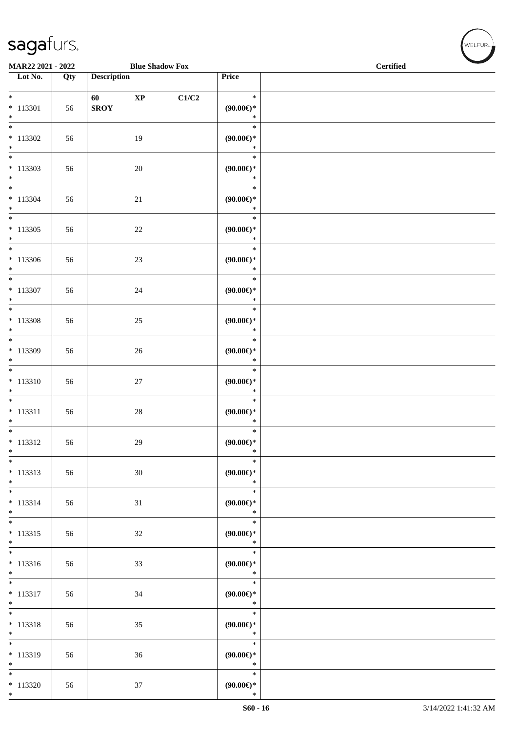| Lot No. | Qty | Description | | | Price | |
|---|---|---|---|---|---|---|
| * 113301 * | 56 | 60 SROY | XP | C1/C2 | * (90.00€)* * | |
| * 113302 * | 56 | | 19 | | * (90.00€)* * | |
| * 113303 * | 56 | | 20 | | * (90.00€)* * | |
| * 113304 * | 56 | | 21 | | * (90.00€)* * | |
| * 113305 * | 56 | | 22 | | * (90.00€)* * | |
| * 113306 * | 56 | | 23 | | * (90.00€)* * | |
| * 113307 * | 56 | | 24 | | * (90.00€)* * | |
| * 113308 * | 56 | | 25 | | * (90.00€)* * | |
| * 113309 * | 56 | | 26 | | * (90.00€)* * | |
| * 113310 * | 56 | | 27 | | * (90.00€)* * | |
| * 113311 * | 56 | | 28 | | * (90.00€)* * | |
| * 113312 * | 56 | | 29 | | * (90.00€)* * | |
| * 113313 * | 56 | | 30 | | * (90.00€)* * | |
| * 113314 * | 56 | | 31 | | * (90.00€)* * | |
| * 113315 * | 56 | | 32 | | * (90.00€)* * | |
| * 113316 * | 56 | | 33 | | * (90.00€)* * | |
| * 113317 * | 56 | | 34 | | * (90.00€)* * | |
| * 113318 * | 56 | | 35 | | * (90.00€)* * | |
| * 113319 * | 56 | | 36 | | * (90.00€)* * | |
| * 113320 * | 56 | | 37 | | * (90.00€)* * | |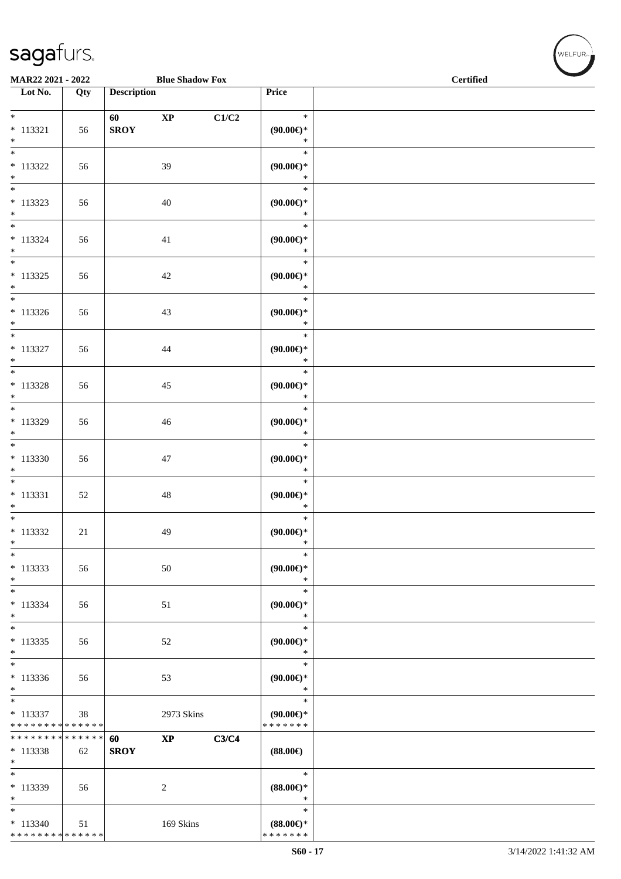| Lot No. | Qty | Description | Price | |
|---|---|---|---|---|
| * 113321 * | 56 | 60 XP C1/C2 SROY | * (90.00€)* * | |
| * 113322 * | 56 | 39 | * (90.00€)* * | |
| * 113323 * | 56 | 40 | * (90.00€)* * | |
| * 113324 * | 56 | 41 | * (90.00€)* * | |
| * 113325 * | 56 | 42 | * (90.00€)* * | |
| * 113326 * | 56 | 43 | * (90.00€)* * | |
| * 113327 * | 56 | 44 | * (90.00€)* * | |
| * 113328 * | 56 | 45 | * (90.00€)* * | |
| * 113329 * | 56 | 46 | * (90.00€)* * | |
| * 113330 * | 56 | 47 | * (90.00€)* * | |
| * 113331 * | 52 | 48 | * (90.00€)* * | |
| * 113332 * | 21 | 49 | * (90.00€)* * | |
| * 113333 * | 56 | 50 | * (90.00€)* * | |
| * 113334 * | 56 | 51 | * (90.00€)* * | |
| * 113335 * | 56 | 52 | * (90.00€)* * | |
| * 113336 * | 56 | 53 | * (90.00€)* * | |
| * 113337 ************** | 38 | 2973 Skins | * (90.00€)* ******* | |
| ************** 113338 * | 62 | 60 XP C3/C4 SROY | (88.00€) | |
| * 113339 * | 56 | 2 | * (88.00€)* * | |
| * 113340 ************** | 51 | 169 Skins | * (88.00€)* ******* | |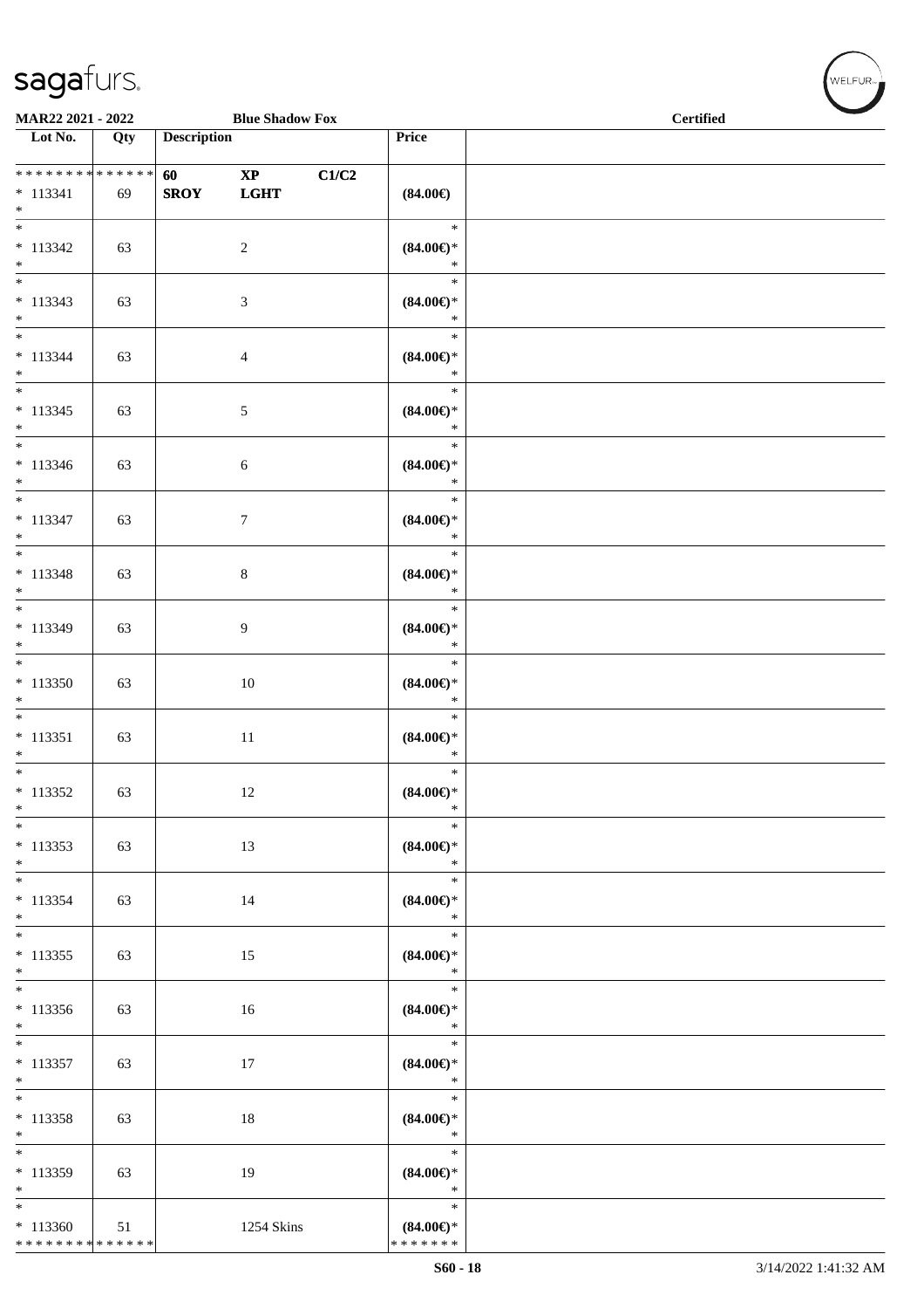MAR22 2021 - 2022 | Blue Shadow Fox | Certified

| Lot No. | Qty | Description | Price | |
|---|---|---|---|---|
| * * * * * * * * * * * * * * | | **60 XP C1/C2** | | |
| * 113341 | 69 | **SROY LGHT** | **(84.00€)** | |
| * | | | | |
| * 113342 | 63 | 2 | * **(84.00€)** * | |
| * 113343 | 63 | 3 | * **(84.00€)** * | |
| * 113344 | 63 | 4 | * **(84.00€)** * | |
| * 113345 | 63 | 5 | * **(84.00€)** * | |
| * 113346 | 63 | 6 | * **(84.00€)** * | |
| * 113347 | 63 | 7 | * **(84.00€)** * | |
| * 113348 | 63 | 8 | * **(84.00€)** * | |
| * 113349 | 63 | 9 | * **(84.00€)** * | |
| * 113350 | 63 | 10 | * **(84.00€)** * | |
| * 113351 | 63 | 11 | * **(84.00€)** * | |
| * 113352 | 63 | 12 | * **(84.00€)** * | |
| * 113353 | 63 | 13 | * **(84.00€)** * | |
| * 113354 | 63 | 14 | * **(84.00€)** * | |
| * 113355 | 63 | 15 | * **(84.00€)** * | |
| * 113356 | 63 | 16 | * **(84.00€)** * | |
| * 113357 | 63 | 17 | * **(84.00€)** * | |
| * 113358 | 63 | 18 | * **(84.00€)** * | |
| * 113359 | 63 | 19 | * **(84.00€)** * | |
| * 113360 | 51 | 1254 Skins | * **(84.00€)** * | |
| * * * * * * * * * * * * * * | | | * * * * * * * | |

S60 - 18 | 3/14/2022 1:41:32 AM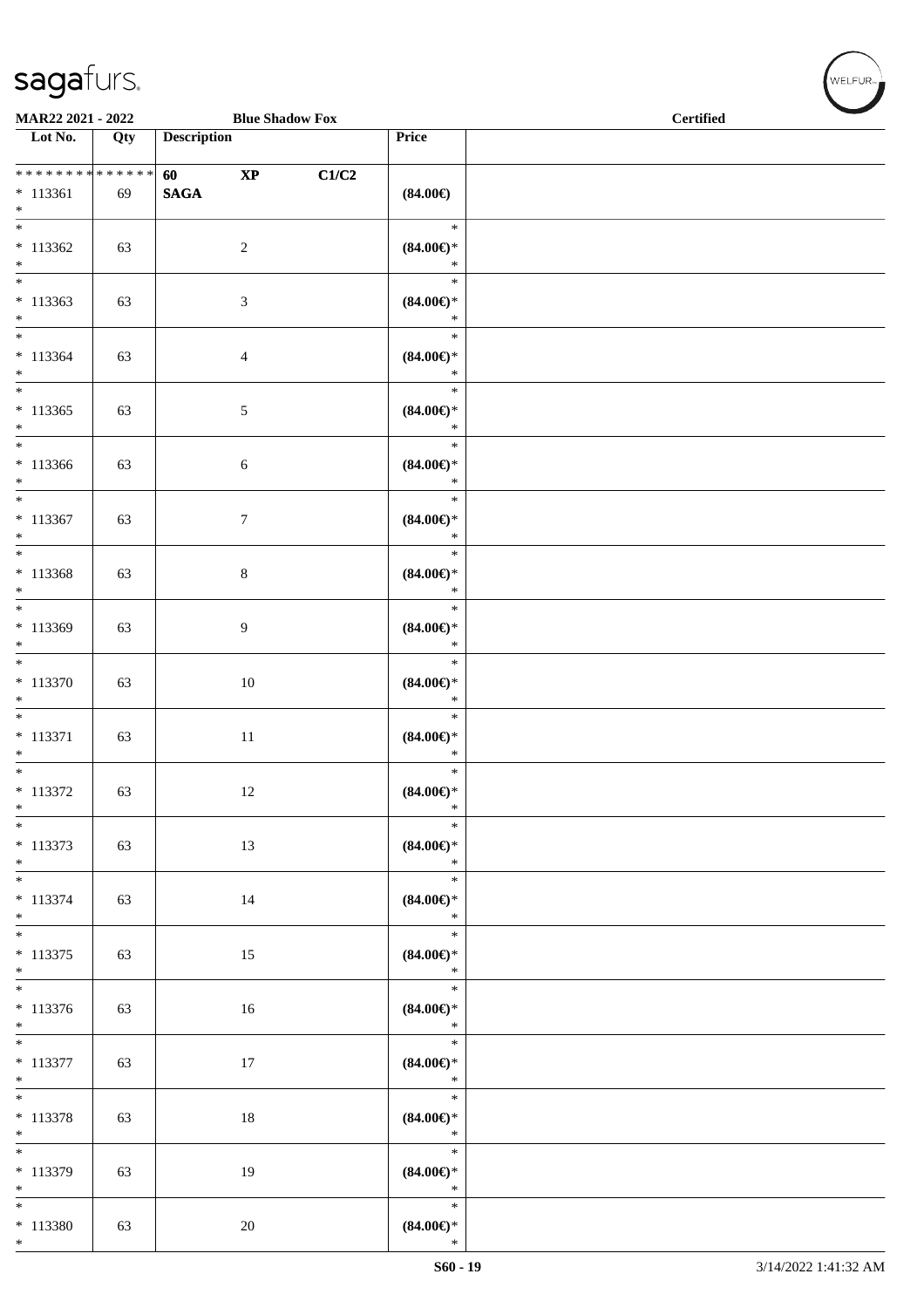MAR22 2021 - 2022 Blue Shadow Fox Certified

| Lot No. | Qty | Description | Price | |
|---|---|---|---|---|
| * * * * * * * * * * * * * * | | 60 XP C1/C2 | | |
| * 113361 | 69 | SAGA | (84.00€) | |
| * | | | | |
| * | | | * | |
| * 113362 | 63 | 2 | (84.00€)* | |
| * | | | * | |
| * | | | * | |
| * 113363 | 63 | 3 | (84.00€)* | |
| * | | | * | |
| * | | | * | |
| * 113364 | 63 | 4 | (84.00€)* | |
| * | | | * | |
| * | | | * | |
| * 113365 | 63 | 5 | (84.00€)* | |
| * | | | * | |
| * | | | * | |
| * 113366 | 63 | 6 | (84.00€)* | |
| * | | | * | |
| * | | | * | |
| * 113367 | 63 | 7 | (84.00€)* | |
| * | | | * | |
| * | | | * | |
| * 113368 | 63 | 8 | (84.00€)* | |
| * | | | * | |
| * | | | * | |
| * 113369 | 63 | 9 | (84.00€)* | |
| * | | | * | |
| * | | | * | |
| * 113370 | 63 | 10 | (84.00€)* | |
| * | | | * | |
| * | | | * | |
| * 113371 | 63 | 11 | (84.00€)* | |
| * | | | * | |
| * | | | * | |
| * 113372 | 63 | 12 | (84.00€)* | |
| * | | | * | |
| * | | | * | |
| * 113373 | 63 | 13 | (84.00€)* | |
| * | | | * | |
| * | | | * | |
| * 113374 | 63 | 14 | (84.00€)* | |
| * | | | * | |
| * | | | * | |
| * 113375 | 63 | 15 | (84.00€)* | |
| * | | | * | |
| * | | | * | |
| * 113376 | 63 | 16 | (84.00€)* | |
| * | | | * | |
| * | | | * | |
| * 113377 | 63 | 17 | (84.00€)* | |
| * | | | * | |
| * | | | * | |
| * 113378 | 63 | 18 | (84.00€)* | |
| * | | | * | |
| * | | | * | |
| * 113379 | 63 | 19 | (84.00€)* | |
| * | | | * | |
| * | | | * | |
| * 113380 | 63 | 20 | (84.00€)* | |
| * | | | * | |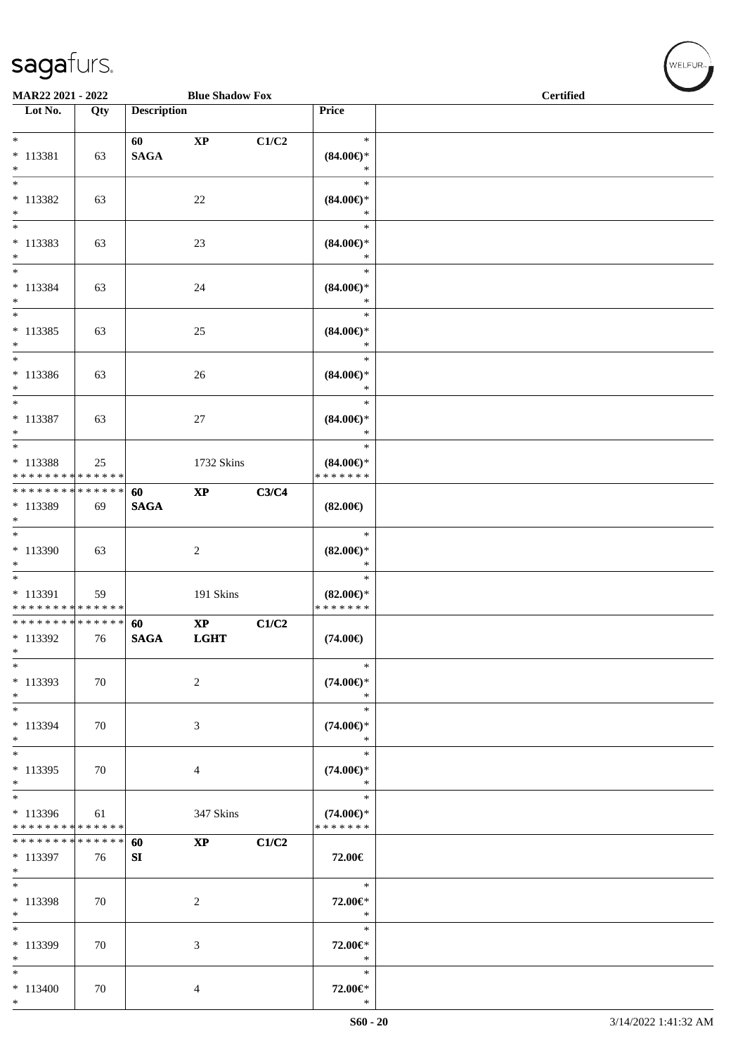MAR22 2021 - 2022 | Blue Shadow Fox | Certified

| Lot No. | Qty | Description | | | Price | |
|---|---|---|---|---|---|---|
| * <br> * 113381 <br> * | 63 | 60 <br> **SAGA** | **XP** | **C1/C2** | * <br> **(84.00€)*** <br> * | |
| * <br> * 113382 <br> * | 63 | | 22 | | * <br> **(84.00€)*** <br> * | |
| * <br> * 113383 <br> * | 63 | | 23 | | * <br> **(84.00€)*** <br> * | |
| * <br> * 113384 <br> * | 63 | | 24 | | * <br> **(84.00€)*** <br> * | |
| * <br> * 113385 <br> * | 63 | | 25 | | * <br> **(84.00€)*** <br> * | |
| * <br> * 113386 <br> * | 63 | | 26 | | * <br> **(84.00€)*** <br> * | |
| * <br> * 113387 <br> * | 63 | | 27 | | * <br> **(84.00€)*** <br> * | |
| * <br> * 113388 <br> * * * * * * * * * * * * * * | 25 | | 1732 Skins | | * <br> **(84.00€)*** <br> * * * * * * * | |
| * * * * * * * * * * * * * * <br> * 113389 <br> * | 69 | **60** <br> **SAGA** | **XP** | **C3/C4** | **(82.00€)** | |
| * <br> * 113390 <br> * | 63 | | 2 | | * <br> **(82.00€)*** <br> * | |
| * <br> * 113391 <br> * * * * * * * * * * * * * * | 59 | | 191 Skins | | * <br> **(82.00€)*** <br> * * * * * * * | |
| * * * * * * * * * * * * * * <br> * 113392 <br> * | 76 | **60** <br> **SAGA** | **XP** <br> **LGHT** | **C1/C2** | **(74.00€)** | |
| * <br> * 113393 <br> * | 70 | | 2 | | * <br> **(74.00€)*** <br> * | |
| * <br> * 113394 <br> * | 70 | | 3 | | * <br> **(74.00€)*** <br> * | |
| * <br> * 113395 <br> * | 70 | | 4 | | * <br> **(74.00€)*** <br> * | |
| * <br> * 113396 <br> * * * * * * * * * * * * * * | 61 | | 347 Skins | | * <br> **(74.00€)*** <br> * * * * * * * | |
| * * * * * * * * * * * * * * <br> * 113397 <br> * | 76 | **60** <br> **SI** | **XP** | **C1/C2** | **72.00€** | |
| * <br> * 113398 <br> * | 70 | | 2 | | * <br> **72.00€*** <br> * | |
| * <br> * 113399 <br> * | 70 | | 3 | | * <br> **72.00€*** <br> * | |
| * <br> * 113400 <br> * | 70 | | 4 | | * <br> **72.00€*** <br> * | |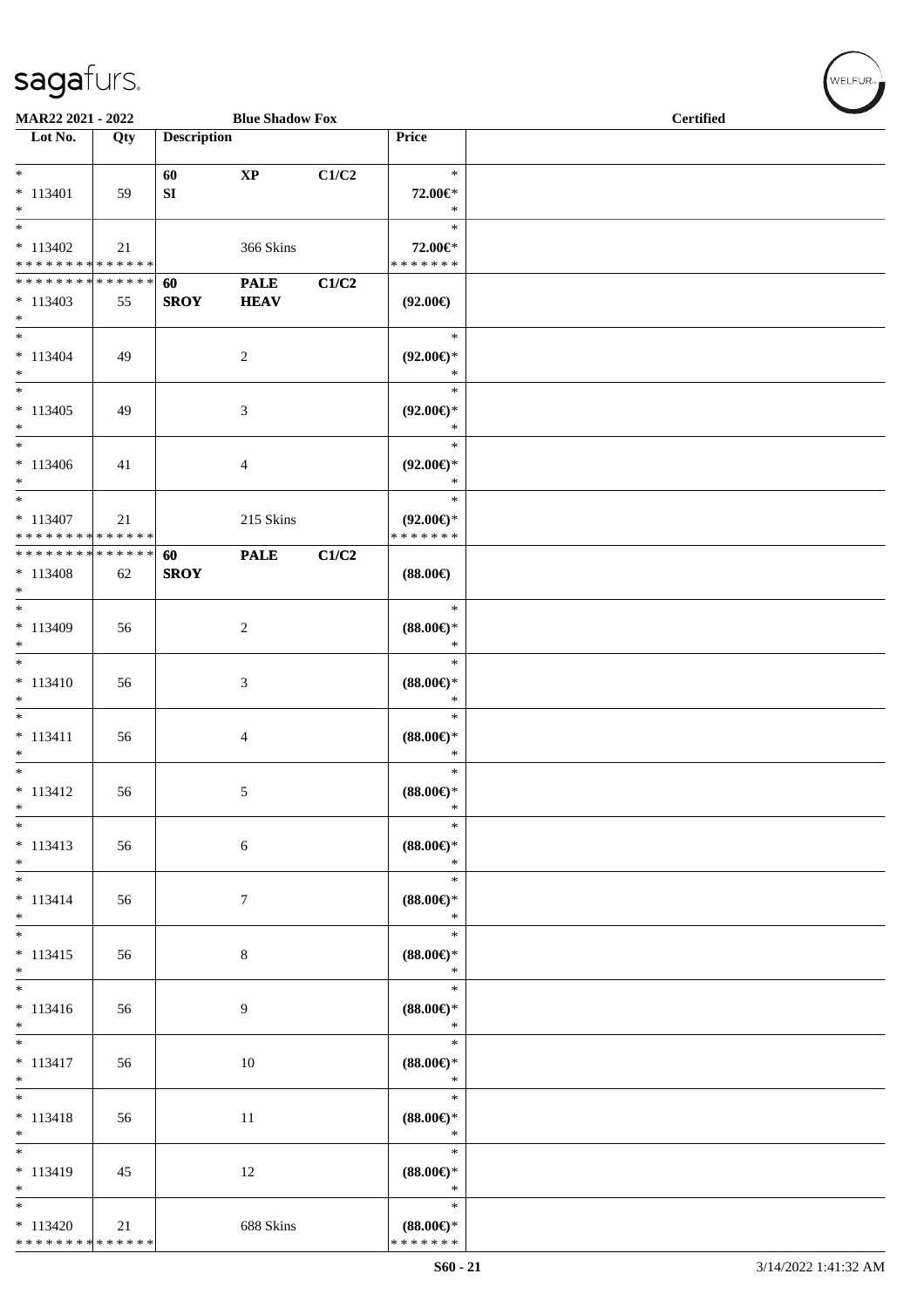| MAR22 2021 - 2022 | | Blue Shadow Fox | | | | Certified |
|---|---|---|---|---|---|---|
| Lot No. | Qty | Description | | | Price | |
| * | | 60 | XP | C1/C2 | * | |
| * 113401 | 59 | SI | | | 72.00€* | |
| * | | | | | * | |
| * | | | | | * | |
| * 113402 | 21 | | 366 Skins | | 72.00€* | |
| * * * * * * * * * * * * * * | | | | | * * * * * * * | |
| * * * * * * * * * * * * * * | | 60 | PALE | C1/C2 | | |
| * 113403 | 55 | SROY | HEAV | | (92.00€) | |
| * | | | | | | |
| * | | | | | * | |
| * 113404 | 49 | | 2 | | (92.00€)* | |
| * | | | | | * | |
| * | | | | | * | |
| * 113405 | 49 | | 3 | | (92.00€)* | |
| * | | | | | * | |
| * | | | | | * | |
| * 113406 | 41 | | 4 | | (92.00€)* | |
| * | | | | | * | |
| * | | | | | * | |
| * 113407 | 21 | | 215 Skins | | (92.00€)* | |
| * * * * * * * * * * * * * * | | | | | * * * * * * * | |
| * * * * * * * * * * * * * * | | 60 | PALE | C1/C2 | | |
| * 113408 | 62 | SROY | | | (88.00€) | |
| * | | | | | | |
| * | | | | | * | |
| * 113409 | 56 | | 2 | | (88.00€)* | |
| * | | | | | * | |
| * | | | | | * | |
| * 113410 | 56 | | 3 | | (88.00€)* | |
| * | | | | | * | |
| * | | | | | * | |
| * 113411 | 56 | | 4 | | (88.00€)* | |
| * | | | | | * | |
| * | | | | | * | |
| * 113412 | 56 | | 5 | | (88.00€)* | |
| * | | | | | * | |
| * | | | | | * | |
| * 113413 | 56 | | 6 | | (88.00€)* | |
| * | | | | | * | |
| * | | | | | * | |
| * 113414 | 56 | | 7 | | (88.00€)* | |
| * | | | | | * | |
| * | | | | | * | |
| * 113415 | 56 | | 8 | | (88.00€)* | |
| * | | | | | * | |
| * | | | | | * | |
| * 113416 | 56 | | 9 | | (88.00€)* | |
| * | | | | | * | |
| * | | | | | * | |
| * 113417 | 56 | | 10 | | (88.00€)* | |
| * | | | | | * | |
| * | | | | | * | |
| * 113418 | 56 | | 11 | | (88.00€)* | |
| * | | | | | * | |
| * | | | | | * | |
| * 113419 | 45 | | 12 | | (88.00€)* | |
| * | | | | | * | |
| * | | | | | * | |
| * 113420 | 21 | | 688 Skins | | (88.00€)* | |
| * * * * * * * * * * * * * * | | | | | * * * * * * * | |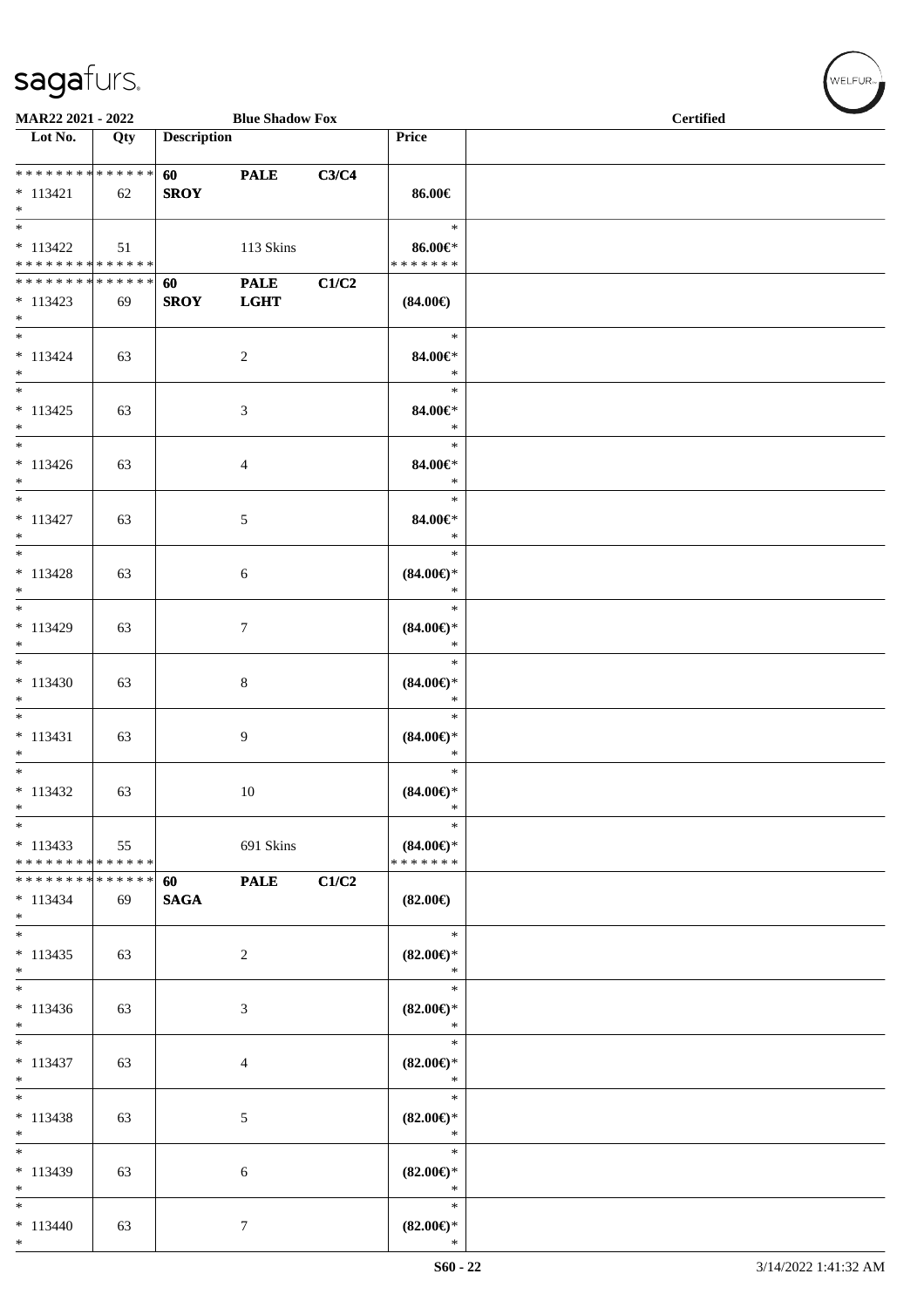MAR22 2021 - 2022 | Blue Shadow Fox | Certified

| Lot No. | Qty | Description | | | Price | |
|---|---|---|---|---|---|---|
| * * * * * * * * * * * * * * | | 60 | PALE | C3/C4 | | |
| * 113421 | 62 | SROY | | | 86.00€ | |
| * | | | | | | |
| * | | | | | * | |
| * 113422 | 51 | | 113 Skins | | 86.00€* | |
| * * * * * * * * * * * * * * | | | | | * * * * * * * | |
| * * * * * * * * * * * * * * | | 60 | PALE | C1/C2 | | |
| * 113423 | 69 | SROY | LGHT | | (84.00€) | |
| * | | | | | | |
| * | | | | | * | |
| * 113424 | 63 | | 2 | | 84.00€* | |
| * | | | | | * | |
| * | | | | | * | |
| * 113425 | 63 | | 3 | | 84.00€* | |
| * | | | | | * | |
| * | | | | | * | |
| * 113426 | 63 | | 4 | | 84.00€* | |
| * | | | | | * | |
| * | | | | | * | |
| * 113427 | 63 | | 5 | | 84.00€* | |
| * | | | | | * | |
| * | | | | | * | |
| * 113428 | 63 | | 6 | | (84.00€)* | |
| * | | | | | * | |
| * | | | | | * | |
| * 113429 | 63 | | 7 | | (84.00€)* | |
| * | | | | | * | |
| * | | | | | * | |
| * 113430 | 63 | | 8 | | (84.00€)* | |
| * | | | | | * | |
| * | | | | | * | |
| * 113431 | 63 | | 9 | | (84.00€)* | |
| * | | | | | * | |
| * | | | | | * | |
| * 113432 | 63 | | 10 | | (84.00€)* | |
| * | | | | | * | |
| * | | | | | * | |
| * 113433 | 55 | | 691 Skins | | (84.00€)* | |
| * * * * * * * * * * * * * * | | | | | * * * * * * * | |
| * * * * * * * * * * * * * * | | 60 | PALE | C1/C2 | | |
| * 113434 | 69 | SAGA | | | (82.00€) | |
| * | | | | | | |
| * | | | | | * | |
| * 113435 | 63 | | 2 | | (82.00€)* | |
| * | | | | | * | |
| * | | | | | * | |
| * 113436 | 63 | | 3 | | (82.00€)* | |
| * | | | | | * | |
| * | | | | | * | |
| * 113437 | 63 | | 4 | | (82.00€)* | |
| * | | | | | * | |
| * | | | | | * | |
| * 113438 | 63 | | 5 | | (82.00€)* | |
| * | | | | | * | |
| * | | | | | * | |
| * 113439 | 63 | | 6 | | (82.00€)* | |
| * | | | | | * | |
| * | | | | | * | |
| * 113440 | 63 | | 7 | | (82.00€)* | |
| * | | | | | * | |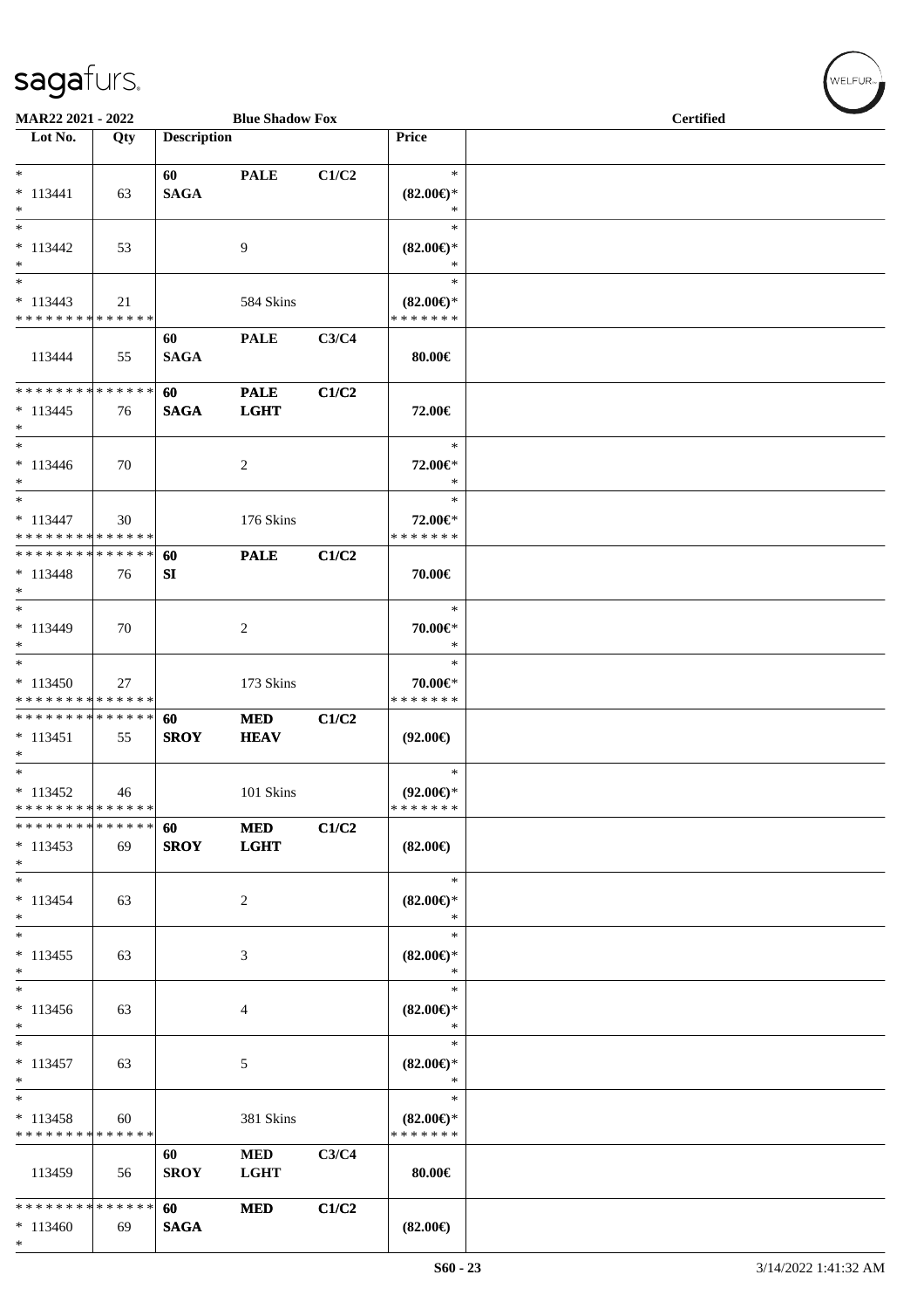**MAR22 2021 - 2022** **Blue Shadow Fox** **Certified**

| Lot No. | Qty | Description | | | Price | |
|---|---|---|---|---|---|---|
| * <br> * 113441 <br> * | 63 | 60 <br> **SAGA** | **PALE** | C1/C2 | * <br> (82.00€)* <br> * | |
| * <br> * 113442 <br> * | 53 | | 9 | | * <br> (82.00€)* <br> * | |
| * <br> * 113443 <br> * * * * * * * * * * * * * * | 21 | | 584 Skins | | * <br> (82.00€)* <br> * * * * * * * | |
| 113444 | 55 | 60 <br> **SAGA** | **PALE** | C3/C4 | 80.00€ | |
| * * * * * * * * * * * * * * <br> * 113445 <br> * | 76 | 60 <br> **SAGA** | **PALE** <br> **LGHT** | C1/C2 | 72.00€ | |
| * <br> * 113446 <br> * | 70 | | 2 | | * <br> 72.00€* <br> * | |
| * <br> * 113447 <br> * * * * * * * * * * * * * * | 30 | | 176 Skins | | * <br> 72.00€* <br> * * * * * * * | |
| * * * * * * * * * * * * * * <br> * 113448 <br> * | 76 | 60 <br> **SI** | **PALE** | C1/C2 | 70.00€ | |
| * <br> * 113449 <br> * | 70 | | 2 | | * <br> 70.00€* <br> * | |
| * <br> * 113450 <br> * * * * * * * * * * * * * * | 27 | | 173 Skins | | * <br> 70.00€* <br> * * * * * * * | |
| * * * * * * * * * * * * * * <br> * 113451 <br> * | 55 | 60 <br> **SROY** | **MED** <br> **HEAV** | C1/C2 | (92.00€) | |
| * <br> * 113452 <br> * * * * * * * * * * * * * * | 46 | | 101 Skins | | * <br> (92.00€)* <br> * * * * * * * | |
| * * * * * * * * * * * * * * <br> * 113453 <br> * | 69 | 60 <br> **SROY** | **MED** <br> **LGHT** | C1/C2 | (82.00€) | |
| * <br> * 113454 <br> * | 63 | | 2 | | * <br> (82.00€)* <br> * | |
| * <br> * 113455 <br> * | 63 | | 3 | | * <br> (82.00€)* <br> * | |
| * <br> * 113456 <br> * | 63 | | 4 | | * <br> (82.00€)* <br> * | |
| * <br> * 113457 <br> * | 63 | | 5 | | * <br> (82.00€)* <br> * | |
| * <br> * 113458 <br> * * * * * * * * * * * * * * | 60 | | 381 Skins | | * <br> (82.00€)* <br> * * * * * * * | |
| 113459 | 56 | 60 <br> **SROY** | **MED** <br> **LGHT** | C3/C4 | 80.00€ | |
| * * * * * * * * * * * * * * <br> * 113460 <br> * | 69 | 60 <br> **SAGA** | **MED** | C1/C2 | (82.00€) | |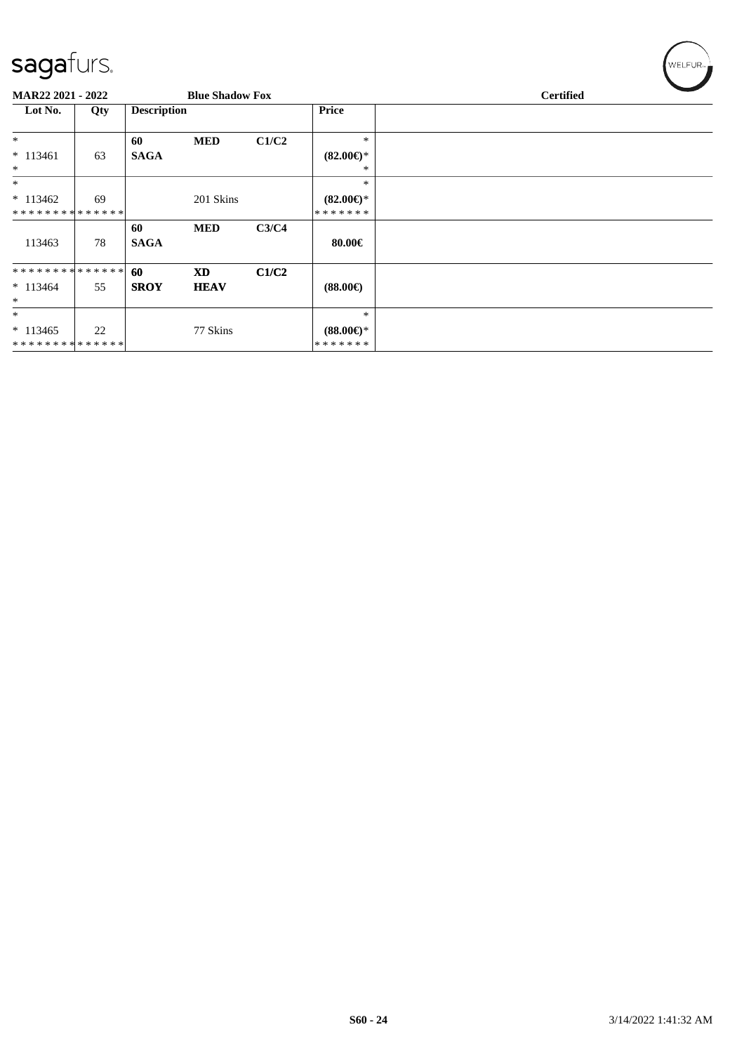**MAR22 2021 - 2022** | **Blue Shadow Fox** | **Certified**

| Lot No. | Qty | Description | | | Price | |
|---|---|---|---|---|---|---|
| * | | 60 | MED | C1/C2 | * | |
| * 113461 | 63 | SAGA | | | (82.00€)* | |
| * | | | | | * | |
| * | | | | | * | |
| * 113462 | 69 | | 201 Skins | | (82.00€)* | |
| * * * * * * * * * * * * * * | | | | | * * * * * * * | |
| | | 60 | MED | C3/C4 | | |
| 113463 | 78 | SAGA | | | 80.00€ | |
| * * * * * * * * * * * * * * | | 60 | XD | C1/C2 | | |
| * 113464 | 55 | SROY | HEAV | | (88.00€) | |
| * | | | | | | |
| * | | | | | * | |
| * 113465 | 22 | | 77 Skins | | (88.00€)* | |
| * * * * * * * * * * * * * * | | | | | * * * * * * * | |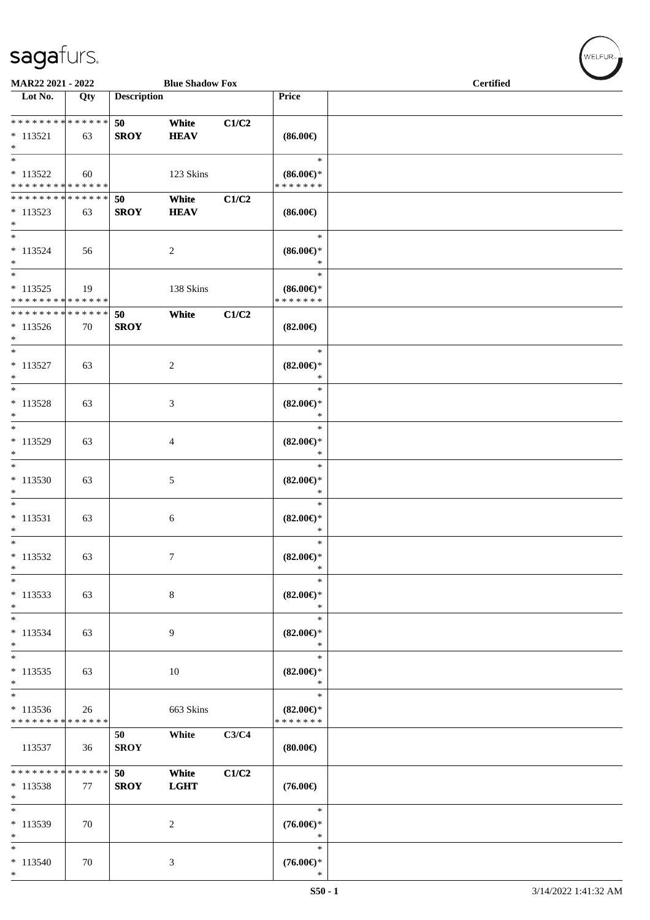**MAR22 2021 - 2022** **Blue Shadow Fox** **Certified**

| Lot No. | Qty | Description | | | Price | |
|---|---|---|---|---|---|---|
| * * * * * * * * * * * * * * | | 50 | White | C1/C2 | | |
| * 113521 | 63 | SROY | HEAV | | (86.00€) | |
| * | | | | | | |
| * | | | | | * | |
| * 113522 | 60 | | 123 Skins | | (86.00€)* | |
| * * * * * * * * * * * * * * | | | | | * * * * * * * | |
| * * * * * * * * * * * * * * | | 50 | White | C1/C2 | | |
| * 113523 | 63 | SROY | HEAV | | (86.00€) | |
| * | | | | | | |
| * | | | | | * | |
| * 113524 | 56 | | 2 | | (86.00€)* | |
| * | | | | | * | |
| * | | | | | * | |
| * 113525 | 19 | | 138 Skins | | (86.00€)* | |
| * * * * * * * * * * * * * * | | | | | * * * * * * * | |
| * * * * * * * * * * * * * * | | 50 | White | C1/C2 | | |
| * 113526 | 70 | SROY | | | (82.00€) | |
| * | | | | | | |
| * | | | | | * | |
| * 113527 | 63 | | 2 | | (82.00€)* | |
| * | | | | | * | |
| * | | | | | * | |
| * 113528 | 63 | | 3 | | (82.00€)* | |
| * | | | | | * | |
| * | | | | | * | |
| * 113529 | 63 | | 4 | | (82.00€)* | |
| * | | | | | * | |
| * | | | | | * | |
| * 113530 | 63 | | 5 | | (82.00€)* | |
| * | | | | | * | |
| * | | | | | * | |
| * 113531 | 63 | | 6 | | (82.00€)* | |
| * | | | | | * | |
| * | | | | | * | |
| * 113532 | 63 | | 7 | | (82.00€)* | |
| * | | | | | * | |
| * | | | | | * | |
| * 113533 | 63 | | 8 | | (82.00€)* | |
| * | | | | | * | |
| * | | | | | * | |
| * 113534 | 63 | | 9 | | (82.00€)* | |
| * | | | | | * | |
| * | | | | | * | |
| * 113535 | 63 | | 10 | | (82.00€)* | |
| * | | | | | * | |
| * | | | | | * | |
| * 113536 | 26 | | 663 Skins | | (82.00€)* | |
| * * * * * * * * * * * * * * | | | | | * * * * * * * | |
| | | 50 | White | C3/C4 | | |
| 113537 | 36 | SROY | | | (80.00€) | |
| * * * * * * * * * * * * * * | | 50 | White | C1/C2 | | |
| * 113538 | 77 | SROY | LGHT | | (76.00€) | |
| * | | | | | | |
| * | | | | | * | |
| * 113539 | 70 | | 2 | | (76.00€)* | |
| * | | | | | * | |
| * | | | | | * | |
| * 113540 | 70 | | 3 | | (76.00€)* | |
| * | | | | | * | |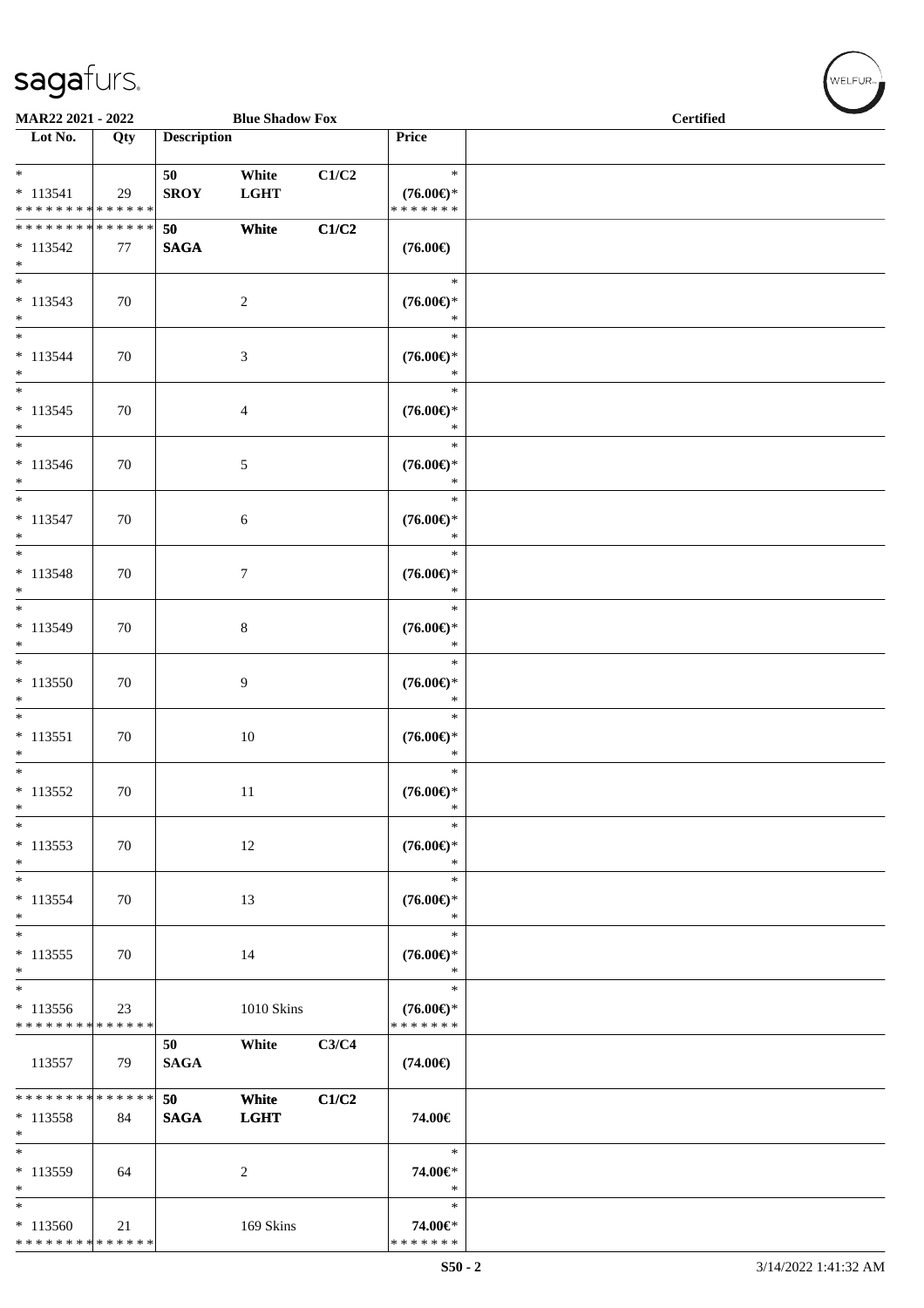MAR22 2021 - 2022 Blue Shadow Fox Certified

| Lot No. | Qty | Description | | | Price | |
|---|---|---|---|---|---|---|
| * <br> * 113541 <br> * * * * * * * * * * * * * * | 29 | 50 <br> SROY | White <br> LGHT | C1/C2 | * <br> (76.00€)* <br> * * * * * * * | |
| * * * * * * * * * * * * * * <br> * 113542 <br> * | 77 | 50 <br> SAGA | White | C1/C2 | (76.00€) | |
| * <br> * 113543 <br> * | 70 | | 2 | | * <br> (76.00€)* <br> * | |
| * <br> * 113544 <br> * | 70 | | 3 | | * <br> (76.00€)* <br> * | |
| * <br> * 113545 <br> * | 70 | | 4 | | * <br> (76.00€)* <br> * | |
| * <br> * 113546 <br> * | 70 | | 5 | | * <br> (76.00€)* <br> * | |
| * <br> * 113547 <br> * | 70 | | 6 | | * <br> (76.00€)* <br> * | |
| * <br> * 113548 <br> * | 70 | | 7 | | * <br> (76.00€)* <br> * | |
| * <br> * 113549 <br> * | 70 | | 8 | | * <br> (76.00€)* <br> * | |
| * <br> * 113550 <br> * | 70 | | 9 | | * <br> (76.00€)* <br> * | |
| * <br> * 113551 <br> * | 70 | | 10 | | * <br> (76.00€)* <br> * | |
| * <br> * 113552 <br> * | 70 | | 11 | | * <br> (76.00€)* <br> * | |
| * <br> * 113553 <br> * | 70 | | 12 | | * <br> (76.00€)* <br> * | |
| * <br> * 113554 <br> * | 70 | | 13 | | * <br> (76.00€)* <br> * | |
| * <br> * 113555 <br> * | 70 | | 14 | | * <br> (76.00€)* <br> * | |
| * <br> * 113556 <br> * * * * * * * * * * * * * * | 23 | | 1010 Skins | | * <br> (76.00€)* <br> * * * * * * * | |
| 113557 | 79 | 50 <br> SAGA | White | C3/C4 | (74.00€) | |
| * * * * * * * * * * * * * * <br> * 113558 <br> * | 84 | 50 <br> SAGA | White <br> LGHT | C1/C2 | 74.00€ | |
| * <br> * 113559 <br> * | 64 | | 2 | | * <br> 74.00€* <br> * | |
| * <br> * 113560 <br> * * * * * * * * * * * * * * | 21 | | 169 Skins | | * <br> 74.00€* <br> * * * * * * * | |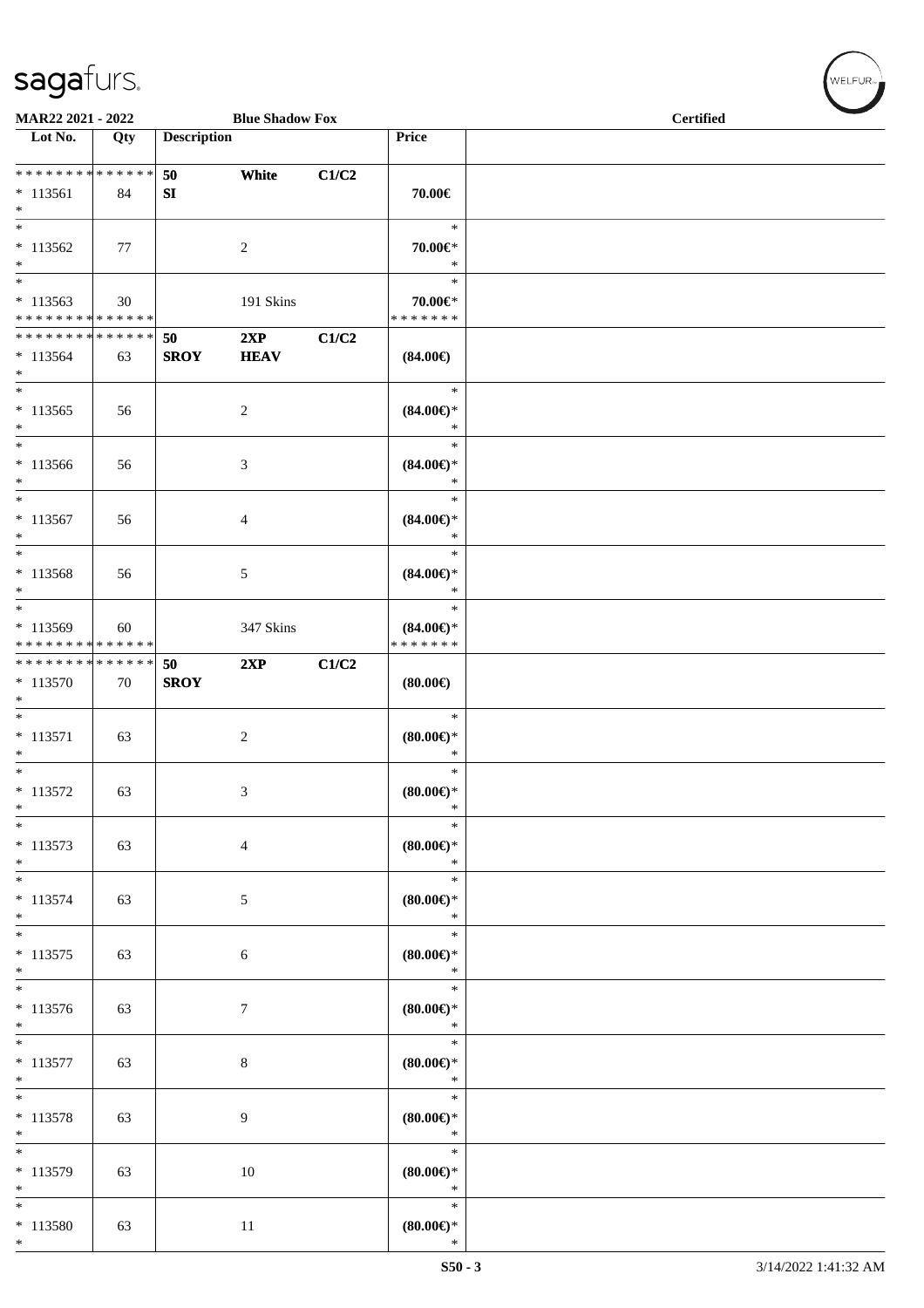MAR22 2021 - 2022 | Blue Shadow Fox | Certified

| Lot No. | Qty | Description | | | Price |
|---|---|---|---|---|---|
| * * * * * * * * * * * * * * | | 50 | White | C1/C2 | |
| * 113561 | 84 | SI | | | 70.00€ |
| * | | | | | |
| * | | | | | * |
| * 113562 | 77 | | 2 | | 70.00€* |
| * | | | | | * |
| * | | | | | * |
| * 113563 | 30 | | 191 Skins | | 70.00€* |
| * * * * * * * * * * * * * * | | | | | * * * * * * * |
| * * * * * * * * * * * * * * | | 50 | 2XP | C1/C2 | |
| * 113564 | 63 | SROY | HEAV | | (84.00€) |
| * | | | | | |
| * | | | | | * |
| * 113565 | 56 | | 2 | | (84.00€)* |
| * | | | | | * |
| * | | | | | * |
| * 113566 | 56 | | 3 | | (84.00€)* |
| * | | | | | * |
| * | | | | | * |
| * 113567 | 56 | | 4 | | (84.00€)* |
| * | | | | | * |
| * | | | | | * |
| * 113568 | 56 | | 5 | | (84.00€)* |
| * | | | | | * |
| * | | | | | * |
| * 113569 | 60 | | 347 Skins | | (84.00€)* |
| * * * * * * * * * * * * * * | | | | | * * * * * * * |
| * * * * * * * * * * * * * * | | 50 | 2XP | C1/C2 | |
| * 113570 | 70 | SROY | | | (80.00€) |
| * | | | | | |
| * | | | | | * |
| * 113571 | 63 | | 2 | | (80.00€)* |
| * | | | | | * |
| * | | | | | * |
| * 113572 | 63 | | 3 | | (80.00€)* |
| * | | | | | * |
| * | | | | | * |
| * 113573 | 63 | | 4 | | (80.00€)* |
| * | | | | | * |
| * | | | | | * |
| * 113574 | 63 | | 5 | | (80.00€)* |
| * | | | | | * |
| * | | | | | * |
| * 113575 | 63 | | 6 | | (80.00€)* |
| * | | | | | * |
| * | | | | | * |
| * 113576 | 63 | | 7 | | (80.00€)* |
| * | | | | | * |
| * | | | | | * |
| * 113577 | 63 | | 8 | | (80.00€)* |
| * | | | | | * |
| * | | | | | * |
| * 113578 | 63 | | 9 | | (80.00€)* |
| * | | | | | * |
| * | | | | | * |
| * 113579 | 63 | | 10 | | (80.00€)* |
| * | | | | | * |
| * | | | | | * |
| * 113580 | 63 | | 11 | | (80.00€)* |
| * | | | | | * |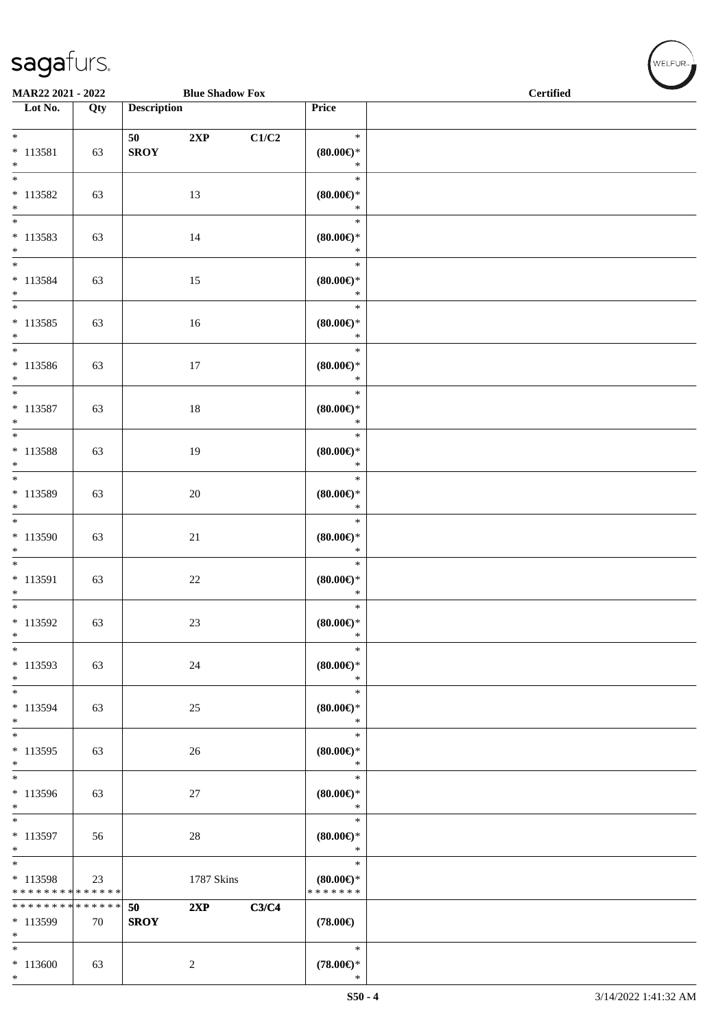| Lot No. | Qty | Description | | | Price | |
|---|---|---|---|---|---|---|
| * 113581 * | 63 | 50 SROY | 2XP | C1/C2 | * (80.00€)* * | |
| * 113582 * | 63 | | 13 | | * (80.00€)* * | |
| * 113583 * | 63 | | 14 | | * (80.00€)* * | |
| * 113584 * | 63 | | 15 | | * (80.00€)* * | |
| * 113585 * | 63 | | 16 | | * (80.00€)* * | |
| * 113586 * | 63 | | 17 | | * (80.00€)* * | |
| * 113587 * | 63 | | 18 | | * (80.00€)* * | |
| * 113588 * | 63 | | 19 | | * (80.00€)* * | |
| * 113589 * | 63 | | 20 | | * (80.00€)* * | |
| * 113590 * | 63 | | 21 | | * (80.00€)* * | |
| * 113591 * | 63 | | 22 | | * (80.00€)* * | |
| * 113592 * | 63 | | 23 | | * (80.00€)* * | |
| * 113593 * | 63 | | 24 | | * (80.00€)* * | |
| * 113594 * | 63 | | 25 | | * (80.00€)* * | |
| * 113595 * | 63 | | 26 | | * (80.00€)* * | |
| * 113596 * | 63 | | 27 | | * (80.00€)* * | |
| * 113597 * | 56 | | 28 | | * (80.00€)* * | |
| * 113598 * * * * * * * * * * * * * * | 23 | | 1787 Skins | | * (80.00€)* * * * * * * * | |
| * * * * * * * * * * * * * * 113599 * | 70 | 50 SROY | 2XP | C3/C4 | (78.00€) | |
| * 113600 * | 63 | | 2 | | * (78.00€)* * | |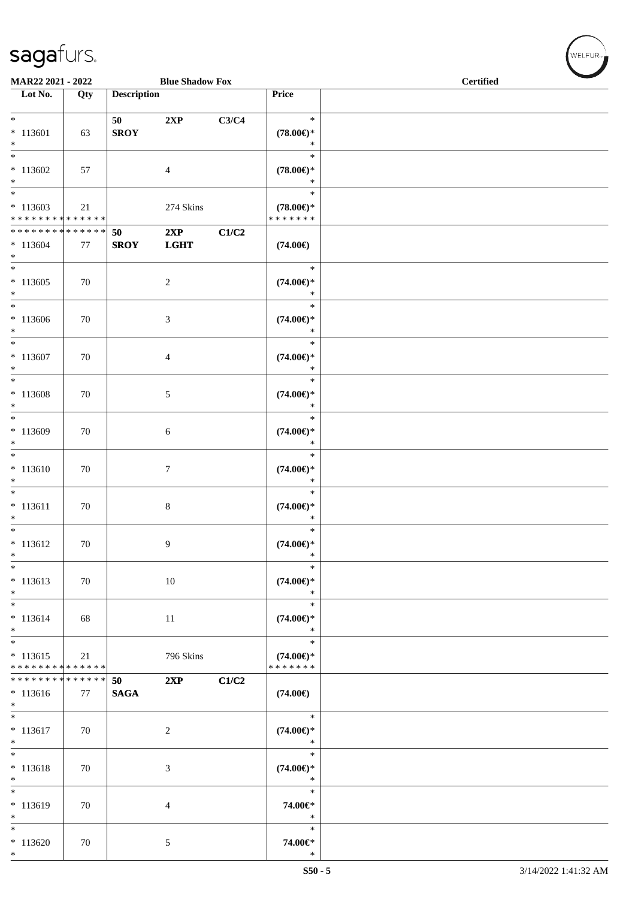MAR22 2021 - 2022 | Blue Shadow Fox | Certified

| Lot No. | Qty | Description | | | Price | |
|---|---|---|---|---|---|---|
| * 113601 * | 63 | 50 SROY | 2XP | C3/C4 | * (78.00€)* * | |
| * 113602 * | 57 | | 4 | | * (78.00€)* * | |
| * 113603 * * * * * * * * * * * * * * | 21 | | 274 Skins | | * (78.00€)* * * * * * * * | |
| * * * * * * * * * * * * * * 113604 * | 77 | 50 SROY | 2XP LGHT | C1/C2 | (74.00€) | |
| * 113605 * | 70 | | 2 | | * (74.00€)* * | |
| * 113606 * | 70 | | 3 | | * (74.00€)* * | |
| * 113607 * | 70 | | 4 | | * (74.00€)* * | |
| * 113608 * | 70 | | 5 | | * (74.00€)* * | |
| * 113609 * | 70 | | 6 | | * (74.00€)* * | |
| * 113610 * | 70 | | 7 | | * (74.00€)* * | |
| * 113611 * | 70 | | 8 | | * (74.00€)* * | |
| * 113612 * | 70 | | 9 | | * (74.00€)* * | |
| * 113613 * | 70 | | 10 | | * (74.00€)* * | |
| * 113614 * | 68 | | 11 | | * (74.00€)* * | |
| * 113615 * * * * * * * * * * * * * * | 21 | | 796 Skins | | * (74.00€)* * * * * * * * | |
| * * * * * * * * * * * * * * 113616 * | 77 | 50 SAGA | 2XP | C1/C2 | (74.00€) | |
| * 113617 * | 70 | | 2 | | * (74.00€)* * | |
| * 113618 * | 70 | | 3 | | * (74.00€)* * | |
| * 113619 * | 70 | | 4 | | * 74.00€* * | |
| * 113620 * | 70 | | 5 | | * 74.00€* * | |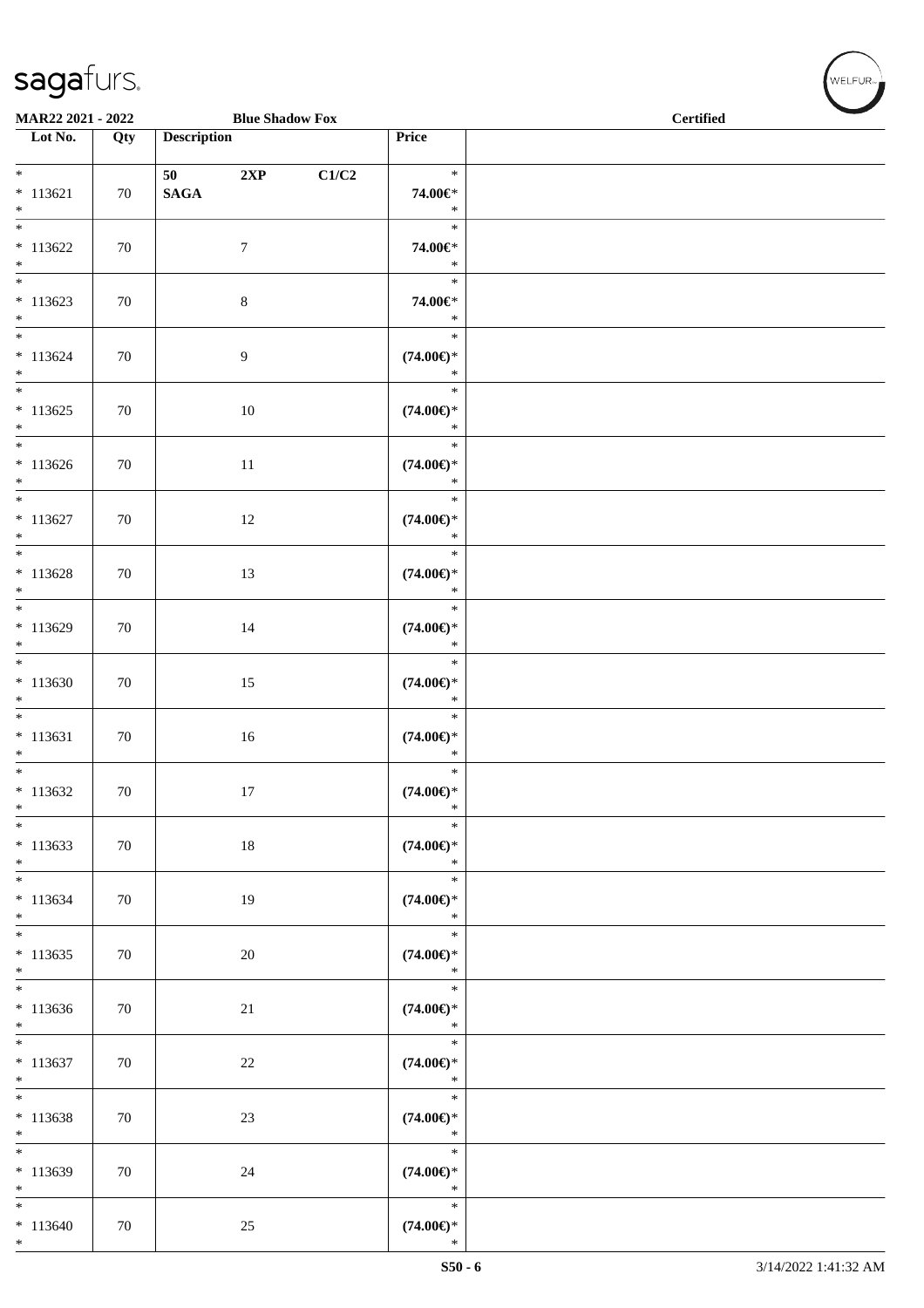MAR22 2021 - 2022 Blue Shadow Fox Certified

| Lot No. | Qty | Description | Price | |
|---|---|---|---|---|
| * 113621 * | 70 | 50 2XP C1/C2 SAGA | * 74.00€* * | |
| * 113622 * | 70 | 7 | * 74.00€* * | |
| * 113623 * | 70 | 8 | * 74.00€* * | |
| * 113624 * | 70 | 9 | * (74.00€)* * | |
| * 113625 * | 70 | 10 | * (74.00€)* * | |
| * 113626 * | 70 | 11 | * (74.00€)* * | |
| * 113627 * | 70 | 12 | * (74.00€)* * | |
| * 113628 * | 70 | 13 | * (74.00€)* * | |
| * 113629 * | 70 | 14 | * (74.00€)* * | |
| * 113630 * | 70 | 15 | * (74.00€)* * | |
| * 113631 * | 70 | 16 | * (74.00€)* * | |
| * 113632 * | 70 | 17 | * (74.00€)* * | |
| * 113633 * | 70 | 18 | * (74.00€)* * | |
| * 113634 * | 70 | 19 | * (74.00€)* * | |
| * 113635 * | 70 | 20 | * (74.00€)* * | |
| * 113636 * | 70 | 21 | * (74.00€)* * | |
| * 113637 * | 70 | 22 | * (74.00€)* * | |
| * 113638 * | 70 | 23 | * (74.00€)* * | |
| * 113639 * | 70 | 24 | * (74.00€)* * | |
| * 113640 * | 70 | 25 | * (74.00€)* * | |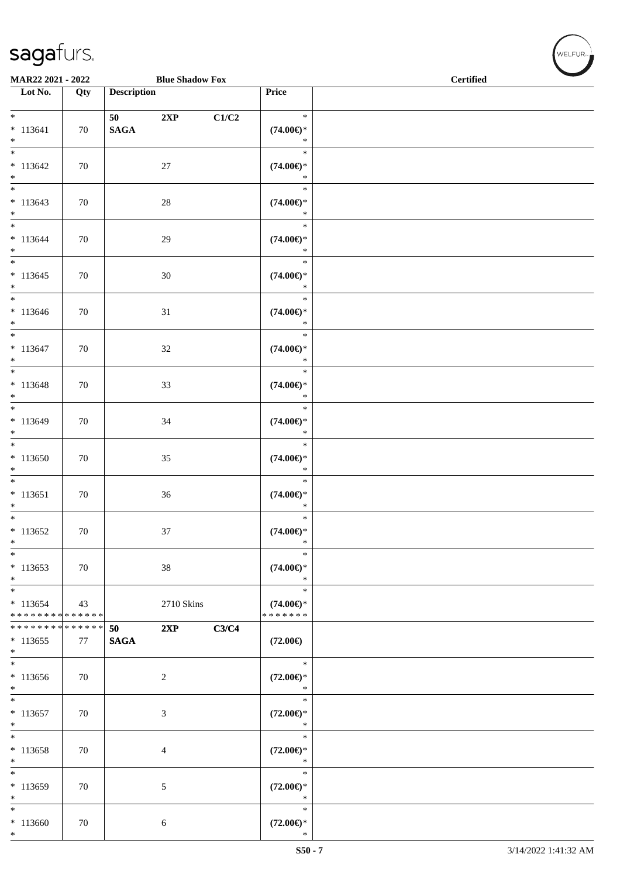MAR22 2021 - 2022 Blue Shadow Fox Certified

| Lot No. | Qty | Description | Price | |
|---|---|---|---|---|
| * 113641 * | 70 | 50 2XP C1/C2 SAGA | * (74.00€)* * | |
| * 113642 * | 70 | 27 | * (74.00€)* * | |
| * 113643 * | 70 | 28 | * (74.00€)* * | |
| * 113644 * | 70 | 29 | * (74.00€)* * | |
| * 113645 * | 70 | 30 | * (74.00€)* * | |
| * 113646 * | 70 | 31 | * (74.00€)* * | |
| * 113647 * | 70 | 32 | * (74.00€)* * | |
| * 113648 * | 70 | 33 | * (74.00€)* * | |
| * 113649 * | 70 | 34 | * (74.00€)* * | |
| * 113650 * | 70 | 35 | * (74.00€)* * | |
| * 113651 * | 70 | 36 | * (74.00€)* * | |
| * 113652 * | 70 | 37 | * (74.00€)* * | |
| * 113653 * | 70 | 38 | * (74.00€)* * | |
| * 113654 * * * * * * * * * * * * * | 43 | 2710 Skins | * (74.00€)* * * * * * * * | |
| * * * * * * * * * * * * * * 113655 * | 77 | 50 2XP C3/C4 SAGA | (72.00€) | |
| * 113656 * | 70 | 2 | * (72.00€)* * | |
| * 113657 * | 70 | 3 | * (72.00€)* * | |
| * 113658 * | 70 | 4 | * (72.00€)* * | |
| * 113659 * | 70 | 5 | * (72.00€)* * | |
| * 113660 * | 70 | 6 | * (72.00€)* * | |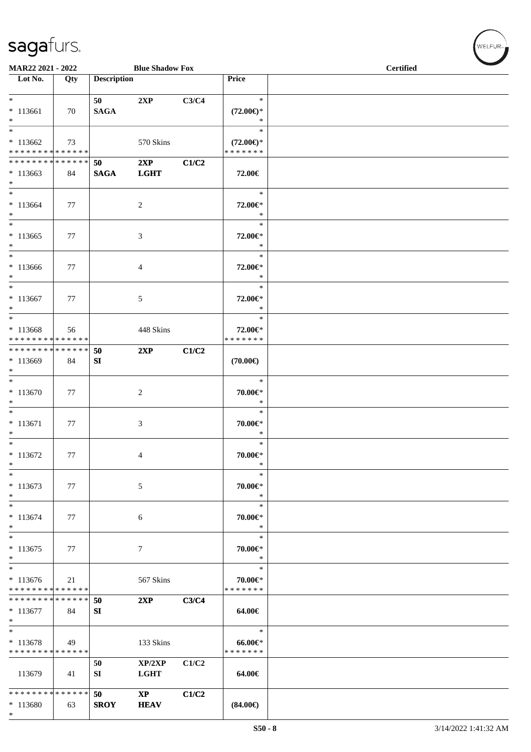MAR22 2021 - 2022 — Blue Shadow Fox — Certified

| Lot No. | Qty | Description | | | Price | |
|---|---|---|---|---|---|---|
| * | | 50 | 2XP | C3/C4 | * | |
| * 113661 | 70 | SAGA | | | (72.00€)* | |
| * | | | | | * | |
| * | | | | | * | |
| * 113662 | 73 | | 570 Skins | | (72.00€)* | |
| * * * * * * * * * * * * * * | | | | | * * * * * * * | |
| * * * * * * * * * * * * * * | | 50 | 2XP | C1/C2 | | |
| * 113663 | 84 | SAGA | LGHT | | 72.00€ | |
| * | | | | | | |
| * | | | | | * | |
| * 113664 | 77 | | 2 | | 72.00€* | |
| * | | | | | * | |
| * | | | | | * | |
| * 113665 | 77 | | 3 | | 72.00€* | |
| * | | | | | * | |
| * | | | | | * | |
| * 113666 | 77 | | 4 | | 72.00€* | |
| * | | | | | * | |
| * | | | | | * | |
| * 113667 | 77 | | 5 | | 72.00€* | |
| * | | | | | * | |
| * | | | | | * | |
| * 113668 | 56 | | 448 Skins | | 72.00€* | |
| * * * * * * * * * * * * * * | | | | | * * * * * * * | |
| * * * * * * * * * * * * * * | | 50 | 2XP | C1/C2 | | |
| * 113669 | 84 | SI | | | (70.00€) | |
| * | | | | | | |
| * | | | | | * | |
| * 113670 | 77 | | 2 | | 70.00€* | |
| * | | | | | * | |
| * | | | | | * | |
| * 113671 | 77 | | 3 | | 70.00€* | |
| * | | | | | * | |
| * | | | | | * | |
| * 113672 | 77 | | 4 | | 70.00€* | |
| * | | | | | * | |
| * | | | | | * | |
| * 113673 | 77 | | 5 | | 70.00€* | |
| * | | | | | * | |
| * | | | | | * | |
| * 113674 | 77 | | 6 | | 70.00€* | |
| * | | | | | * | |
| * | | | | | * | |
| * 113675 | 77 | | 7 | | 70.00€* | |
| * | | | | | * | |
| * | | | | | * | |
| * 113676 | 21 | | 567 Skins | | 70.00€* | |
| * * * * * * * * * * * * * * | | | | | * * * * * * * | |
| * * * * * * * * * * * * * * | | 50 | 2XP | C3/C4 | | |
| * 113677 | 84 | SI | | | 64.00€ | |
| * | | | | | | |
| * | | | | | * | |
| * 113678 | 49 | | 133 Skins | | 66.00€* | |
| * * * * * * * * * * * * * * | | | | | * * * * * * * | |
| | | 50 | XP/2XP | C1/C2 | | |
| 113679 | 41 | SI | LGHT | | 64.00€ | |
| * * * * * * * * * * * * * * | | 50 | XP | C1/C2 | | |
| * 113680 | 63 | SROY | HEAV | | (84.00€) | |
| * | | | | | | |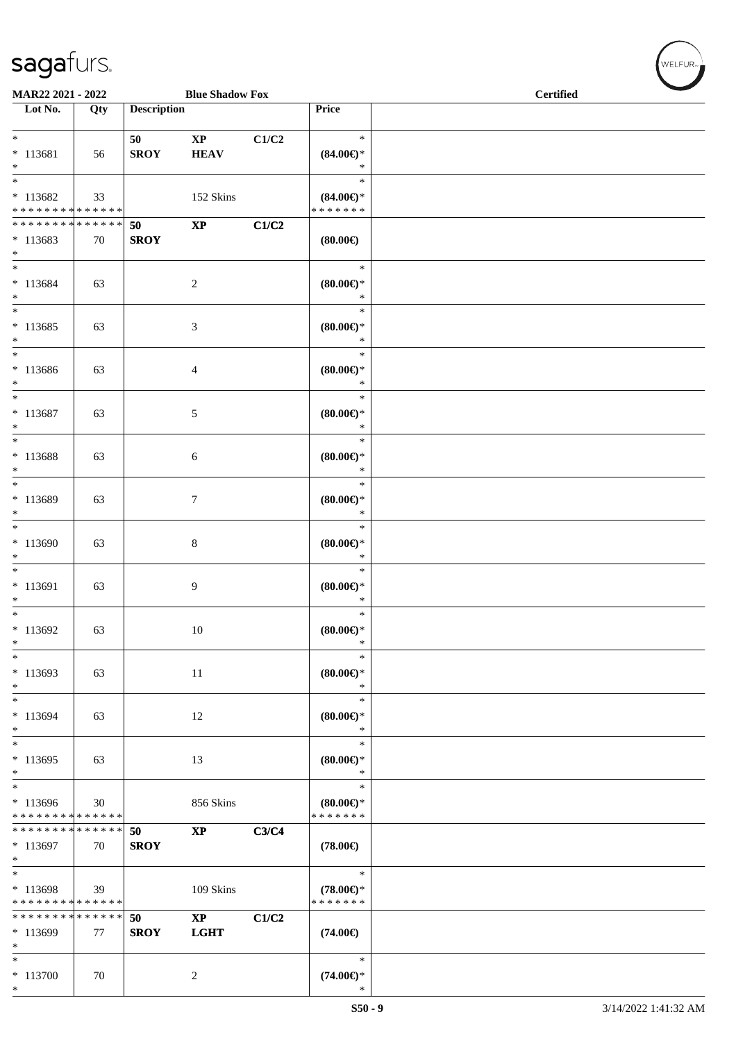MAR22 2021 - 2022 — Blue Shadow Fox — Certified

| Lot No. | Qty | Description | | | Price | |
|---|---|---|---|---|---|---|
| * <br> * 113681 <br> * | 56 | 50 <br> SROY | XP <br> HEAV | C1/C2 | * <br> (84.00€)* <br> * | |
| * <br> * 113682 <br> * * * * * * * * * * * * * * | 33 | | 152 Skins | | * <br> (84.00€)* <br> * * * * * * * | |
| * * * * * * * * * * * * * * <br> * 113683 <br> * | 70 | 50 <br> SROY | XP | C1/C2 | (80.00€) | |
| * <br> * 113684 <br> * | 63 | | 2 | | * <br> (80.00€)* <br> * | |
| * <br> * 113685 <br> * | 63 | | 3 | | * <br> (80.00€)* <br> * | |
| * <br> * 113686 <br> * | 63 | | 4 | | * <br> (80.00€)* <br> * | |
| * <br> * 113687 <br> * | 63 | | 5 | | * <br> (80.00€)* <br> * | |
| * <br> * 113688 <br> * | 63 | | 6 | | * <br> (80.00€)* <br> * | |
| * <br> * 113689 <br> * | 63 | | 7 | | * <br> (80.00€)* <br> * | |
| * <br> * 113690 <br> * | 63 | | 8 | | * <br> (80.00€)* <br> * | |
| * <br> * 113691 <br> * | 63 | | 9 | | * <br> (80.00€)* <br> * | |
| * <br> * 113692 <br> * | 63 | | 10 | | * <br> (80.00€)* <br> * | |
| * <br> * 113693 <br> * | 63 | | 11 | | * <br> (80.00€)* <br> * | |
| * <br> * 113694 <br> * | 63 | | 12 | | * <br> (80.00€)* <br> * | |
| * <br> * 113695 <br> * | 63 | | 13 | | * <br> (80.00€)* <br> * | |
| * <br> * 113696 <br> * * * * * * * * * * * * * * | 30 | | 856 Skins | | * <br> (80.00€)* <br> * * * * * * * | |
| * * * * * * * * * * * * * * <br> * 113697 <br> * | 70 | 50 <br> SROY | XP | C3/C4 | (78.00€) | |
| * <br> * 113698 <br> * * * * * * * * * * * * * * | 39 | | 109 Skins | | * <br> (78.00€)* <br> * * * * * * * | |
| * * * * * * * * * * * * * * <br> * 113699 <br> * | 77 | 50 <br> SROY | XP <br> LGHT | C1/C2 | (74.00€) | |
| * <br> * 113700 <br> * | 70 | | 2 | | * <br> (74.00€)* <br> * | |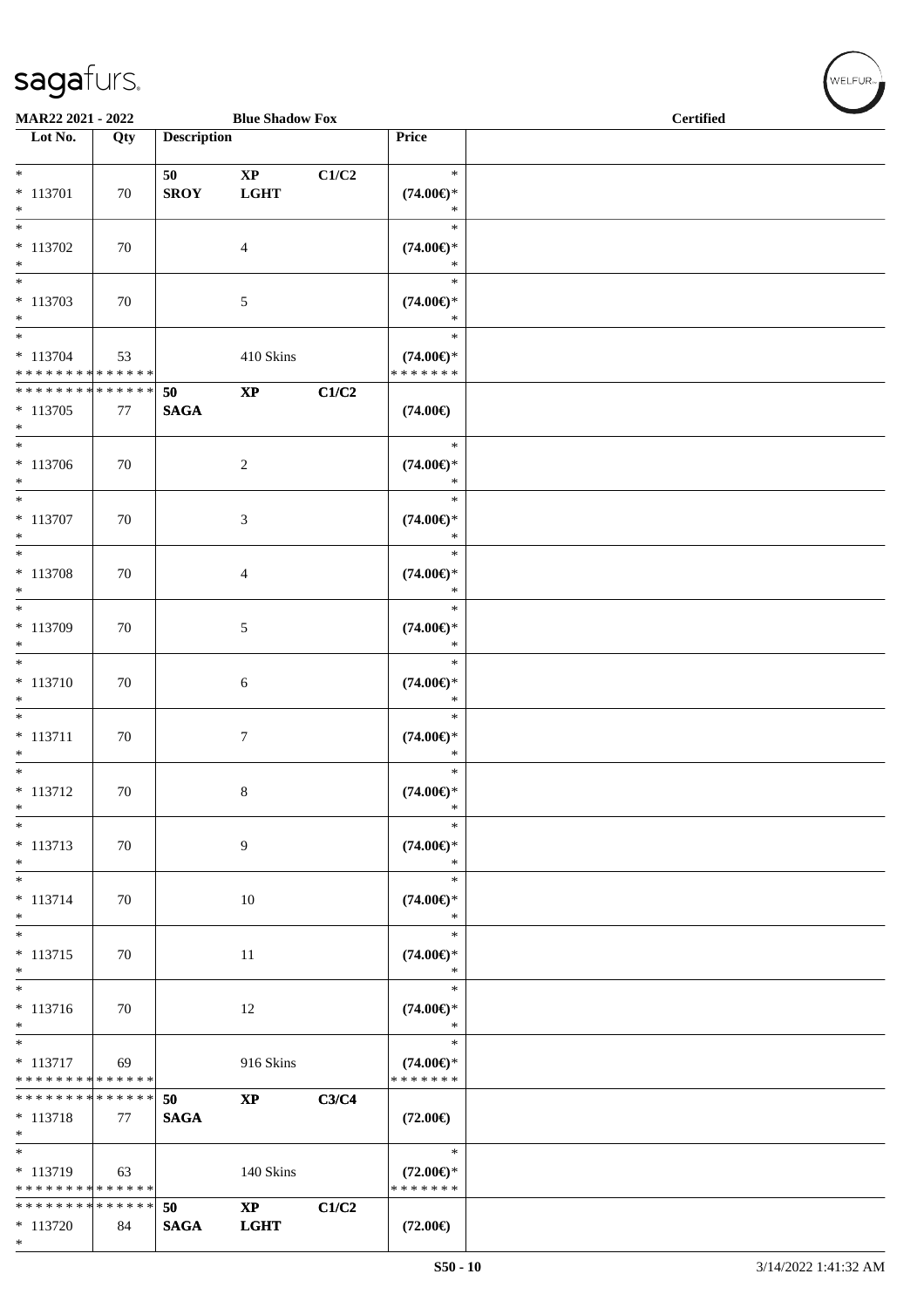MAR22 2021 - 2022 | Blue Shadow Fox | Certified

| Lot No. | Qty | Description | | | Price |
|---|---|---|---|---|---|
| * | | 50 | XP | C1/C2 | * |
| * 113701 | 70 | SROY | LGHT | | (74.00€)* |
| * | | | | | * |
| * | | | | | * |
| * 113702 | 70 | | 4 | | (74.00€)* |
| * | | | | | * |
| * | | | | | * |
| * 113703 | 70 | | 5 | | (74.00€)* |
| * | | | | | * |
| * | | | | | * |
| * 113704 | 53 | | 410 Skins | | (74.00€)* |
| * * * * * * * * * * * * * * | | | | | * * * * * * * |
| * * * * * * * * * * * * * * | | 50 | XP | C1/C2 | |
| * 113705 | 77 | SAGA | | | (74.00€) |
| * | | | | | |
| * | | | | | * |
| * 113706 | 70 | | 2 | | (74.00€)* |
| * | | | | | * |
| * | | | | | * |
| * 113707 | 70 | | 3 | | (74.00€)* |
| * | | | | | * |
| * | | | | | * |
| * 113708 | 70 | | 4 | | (74.00€)* |
| * | | | | | * |
| * | | | | | * |
| * 113709 | 70 | | 5 | | (74.00€)* |
| * | | | | | * |
| * | | | | | * |
| * 113710 | 70 | | 6 | | (74.00€)* |
| * | | | | | * |
| * | | | | | * |
| * 113711 | 70 | | 7 | | (74.00€)* |
| * | | | | | * |
| * | | | | | * |
| * 113712 | 70 | | 8 | | (74.00€)* |
| * | | | | | * |
| * | | | | | * |
| * 113713 | 70 | | 9 | | (74.00€)* |
| * | | | | | * |
| * | | | | | * |
| * 113714 | 70 | | 10 | | (74.00€)* |
| * | | | | | * |
| * | | | | | * |
| * 113715 | 70 | | 11 | | (74.00€)* |
| * | | | | | * |
| * | | | | | * |
| * 113716 | 70 | | 12 | | (74.00€)* |
| * | | | | | * |
| * | | | | | * |
| * 113717 | 69 | | 916 Skins | | (74.00€)* |
| * * * * * * * * * * * * * * | | | | | * * * * * * * |
| * * * * * * * * * * * * * * | | 50 | XP | C3/C4 | |
| * 113718 | 77 | SAGA | | | (72.00€) |
| * | | | | | |
| * | | | | | * |
| * 113719 | 63 | | 140 Skins | | (72.00€)* |
| * * * * * * * * * * * * * * | | | | | * * * * * * * |
| * * * * * * * * * * * * * * | | 50 | XP | C1/C2 | |
| * 113720 | 84 | SAGA | LGHT | | (72.00€) |
| * | | | | | |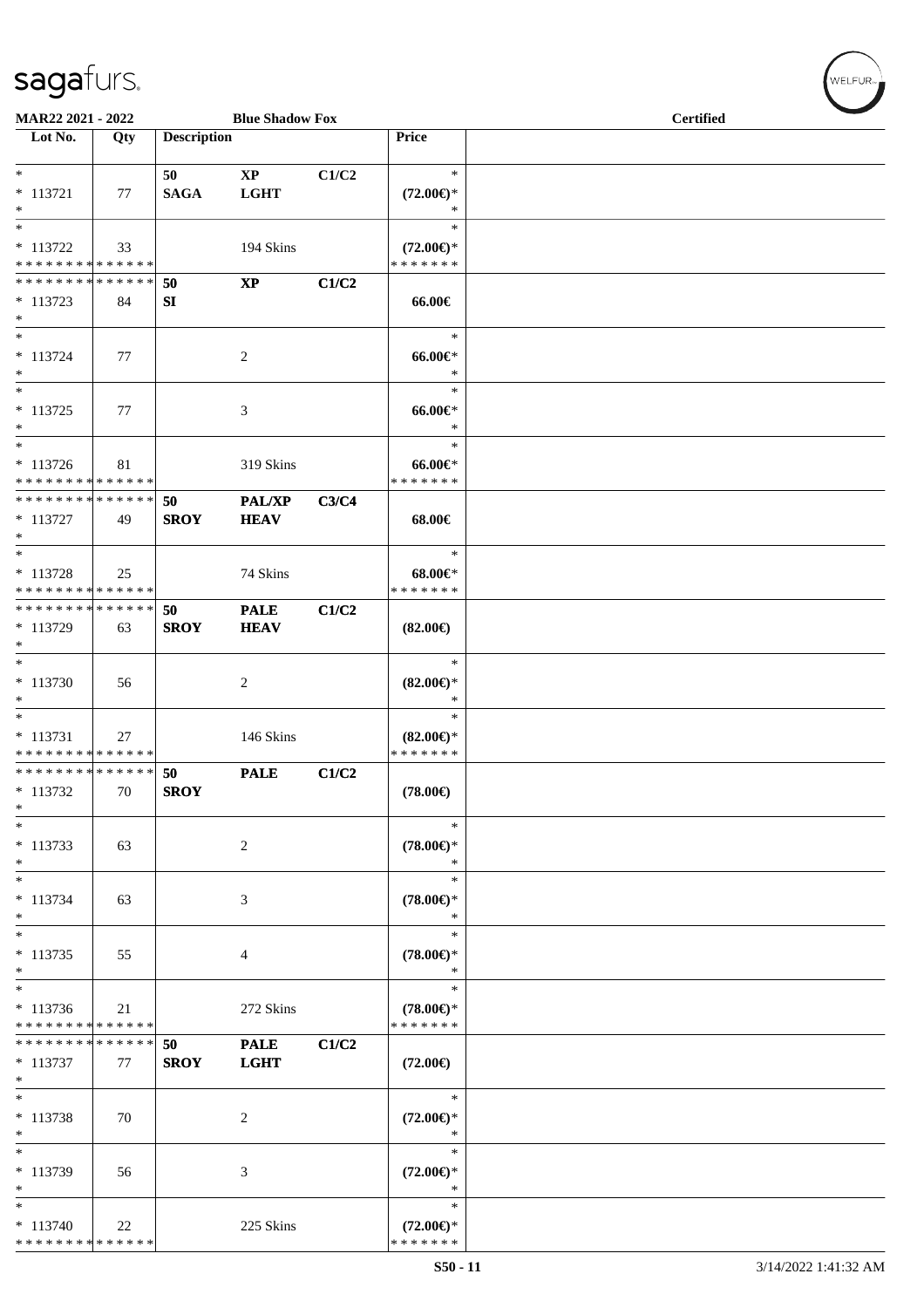MAR22 2021 - 2022 | Blue Shadow Fox | Certified

| Lot No. | Qty | Description | | | Price | |
|---|---|---|---|---|---|---|
| * | | 50 | XP | C1/C2 | * | |
| * 113721 | 77 | SAGA | LGHT | | (72.00€)* | |
| * | | | | | * | |
| * | | | | | * | |
| * 113722 | 33 | | 194 Skins | | (72.00€)* | |
| * * * * * * * * * * * * * * | | | | | * * * * * * * | |
| * * * * * * * * * * * * * * | | 50 | XP | C1/C2 | | |
| * 113723 | 84 | SI | | | 66.00€ | |
| * | | | | | | |
| * | | | | | * | |
| * 113724 | 77 | | 2 | | 66.00€* | |
| * | | | | | * | |
| * | | | | | * | |
| * 113725 | 77 | | 3 | | 66.00€* | |
| * | | | | | * | |
| * | | | | | * | |
| * 113726 | 81 | | 319 Skins | | 66.00€* | |
| * * * * * * * * * * * * * * | | | | | * * * * * * * | |
| * * * * * * * * * * * * * * | | 50 | PAL/XP | C3/C4 | | |
| * 113727 | 49 | SROY | HEAV | | 68.00€ | |
| * | | | | | | |
| * | | | | | * | |
| * 113728 | 25 | | 74 Skins | | 68.00€* | |
| * * * * * * * * * * * * * * | | | | | * * * * * * * | |
| * * * * * * * * * * * * * * | | 50 | PALE | C1/C2 | | |
| * 113729 | 63 | SROY | HEAV | | (82.00€) | |
| * | | | | | | |
| * | | | | | * | |
| * 113730 | 56 | | 2 | | (82.00€)* | |
| * | | | | | * | |
| * | | | | | * | |
| * 113731 | 27 | | 146 Skins | | (82.00€)* | |
| * * * * * * * * * * * * * * | | | | | * * * * * * * | |
| * * * * * * * * * * * * * * | | 50 | PALE | C1/C2 | | |
| * 113732 | 70 | SROY | | | (78.00€) | |
| * | | | | | | |
| * | | | | | * | |
| * 113733 | 63 | | 2 | | (78.00€)* | |
| * | | | | | * | |
| * | | | | | * | |
| * 113734 | 63 | | 3 | | (78.00€)* | |
| * | | | | | * | |
| * | | | | | * | |
| * 113735 | 55 | | 4 | | (78.00€)* | |
| * | | | | | * | |
| * | | | | | * | |
| * 113736 | 21 | | 272 Skins | | (78.00€)* | |
| * * * * * * * * * * * * * * | | | | | * * * * * * * | |
| * * * * * * * * * * * * * * | | 50 | PALE | C1/C2 | | |
| * 113737 | 77 | SROY | LGHT | | (72.00€) | |
| * | | | | | | |
| * | | | | | * | |
| * 113738 | 70 | | 2 | | (72.00€)* | |
| * | | | | | * | |
| * | | | | | * | |
| * 113739 | 56 | | 3 | | (72.00€)* | |
| * | | | | | * | |
| * | | | | | * | |
| * 113740 | 22 | | 225 Skins | | (72.00€)* | |
| * * * * * * * * * * * * * * | | | | | * * * * * * * | |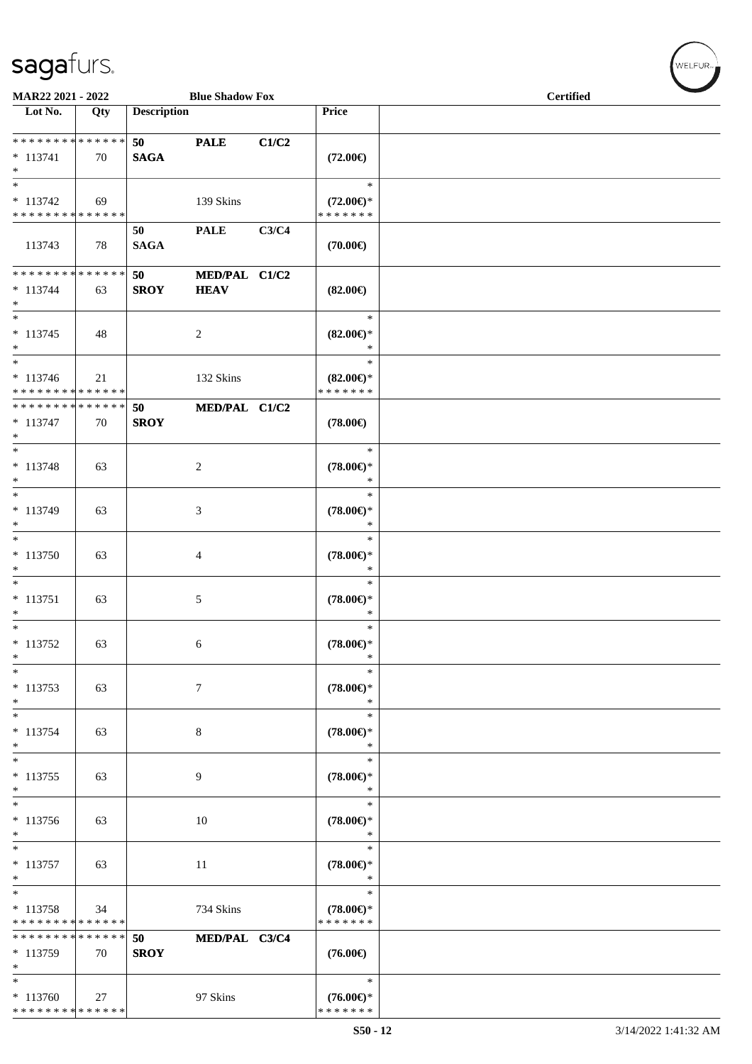MAR22 2021 - 2022 | Blue Shadow Fox | Certified

| Lot No. | Qty | Description | | | Price | |
|---|---|---|---|---|---|---|
| * * * * * * * * * * * * * * | | 50 | PALE | C1/C2 | | |
| * 113741 | 70 | SAGA | | | (72.00€) | |
| * | | | | | | |
| * | | | | | * | |
| * 113742 | 69 | | 139 Skins | | (72.00€)* | |
| * * * * * * * * * * * * * * | | | | | * * * * * * * | |
| | | 50 | PALE | C3/C4 | | |
| 113743 | 78 | SAGA | | | (70.00€) | |
| * * * * * * * * * * * * * * | | 50 | MED/PAL | C1/C2 | | |
| * 113744 | 63 | SROY | HEAV | | (82.00€) | |
| * | | | | | | |
| * | | | | | * | |
| * 113745 | 48 | | 2 | | (82.00€)* | |
| * | | | | | * | |
| * | | | | | * | |
| * 113746 | 21 | | 132 Skins | | (82.00€)* | |
| * * * * * * * * * * * * * * | | | | | * * * * * * * | |
| * * * * * * * * * * * * * * | | 50 | MED/PAL | C1/C2 | | |
| * 113747 | 70 | SROY | | | (78.00€) | |
| * | | | | | | |
| * | | | | | * | |
| * 113748 | 63 | | 2 | | (78.00€)* | |
| * | | | | | * | |
| * | | | | | * | |
| * 113749 | 63 | | 3 | | (78.00€)* | |
| * | | | | | * | |
| * | | | | | * | |
| * 113750 | 63 | | 4 | | (78.00€)* | |
| * | | | | | * | |
| * | | | | | * | |
| * 113751 | 63 | | 5 | | (78.00€)* | |
| * | | | | | * | |
| * | | | | | * | |
| * 113752 | 63 | | 6 | | (78.00€)* | |
| * | | | | | * | |
| * | | | | | * | |
| * 113753 | 63 | | 7 | | (78.00€)* | |
| * | | | | | * | |
| * | | | | | * | |
| * 113754 | 63 | | 8 | | (78.00€)* | |
| * | | | | | * | |
| * | | | | | * | |
| * 113755 | 63 | | 9 | | (78.00€)* | |
| * | | | | | * | |
| * | | | | | * | |
| * 113756 | 63 | | 10 | | (78.00€)* | |
| * | | | | | * | |
| * | | | | | * | |
| * 113757 | 63 | | 11 | | (78.00€)* | |
| * | | | | | * | |
| * | | | | | * | |
| * 113758 | 34 | | 734 Skins | | (78.00€)* | |
| * * * * * * * * * * * * * * | | | | | * * * * * * * | |
| * * * * * * * * * * * * * * | | 50 | MED/PAL | C3/C4 | | |
| * 113759 | 70 | SROY | | | (76.00€) | |
| * | | | | | | |
| * | | | | | * | |
| * 113760 | 27 | | 97 Skins | | (76.00€)* | |
| * * * * * * * * * * * * * * | | | | | * * * * * * * | |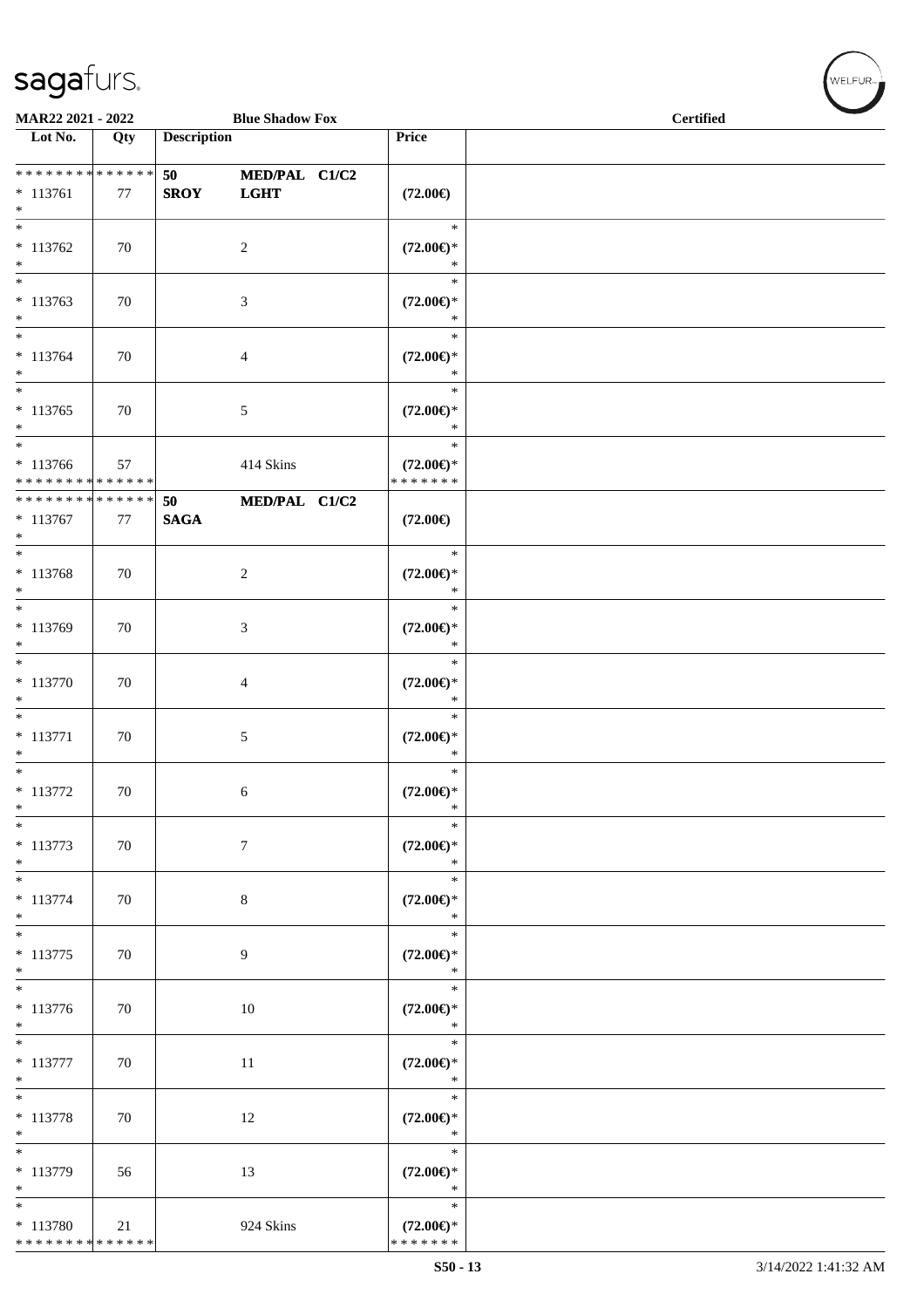**MAR22 2021 - 2022 — Blue Shadow Fox — Certified**

| Lot No. | Qty | Description | | Price | |
|---|---|---|---|---|---|
| * * * * * * * * * * * * * * | | 50 | MED/PAL C1/C2 | | |
| * 113761 | 77 | **SROY** | **LGHT** | **(72.00€)** | |
| * | | | | | |
| * | | | | * | |
| * 113762 | 70 | | 2 | **(72.00€)*** | |
| * | | | | * | |
| * | | | | * | |
| * 113763 | 70 | | 3 | **(72.00€)*** | |
| * | | | | * | |
| * | | | | * | |
| * 113764 | 70 | | 4 | **(72.00€)*** | |
| * | | | | * | |
| * | | | | * | |
| * 113765 | 70 | | 5 | **(72.00€)*** | |
| * | | | | * | |
| * | | | | * | |
| * 113766 | 57 | | 414 Skins | **(72.00€)*** | |
| * * * * * * * * * * * * * * | | | | * * * * * * * | |
| * * * * * * * * * * * * * * | | 50 | MED/PAL C1/C2 | | |
| * 113767 | 77 | **SAGA** | | **(72.00€)** | |
| * | | | | | |
| * | | | | * | |
| * 113768 | 70 | | 2 | **(72.00€)*** | |
| * | | | | * | |
| * | | | | * | |
| * 113769 | 70 | | 3 | **(72.00€)*** | |
| * | | | | * | |
| * | | | | * | |
| * 113770 | 70 | | 4 | **(72.00€)*** | |
| * | | | | * | |
| * | | | | * | |
| * 113771 | 70 | | 5 | **(72.00€)*** | |
| * | | | | * | |
| * | | | | * | |
| * 113772 | 70 | | 6 | **(72.00€)*** | |
| * | | | | * | |
| * | | | | * | |
| * 113773 | 70 | | 7 | **(72.00€)*** | |
| * | | | | * | |
| * | | | | * | |
| * 113774 | 70 | | 8 | **(72.00€)*** | |
| * | | | | * | |
| * | | | | * | |
| * 113775 | 70 | | 9 | **(72.00€)*** | |
| * | | | | * | |
| * | | | | * | |
| * 113776 | 70 | | 10 | **(72.00€)*** | |
| * | | | | * | |
| * | | | | * | |
| * 113777 | 70 | | 11 | **(72.00€)*** | |
| * | | | | * | |
| * | | | | * | |
| * 113778 | 70 | | 12 | **(72.00€)*** | |
| * | | | | * | |
| * | | | | * | |
| * 113779 | 56 | | 13 | **(72.00€)*** | |
| * | | | | * | |
| * | | | | * | |
| * 113780 | 21 | | 924 Skins | **(72.00€)*** | |
| * * * * * * * * * * * * * * | | | | * * * * * * * | |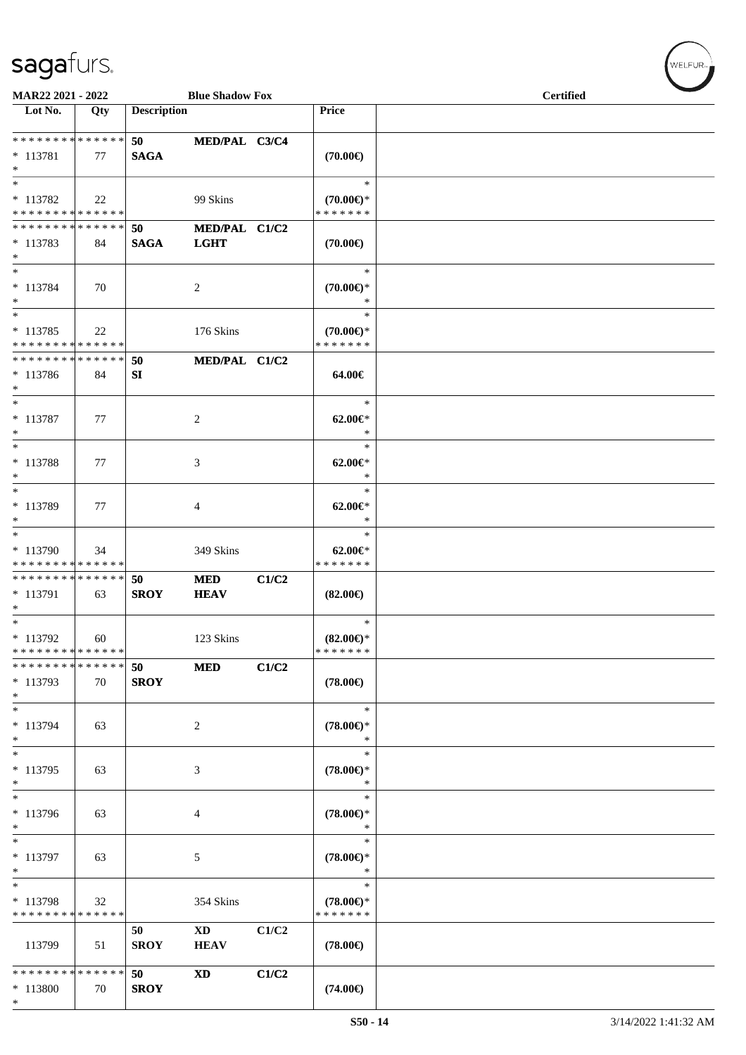MAR22 2021 - 2022 | Blue Shadow Fox | Certified

| Lot No. | Qty | Description | | | Price | |
|---|---|---|---|---|---|---|
| * * * * * * * * * * * * * * | | 50 | MED/PAL | C3/C4 | | |
| * 113781 | 77 | SAGA | | | (70.00€) | |
| * | | | | | | |
| * | | | | | * | |
| * 113782 | 22 | | 99 Skins | | (70.00€)* | |
| * * * * * * * * * * * * * * | | | | | * * * * * * * | |
| * * * * * * * * * * * * * * | | 50 | MED/PAL | C1/C2 | | |
| * 113783 | 84 | SAGA | LGHT | | (70.00€) | |
| * | | | | | | |
| * | | | | | * | |
| * 113784 | 70 | | 2 | | (70.00€)* | |
| * | | | | | * | |
| * | | | | | * | |
| * 113785 | 22 | | 176 Skins | | (70.00€)* | |
| * * * * * * * * * * * * * * | | | | | * * * * * * * | |
| * * * * * * * * * * * * * * | | 50 | MED/PAL | C1/C2 | | |
| * 113786 | 84 | SI | | | 64.00€ | |
| * | | | | | | |
| * | | | | | * | |
| * 113787 | 77 | | 2 | | 62.00€* | |
| * | | | | | * | |
| * | | | | | * | |
| * 113788 | 77 | | 3 | | 62.00€* | |
| * | | | | | * | |
| * | | | | | * | |
| * 113789 | 77 | | 4 | | 62.00€* | |
| * | | | | | * | |
| * | | | | | * | |
| * 113790 | 34 | | 349 Skins | | 62.00€* | |
| * * * * * * * * * * * * * * | | | | | * * * * * * * | |
| * * * * * * * * * * * * * * | | 50 | MED | C1/C2 | | |
| * 113791 | 63 | SROY | HEAV | | (82.00€) | |
| * | | | | | | |
| * | | | | | * | |
| * 113792 | 60 | | 123 Skins | | (82.00€)* | |
| * * * * * * * * * * * * * * | | | | | * * * * * * * | |
| * * * * * * * * * * * * * * | | 50 | MED | C1/C2 | | |
| * 113793 | 70 | SROY | | | (78.00€) | |
| * | | | | | | |
| * | | | | | * | |
| * 113794 | 63 | | 2 | | (78.00€)* | |
| * | | | | | * | |
| * | | | | | * | |
| * 113795 | 63 | | 3 | | (78.00€)* | |
| * | | | | | * | |
| * | | | | | * | |
| * 113796 | 63 | | 4 | | (78.00€)* | |
| * | | | | | * | |
| * | | | | | * | |
| * 113797 | 63 | | 5 | | (78.00€)* | |
| * | | | | | * | |
| * | | | | | * | |
| * 113798 | 32 | | 354 Skins | | (78.00€)* | |
| * * * * * * * * * * * * * * | | | | | * * * * * * * | |
| | | 50 | XD | C1/C2 | | |
| 113799 | 51 | SROY | HEAV | | (78.00€) | |
| * * * * * * * * * * * * * * | | 50 | XD | C1/C2 | | |
| * 113800 | 70 | SROY | | | (74.00€) | |
| * | | | | | | |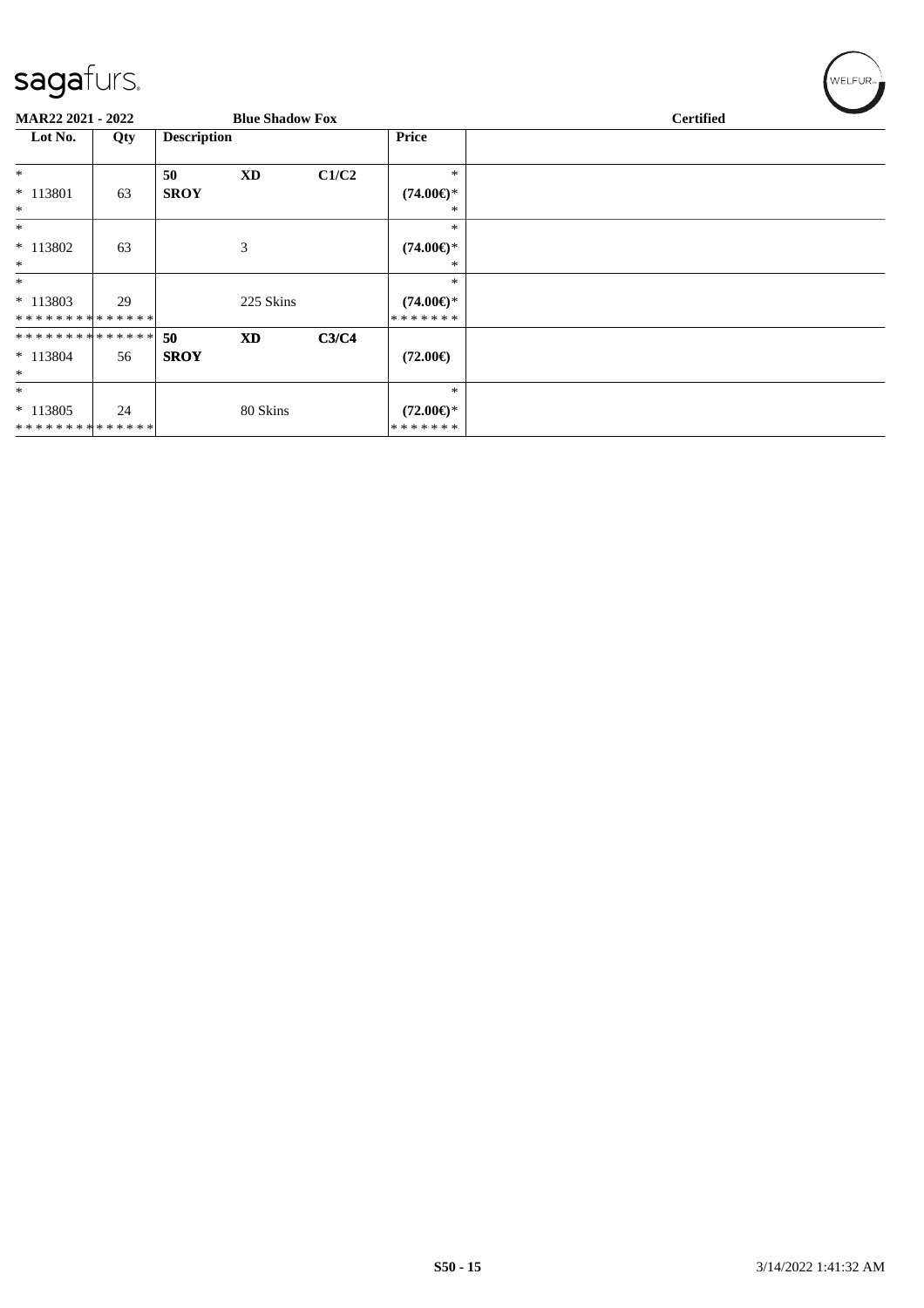**MAR22 2021 - 2022** **Blue Shadow Fox** **Certified**

| Lot No. | Qty | Description | | | Price | |
|---|---|---|---|---|---|---|
| *<br>* 113801<br>* | 63 | **50**<br>**SROY** | **XD** | **C1/C2** | *<br>**(74.00€)***<br>* | |
| *<br>* 113802<br>* | 63 | | 3 | | *<br>**(74.00€)***<br>* | |
| *<br>* 113803<br>* * * * * * * * * * * * * * | 29 | | 225 Skins | | *<br>**(74.00€)***<br>* * * * * * * | |
| * * * * * * * * * * * * * *<br>* 113804<br>* | 56 | **50**<br>**SROY** | **XD** | **C3/C4** | **(72.00€)** | |
| *<br>* 113805<br>* * * * * * * * * * * * * * | 24 | | 80 Skins | | *<br>**(72.00€)***<br>* * * * * * * | |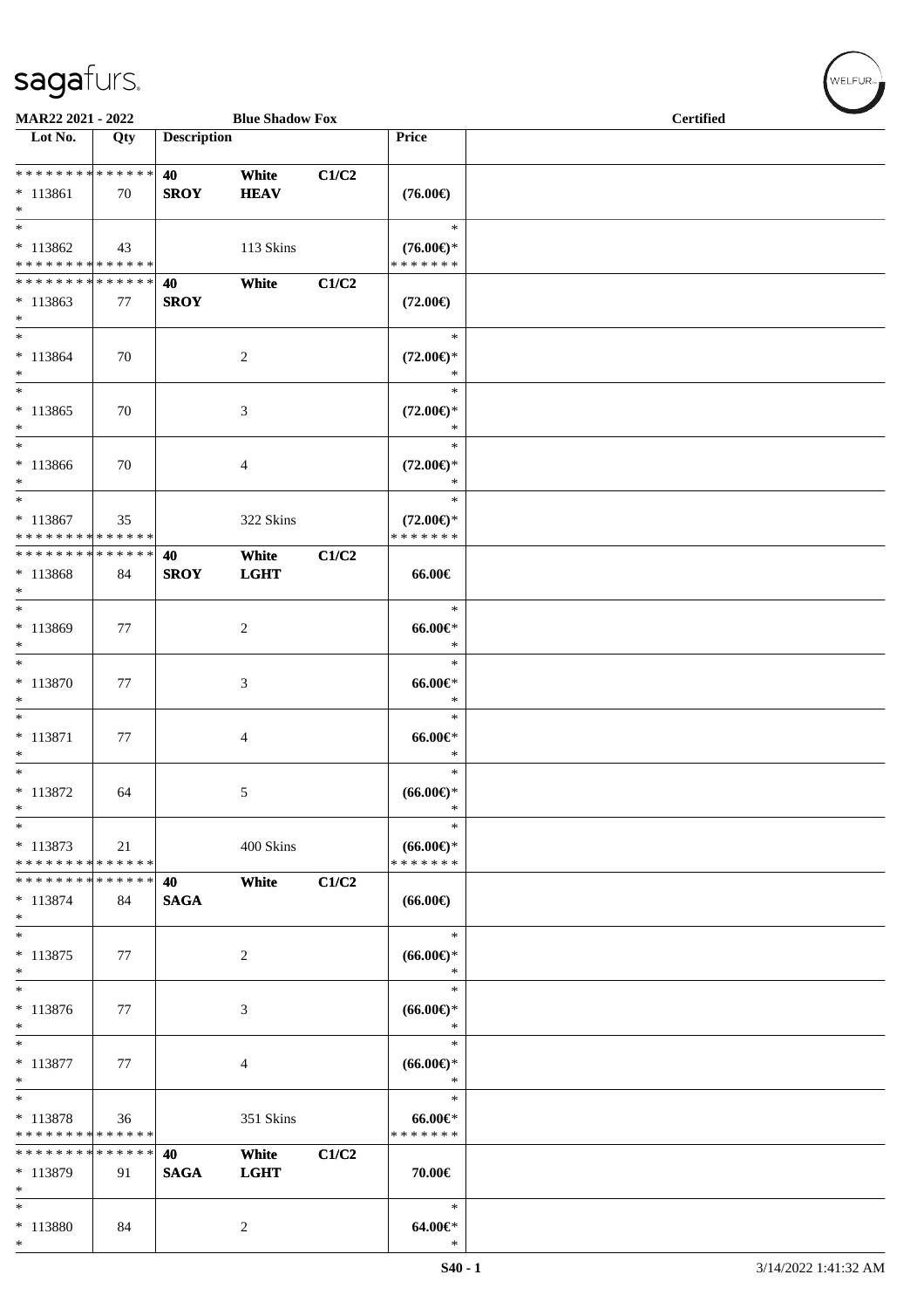MAR22 2021 - 2022 | Blue Shadow Fox | Certified

| Lot No. | Qty | Description | | | Price |
|---|---|---|---|---|---|
| * * * * * * * * * * * * * * | | 40 | White | C1/C2 | |
| * 113861 | 70 | SROY | HEAV | | (76.00€) |
| * | | | | | |
| * | | | | | * |
| * 113862 | 43 | | 113 Skins | | (76.00€)* |
| * * * * * * * * * * * * * * | | | | | * * * * * * * |
| * * * * * * * * * * * * * * | | 40 | White | C1/C2 | |
| * 113863 | 77 | SROY | | | (72.00€) |
| * | | | | | |
| * | | | | | * |
| * 113864 | 70 | | 2 | | (72.00€)* |
| * | | | | | * |
| * | | | | | * |
| * 113865 | 70 | | 3 | | (72.00€)* |
| * | | | | | * |
| * | | | | | * |
| * 113866 | 70 | | 4 | | (72.00€)* |
| * | | | | | * |
| * | | | | | * |
| * 113867 | 35 | | 322 Skins | | (72.00€)* |
| * * * * * * * * * * * * * * | | | | | * * * * * * * |
| * * * * * * * * * * * * * * | | 40 | White | C1/C2 | |
| * 113868 | 84 | SROY | LGHT | | 66.00€ |
| * | | | | | |
| * | | | | | * |
| * 113869 | 77 | | 2 | | 66.00€* |
| * | | | | | * |
| * | | | | | * |
| * 113870 | 77 | | 3 | | 66.00€* |
| * | | | | | * |
| * | | | | | * |
| * 113871 | 77 | | 4 | | 66.00€* |
| * | | | | | * |
| * | | | | | * |
| * 113872 | 64 | | 5 | | (66.00€)* |
| * | | | | | * |
| * | | | | | * |
| * 113873 | 21 | | 400 Skins | | (66.00€)* |
| * * * * * * * * * * * * * * | | | | | * * * * * * * |
| * * * * * * * * * * * * * * | | 40 | White | C1/C2 | |
| * 113874 | 84 | SAGA | | | (66.00€) |
| * | | | | | |
| * | | | | | * |
| * 113875 | 77 | | 2 | | (66.00€)* |
| * | | | | | * |
| * | | | | | * |
| * 113876 | 77 | | 3 | | (66.00€)* |
| * | | | | | * |
| * | | | | | * |
| * 113877 | 77 | | 4 | | (66.00€)* |
| * | | | | | * |
| * | | | | | * |
| * 113878 | 36 | | 351 Skins | | 66.00€* |
| * * * * * * * * * * * * * * | | | | | * * * * * * * |
| * * * * * * * * * * * * * * | | 40 | White | C1/C2 | |
| * 113879 | 91 | SAGA | LGHT | | 70.00€ |
| * | | | | | |
| * | | | | | * |
| * 113880 | 84 | | 2 | | 64.00€* |
| * | | | | | * |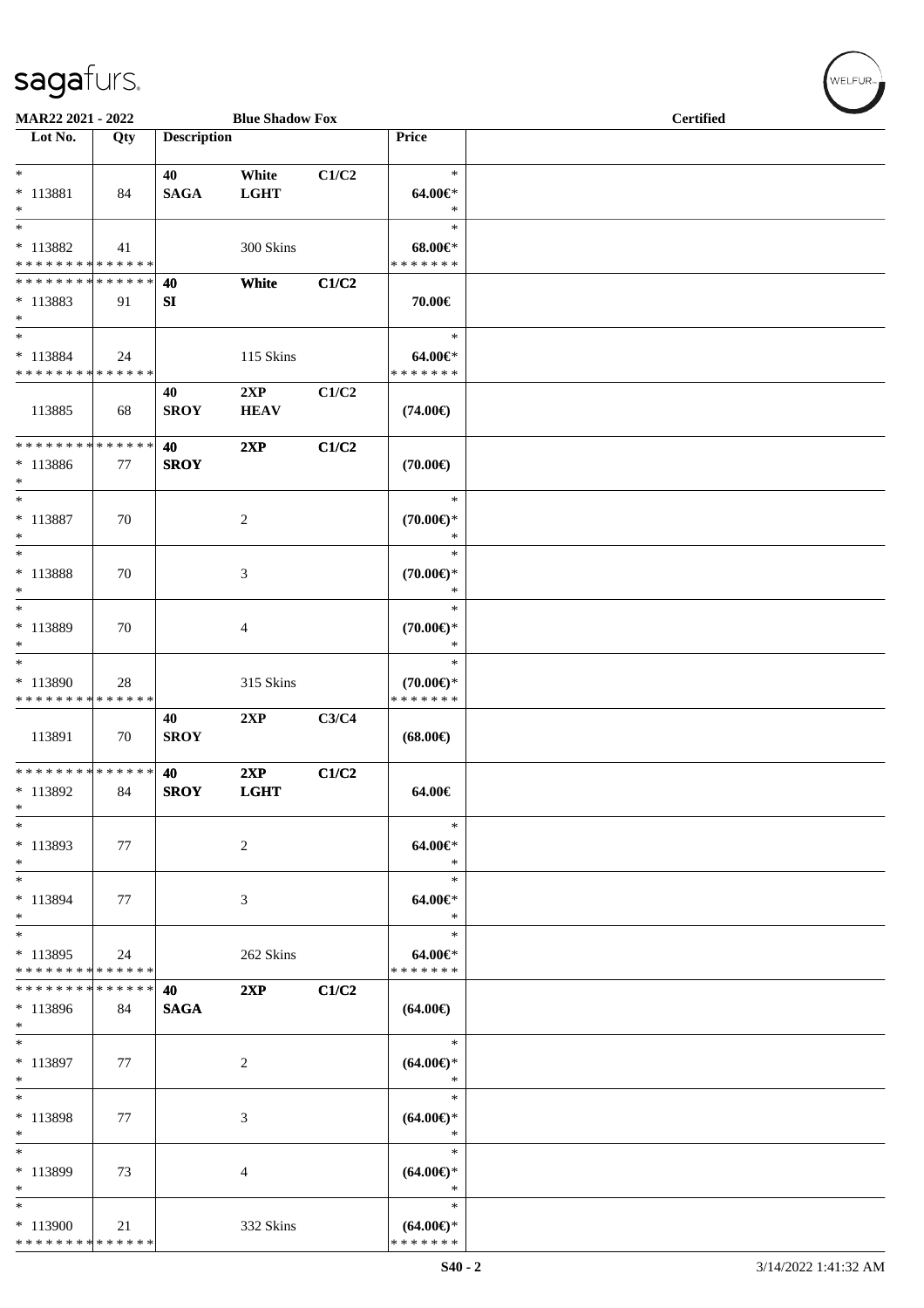MAR22 2021 - 2022 | Blue Shadow Fox | Certified

| Lot No. | Qty | Description | | | Price | |
|---|---|---|---|---|---|---|
| * | | 40 | White | C1/C2 | * | |
| * 113881 | 84 | SAGA | LGHT | | 64.00€* | |
| * | | | | | * | |
| * | | | | | * | |
| * 113882 | 41 | | 300 Skins | | 68.00€* | |
| * * * * * * * * * * * * * * | | | | | * * * * * * * | |
| * * * * * * * * * * * * * * | | 40 | White | C1/C2 | | |
| * 113883 | 91 | SI | | | 70.00€ | |
| * | | | | | | |
| * | | | | | * | |
| * 113884 | 24 | | 115 Skins | | 64.00€* | |
| * * * * * * * * * * * * * * | | | | | * * * * * * * | |
| | | 40 | 2XP | C1/C2 | | |
| 113885 | 68 | SROY | HEAV | | (74.00€) | |
| * * * * * * * * * * * * * * | | 40 | 2XP | C1/C2 | | |
| * 113886 | 77 | SROY | | | (70.00€) | |
| * | | | | | | |
| * | | | | | * | |
| * 113887 | 70 | | 2 | | (70.00€)* | |
| * | | | | | * | |
| * | | | | | * | |
| * 113888 | 70 | | 3 | | (70.00€)* | |
| * | | | | | * | |
| * | | | | | * | |
| * 113889 | 70 | | 4 | | (70.00€)* | |
| * | | | | | * | |
| * | | | | | * | |
| * 113890 | 28 | | 315 Skins | | (70.00€)* | |
| * * * * * * * * * * * * * * | | | | | * * * * * * * | |
| | | 40 | 2XP | C3/C4 | | |
| 113891 | 70 | SROY | | | (68.00€) | |
| * * * * * * * * * * * * * * | | 40 | 2XP | C1/C2 | | |
| * 113892 | 84 | SROY | LGHT | | 64.00€ | |
| * | | | | | | |
| * | | | | | * | |
| * 113893 | 77 | | 2 | | 64.00€* | |
| * | | | | | * | |
| * | | | | | * | |
| * 113894 | 77 | | 3 | | 64.00€* | |
| * | | | | | * | |
| * | | | | | * | |
| * 113895 | 24 | | 262 Skins | | 64.00€* | |
| * * * * * * * * * * * * * * | | | | | * * * * * * * | |
| * * * * * * * * * * * * * * | | 40 | 2XP | C1/C2 | | |
| * 113896 | 84 | SAGA | | | (64.00€) | |
| * | | | | | | |
| * | | | | | * | |
| * 113897 | 77 | | 2 | | (64.00€)* | |
| * | | | | | * | |
| * | | | | | * | |
| * 113898 | 77 | | 3 | | (64.00€)* | |
| * | | | | | * | |
| * | | | | | * | |
| * 113899 | 73 | | 4 | | (64.00€)* | |
| * | | | | | * | |
| * | | | | | * | |
| * 113900 | 21 | | 332 Skins | | (64.00€)* | |
| * * * * * * * * * * * * * * | | | | | * * * * * * * | |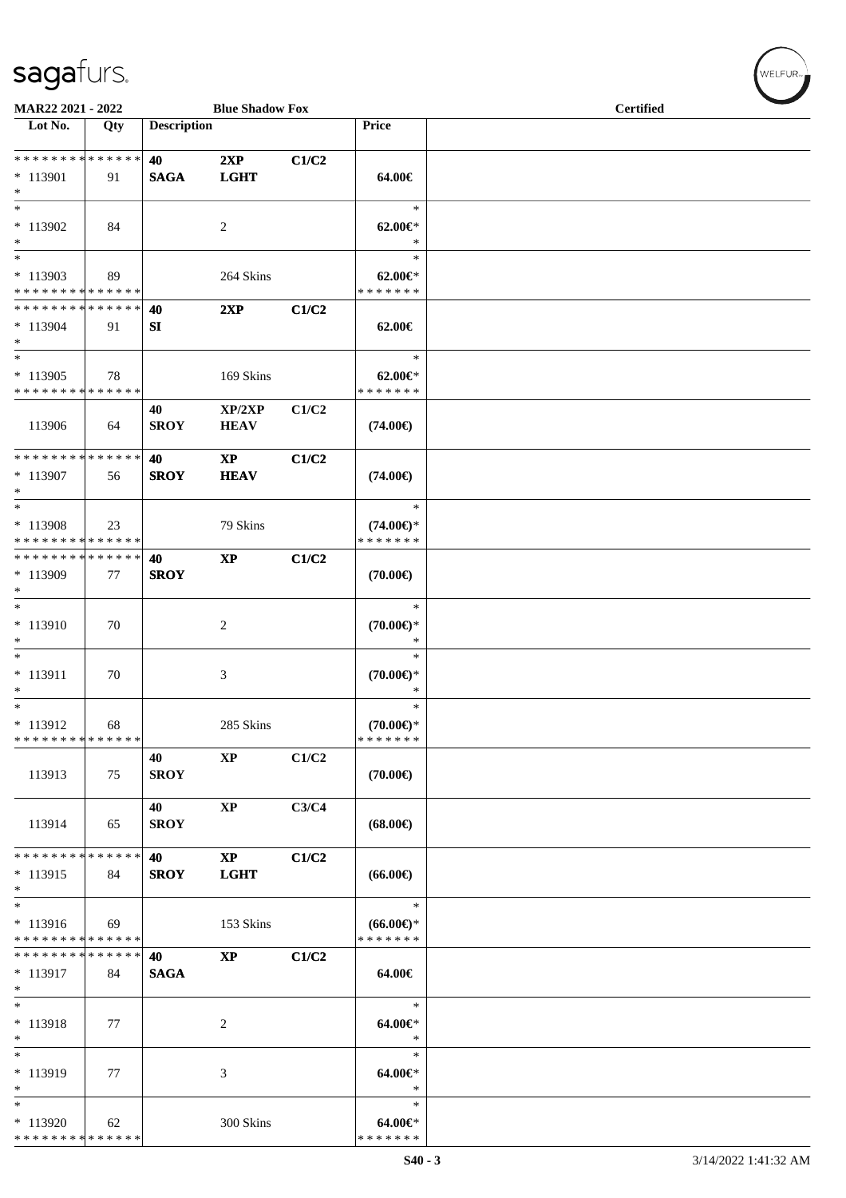| Lot No. | Qty | Description | | | Price | |
|---|---|---|---|---|---|---|
| * * * * * * * * * * * * * * | | **40** | **2XP** | **C1/C2** | | |
| * 113901 | 91 | **SAGA** | **LGHT** | | **64.00€** | |
| * | | | | | | |
| * | | | | | * | |
| * 113902 | 84 | | 2 | | **62.00€*** | |
| * | | | | | * | |
| * | | | | | * | |
| * 113903 | 89 | | 264 Skins | | **62.00€*** | |
| * * * * * * * * * * * * * * | | | | | * * * * * * * | |
| * * * * * * * * * * * * * * | | **40** | **2XP** | **C1/C2** | | |
| * 113904 | 91 | **SI** | | | **62.00€** | |
| * | | | | | | |
| * | | | | | * | |
| * 113905 | 78 | | 169 Skins | | **62.00€*** | |
| * * * * * * * * * * * * * * | | | | | * * * * * * * | |
| | | **40** | **XP/2XP** | **C1/C2** | | |
| 113906 | 64 | **SROY** | **HEAV** | | **(74.00€)** | |
| * * * * * * * * * * * * * * | | **40** | **XP** | **C1/C2** | | |
| * 113907 | 56 | **SROY** | **HEAV** | | **(74.00€)** | |
| * | | | | | | |
| * | | | | | * | |
| * 113908 | 23 | | 79 Skins | | **(74.00€)*** | |
| * * * * * * * * * * * * * * | | | | | * * * * * * * | |
| * * * * * * * * * * * * * * | | **40** | **XP** | **C1/C2** | | |
| * 113909 | 77 | **SROY** | | | **(70.00€)** | |
| * | | | | | | |
| * | | | | | * | |
| * 113910 | 70 | | 2 | | **(70.00€)*** | |
| * | | | | | * | |
| * | | | | | * | |
| * 113911 | 70 | | 3 | | **(70.00€)*** | |
| * | | | | | * | |
| * | | | | | * | |
| * 113912 | 68 | | 285 Skins | | **(70.00€)*** | |
| * * * * * * * * * * * * * * | | | | | * * * * * * * | |
| | | **40** | **XP** | **C1/C2** | | |
| 113913 | 75 | **SROY** | | | **(70.00€)** | |
| | | **40** | **XP** | **C3/C4** | | |
| 113914 | 65 | **SROY** | | | **(68.00€)** | |
| * * * * * * * * * * * * * * | | **40** | **XP** | **C1/C2** | | |
| * 113915 | 84 | **SROY** | **LGHT** | | **(66.00€)** | |
| * | | | | | | |
| * | | | | | * | |
| * 113916 | 69 | | 153 Skins | | **(66.00€)*** | |
| * * * * * * * * * * * * * * | | | | | * * * * * * * | |
| * * * * * * * * * * * * * * | | **40** | **XP** | **C1/C2** | | |
| * 113917 | 84 | **SAGA** | | | **64.00€** | |
| * | | | | | | |
| * | | | | | * | |
| * 113918 | 77 | | 2 | | **64.00€*** | |
| * | | | | | * | |
| * | | | | | * | |
| * 113919 | 77 | | 3 | | **64.00€*** | |
| * | | | | | * | |
| * | | | | | * | |
| * 113920 | 62 | | 300 Skins | | **64.00€*** | |
| * * * * * * * * * * * * * * | | | | | * * * * * * * | |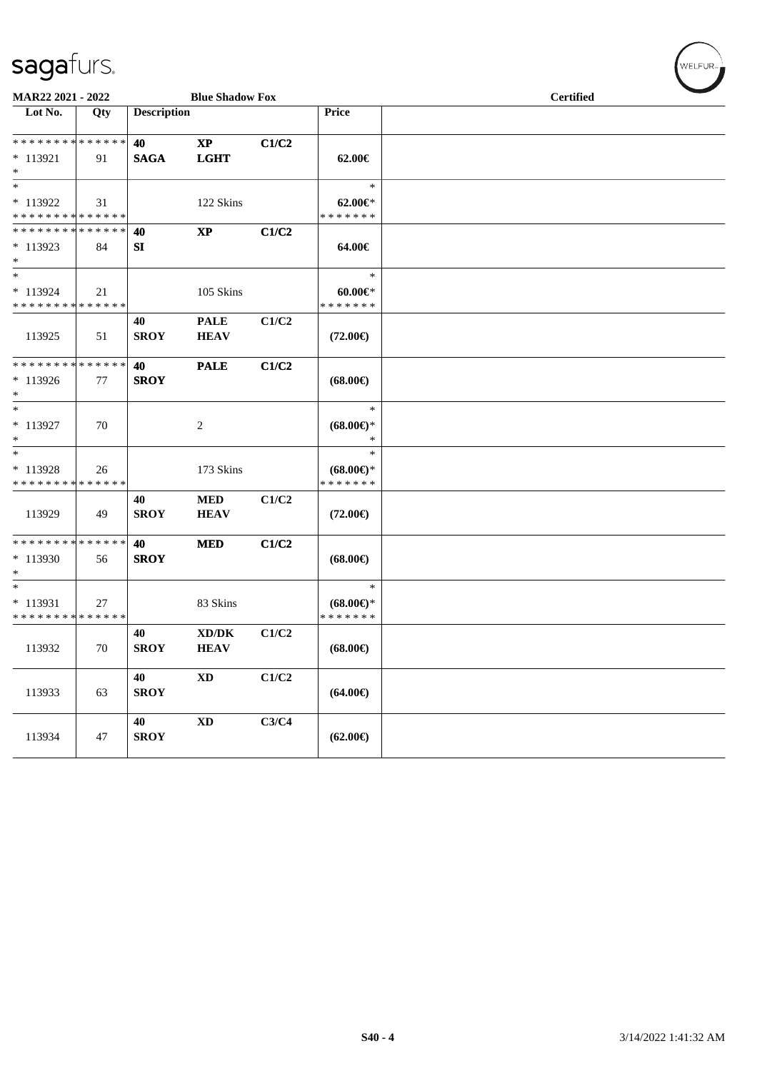**MAR22 2021 - 2022** | **Blue Shadow Fox** | **Certified**

| Lot No. | Qty | Description | | | Price | |
|---|---|---|---|---|---|---|
| * * * * * * * * * * * * * * | | **40** | **XP** | **C1/C2** | | |
| * 113921 | 91 | **SAGA** | **LGHT** | | **62.00€** | |
| * | | | | | | |
| * | | | | | * | |
| * 113922 | 31 | | 122 Skins | | **62.00€*** | |
| * * * * * * * * * * * * * * | | | | | * * * * * * * | |
| * * * * * * * * * * * * * * | | **40** | **XP** | **C1/C2** | | |
| * 113923 | 84 | **SI** | | | **64.00€** | |
| * | | | | | | |
| * | | | | | * | |
| * 113924 | 21 | | 105 Skins | | **60.00€*** | |
| * * * * * * * * * * * * * * | | | | | * * * * * * * | |
| | | **40** | **PALE** | **C1/C2** | | |
| 113925 | 51 | **SROY** | **HEAV** | | **(72.00€)** | |
| * * * * * * * * * * * * * * | | **40** | **PALE** | **C1/C2** | | |
| * 113926 | 77 | **SROY** | | | **(68.00€)** | |
| * | | | | | | |
| * | | | | | * | |
| * 113927 | 70 | | 2 | | **(68.00€)*** | |
| * | | | | | * | |
| * | | | | | * | |
| * 113928 | 26 | | 173 Skins | | **(68.00€)*** | |
| * * * * * * * * * * * * * * | | | | | * * * * * * * | |
| | | **40** | **MED** | **C1/C2** | | |
| 113929 | 49 | **SROY** | **HEAV** | | **(72.00€)** | |
| * * * * * * * * * * * * * * | | **40** | **MED** | **C1/C2** | | |
| * 113930 | 56 | **SROY** | | | **(68.00€)** | |
| * | | | | | | |
| * | | | | | * | |
| * 113931 | 27 | | 83 Skins | | **(68.00€)*** | |
| * * * * * * * * * * * * * * | | | | | * * * * * * * | |
| | | **40** | **XD/DK** | **C1/C2** | | |
| 113932 | 70 | **SROY** | **HEAV** | | **(68.00€)** | |
| | | **40** | **XD** | **C1/C2** | | |
| 113933 | 63 | **SROY** | | | **(64.00€)** | |
| | | **40** | **XD** | **C3/C4** | | |
| 113934 | 47 | **SROY** | | | **(62.00€)** | |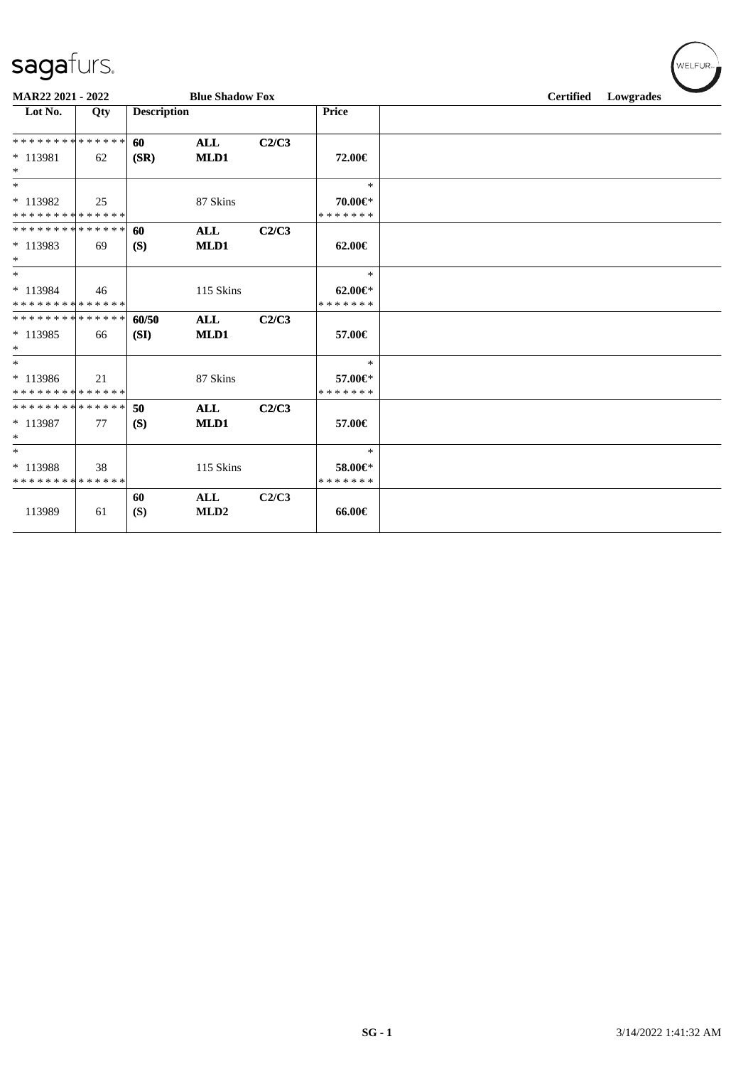MAR22 2021 - 2022 | Blue Shadow Fox | Certified | Lowgrades

| Lot No. | Qty | Description | | | Price | |
|---|---|---|---|---|---|---|
| * * * * * * * * * * * * * * | | 60 | ALL | C2/C3 | | |
| * 113981 | 62 | (SR) | MLD1 | | 72.00€ | |
| * | | | | | | |
| * | | | | | * | |
| * 113982 | 25 | | 87 Skins | | 70.00€* | |
| * * * * * * * * * * * * * * | | | | | * * * * * * * | |
| * * * * * * * * * * * * * * | | 60 | ALL | C2/C3 | | |
| * 113983 | 69 | (S) | MLD1 | | 62.00€ | |
| * | | | | | | |
| * | | | | | * | |
| * 113984 | 46 | | 115 Skins | | 62.00€* | |
| * * * * * * * * * * * * * * | | | | | * * * * * * * | |
| * * * * * * * * * * * * * * | | 60/50 | ALL | C2/C3 | | |
| * 113985 | 66 | (SI) | MLD1 | | 57.00€ | |
| * | | | | | | |
| * | | | | | * | |
| * 113986 | 21 | | 87 Skins | | 57.00€* | |
| * * * * * * * * * * * * * * | | | | | * * * * * * * | |
| * * * * * * * * * * * * * * | | 50 | ALL | C2/C3 | | |
| * 113987 | 77 | (S) | MLD1 | | 57.00€ | |
| * | | | | | | |
| * | | | | | * | |
| * 113988 | 38 | | 115 Skins | | 58.00€* | |
| * * * * * * * * * * * * * * | | | | | * * * * * * * | |
| | | 60 | ALL | C2/C3 | | |
| 113989 | 61 | (S) | MLD2 | | 66.00€ | |